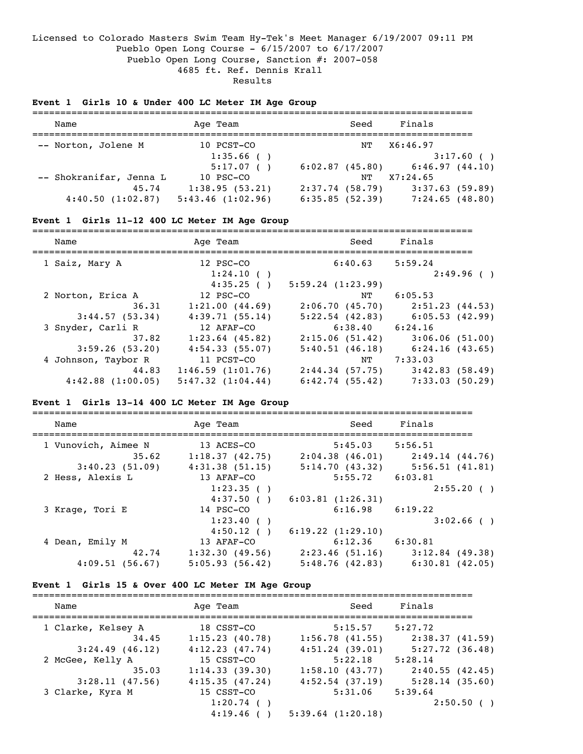Licensed to Colorado Masters Swim Team Hy-Tek's Meet Manager 6/19/2007 09:11 PM

Pueblo Open Long Course - 6/15/2007 to 6/17/2007

Pueblo Open Long Course, Sanction #: 2007-058

4685 ft. Ref. Dennis Krall

Results

### Event 1 Girls 10 & Under 400 LC Meter IM Age Group

```
===============================================================================
    Name                    Age Team                    Seed     Finals
===============================================================================
 -- Norton, Jolene M         10 PCST-CO                    NT  X6:46.97
                             1:35.66 ( )                            3:17.60 ( )
                             5:17.07 ( )    6:02.87 (45.80)    6:46.97 (44.10)
 -- Shokranifar, Jenna L     10 PSC-CO                     NT  X7:24.65
                 45.74    1:38.95 (53.21)   2:37.74 (58.79)    3:37.63 (59.89)
      4:40.50 (1:02.87)   5:43.46 (1:02.96) 6:35.85 (52.39)    7:24.65 (48.80)
```

### Event 1 Girls 11-12 400 LC Meter IM Age Group

```
===============================================================================
    Name                    Age Team                    Seed     Finals
===============================================================================
  1 Saiz, Mary A             12 PSC-CO                6:40.63    5:59.24
                             1:24.10 ( )                            2:49.96 ( )
                             4:35.25 ( )  5:59.24 (1:23.99)
  2 Norton, Erica A          12 PSC-CO                     NT    6:05.53
                 36.31    1:21.00 (44.69)   2:06.70 (45.70)    2:51.23 (44.53)
        3:44.57 (53.34)   4:39.71 (55.14)   5:22.54 (42.83)    6:05.53 (42.99)
  3 Snyder, Carli R          12 AFAF-CO               6:38.40    6:24.16
                 37.82    1:23.64 (45.82)   2:15.06 (51.42)    3:06.06 (51.00)
        3:59.26 (53.20)   4:54.33 (55.07)   5:40.51 (46.18)    6:24.16 (43.65)
  4 Johnson, Taybor R        11 PCST-CO                    NT    7:33.03
                 44.83  1:46.59 (1:01.76)   2:44.34 (57.75)    3:42.83 (58.49)
      4:42.88 (1:00.05) 5:47.32 (1:04.44)   6:42.74 (55.42)    7:33.03 (50.29)
```

### Event 1 Girls 13-14 400 LC Meter IM Age Group

```
===============================================================================
    Name                    Age Team                    Seed     Finals
===============================================================================
  1 Vunovich, Aimee N        13 ACES-CO               5:45.03    5:56.51
                 35.62    1:18.37 (42.75)   2:04.38 (46.01)    2:49.14 (44.76)
        3:40.23 (51.09)   4:31.38 (51.15)   5:14.70 (43.32)    5:56.51 (41.81)
  2 Hess, Alexis L           13 AFAF-CO               5:55.72    6:03.81
                             1:23.35 ( )                            2:55.20 ( )
                             4:37.50 ( )  6:03.81 (1:26.31)
  3 Krage, Tori E            14 PSC-CO                6:16.98    6:19.22
                             1:23.40 ( )                            3:02.66 ( )
                             4:50.12 ( )  6:19.22 (1:29.10)
  4 Dean, Emily M            13 AFAF-CO               6:12.36    6:30.81
                 42.74    1:32.30 (49.56)   2:23.46 (51.16)    3:12.84 (49.38)
        4:09.51 (56.67)   5:05.93 (56.42)   5:48.76 (42.83)    6:30.81 (42.05)
```

### Event 1 Girls 15 & Over 400 LC Meter IM Age Group

```
===============================================================================
    Name                    Age Team                    Seed     Finals
===============================================================================
  1 Clarke, Kelsey A         18 CSST-CO               5:15.57    5:27.72
                 34.45    1:15.23 (40.78)   1:56.78 (41.55)    2:38.37 (41.59)
        3:24.49 (46.12)   4:12.23 (47.74)   4:51.24 (39.01)    5:27.72 (36.48)
  2 McGee, Kelly A           15 CSST-CO               5:22.18    5:28.14
                 35.03    1:14.33 (39.30)   1:58.10 (43.77)    2:40.55 (42.45)
        3:28.11 (47.56)   4:15.35 (47.24)   4:52.54 (37.19)    5:28.14 (35.60)
  3 Clarke, Kyra M           15 CSST-CO               5:31.06    5:39.64
                             1:20.74 ( )                            2:50.50 ( )
                             4:19.46 ( )  5:39.64 (1:20.18)
```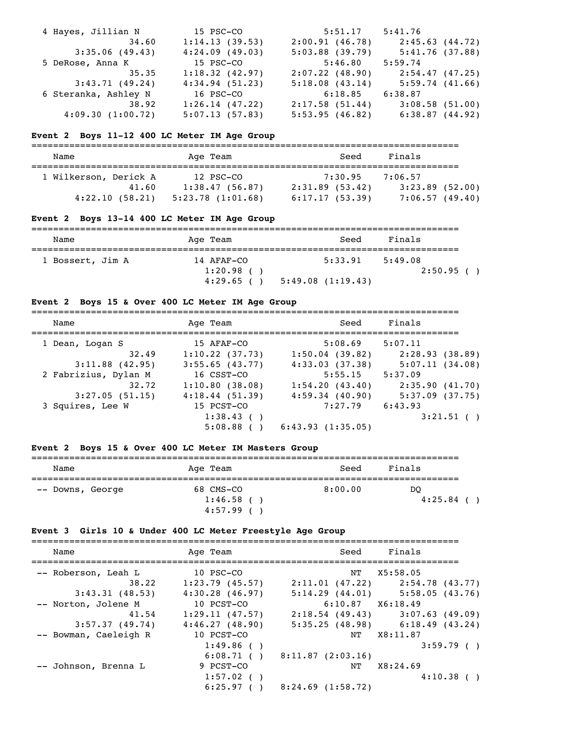```
  4 Hayes, Jillian N           15 PSC-CO              5:51.17    5:41.76
                 34.60      1:14.13 (39.53)    2:00.91 (46.78)     2:45.63 (44.72)
       3:35.06 (49.43)    4:24.09 (49.03)    5:03.88 (39.79)     5:41.76 (37.88)
  5 DeRose, Anna K             15 PSC-CO              5:46.80    5:59.74
                 35.35      1:18.32 (42.97)    2:07.22 (48.90)     2:54.47 (47.25)
       3:43.71 (49.24)    4:34.94 (51.23)    5:18.08 (43.14)     5:59.74 (41.66)
  6 Steranka, Ashley N         16 PSC-CO              6:18.85    6:38.87
                 38.92      1:26.14 (47.22)    2:17.58 (51.44)     3:08.58 (51.00)
     4:09.30 (1:00.72)    5:07.13 (57.83)    5:53.95 (46.82)     6:38.87 (44.92)
```

**Event 2  Boys 11-12 400 LC Meter IM Age Group**

```
===============================================================================
    Name                    Age Team                    Seed     Finals
===============================================================================
  1 Wilkerson, Derick A      12 PSC-CO              7:30.95    7:06.57
                 41.60      1:38.47 (56.87)    2:31.89 (53.42)     3:23.89 (52.00)
       4:22.10 (58.21)  5:23.78 (1:01.68)    6:17.17 (53.39)     7:06.57 (49.40)
```

**Event 2  Boys 13-14 400 LC Meter IM Age Group**

```
===============================================================================
    Name                    Age Team                    Seed     Finals
===============================================================================
  1 Bossert, Jim A           14 AFAF-CO             5:33.91    5:49.08
                            1:20.98 ( )                             2:50.95 ( )
                            4:29.65 ( )    5:49.08 (1:19.43)
```

**Event 2  Boys 15 & Over 400 LC Meter IM Age Group**

```
===============================================================================
    Name                    Age Team                    Seed     Finals
===============================================================================
  1 Dean, Logan S            15 AFAF-CO             5:08.69    5:07.11
                 32.49      1:10.22 (37.73)    1:50.04 (39.82)     2:28.93 (38.89)
       3:11.88 (42.95)    3:55.65 (43.77)    4:33.03 (37.38)     5:07.11 (34.08)
  2 Fabrizius, Dylan M       16 CSST-CO             5:55.15    5:37.09
                 32.72      1:10.80 (38.08)    1:54.20 (43.40)     2:35.90 (41.70)
       3:27.05 (51.15)    4:18.44 (51.39)    4:59.34 (40.90)     5:37.09 (37.75)
  3 Squires, Lee W           15 PCST-CO             7:27.79    6:43.93
                            1:38.43 ( )                             3:21.51 ( )
                            5:08.88 ( )    6:43.93 (1:35.05)
```

**Event 2  Boys 15 & Over 400 LC Meter IM Masters Group**

```
===============================================================================
    Name                    Age Team                    Seed     Finals
===============================================================================
 -- Downs, George            68 CMS-CO              8:00.00       DQ
                            1:46.58 ( )                             4:25.84 ( )
                            4:57.99 ( )
```

**Event 3  Girls 10 & Under 400 LC Meter Freestyle Age Group**

```
===============================================================================
    Name                    Age Team                    Seed     Finals
===============================================================================
 -- Roberson, Leah L         10 PSC-CO                   NT   X5:58.05
                 38.22      1:23.79 (45.57)    2:11.01 (47.22)     2:54.78 (43.77)
       3:43.31 (48.53)    4:30.28 (46.97)    5:14.29 (44.01)     5:58.05 (43.76)
 -- Norton, Jolene M         10 PCST-CO             6:10.87   X6:18.49
                 41.54      1:29.11 (47.57)    2:18.54 (49.43)     3:07.63 (49.09)
       3:57.37 (49.74)    4:46.27 (48.90)    5:35.25 (48.98)     6:18.49 (43.24)
 -- Bowman, Caeleigh R       10 PCST-CO                  NT   X8:11.87
                            1:49.86 ( )                             3:59.79 ( )
                            6:08.71 ( )    8:11.87 (2:03.16)
 -- Johnson, Brenna L         9 PCST-CO                  NT   X8:24.69
                            1:57.02 ( )                             4:10.38 ( )
                            6:25.97 ( )    8:24.69 (1:58.72)
```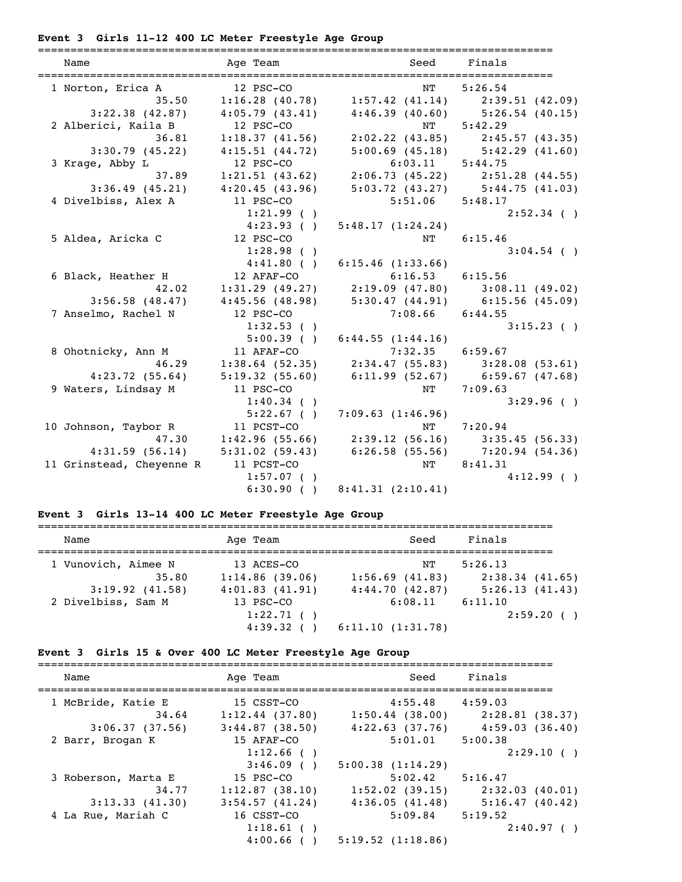**Event 3 Girls 11-12 400 LC Meter Freestyle Age Group**

```
===============================================================================
    Name                    Age Team                    Seed     Finals
===============================================================================
  1 Norton, Erica A          12 PSC-CO                    NT     5:26.54
                 35.50     1:16.28 (40.78)     1:57.42 (41.14)     2:39.51 (42.09)
       3:22.38 (42.87)     4:05.79 (43.41)     4:46.39 (40.60)     5:26.54 (40.15)
  2 Alberici, Kaila B        12 PSC-CO                    NT     5:42.29
                 36.81     1:18.37 (41.56)     2:02.22 (43.85)     2:45.57 (43.35)
       3:30.79 (45.22)     4:15.51 (44.72)     5:00.69 (45.18)     5:42.29 (41.60)
  3 Krage, Abby L            12 PSC-CO               6:03.11     5:44.75
                 37.89     1:21.51 (43.62)     2:06.73 (45.22)     2:51.28 (44.55)
       3:36.49 (45.21)     4:20.45 (43.96)     5:03.72 (43.27)     5:44.75 (41.03)
  4 Divelbiss, Alex A        11 PSC-CO               5:51.06     5:48.17
                           1:21.99 ( )                             2:52.34 ( )
                           4:23.93 ( )     5:48.17 (1:24.24)
  5 Aldea, Aricka C          12 PSC-CO                    NT     6:15.46
                           1:28.98 ( )                             3:04.54 ( )
                           4:41.80 ( )     6:15.46 (1:33.66)
  6 Black, Heather H         12 AFAF-CO              6:16.53     6:15.56
                 42.02     1:31.29 (49.27)     2:19.09 (47.80)     3:08.11 (49.02)
       3:56.58 (48.47)     4:45.56 (48.98)     5:30.47 (44.91)     6:15.56 (45.09)
  7 Anselmo, Rachel N        12 PSC-CO               7:08.66     6:44.55
                           1:32.53 ( )                             3:15.23 ( )
                           5:00.39 ( )     6:44.55 (1:44.16)
  8 Ohotnicky, Ann M         11 AFAF-CO              7:32.35     6:59.67
                 46.29     1:38.64 (52.35)     2:34.47 (55.83)     3:28.08 (53.61)
       4:23.72 (55.64)     5:19.32 (55.60)     6:11.99 (52.67)     6:59.67 (47.68)
  9 Waters, Lindsay M        11 PSC-CO                    NT     7:09.63
                           1:40.34 ( )                             3:29.96 ( )
                           5:22.67 ( )     7:09.63 (1:46.96)
 10 Johnson, Taybor R        11 PCST-CO                   NT     7:20.94
                 47.30     1:42.96 (55.66)     2:39.12 (56.16)     3:35.45 (56.33)
       4:31.59 (56.14)     5:31.02 (59.43)     6:26.58 (55.56)     7:20.94 (54.36)
 11 Grinstead, Cheyenne R    11 PCST-CO                   NT     8:41.31
                           1:57.07 ( )                             4:12.99 ( )
                           6:30.90 ( )     8:41.31 (2:10.41)
```

**Event 3 Girls 13-14 400 LC Meter Freestyle Age Group**

```
===============================================================================
    Name                    Age Team                    Seed     Finals
===============================================================================
  1 Vunovich, Aimee N        13 ACES-CO                   NT     5:26.13
                 35.80     1:14.86 (39.06)     1:56.69 (41.83)     2:38.34 (41.65)
       3:19.92 (41.58)     4:01.83 (41.91)     4:44.70 (42.87)     5:26.13 (41.43)
  2 Divelbiss, Sam M         13 PSC-CO               6:08.11     6:11.10
                           1:22.71 ( )                             2:59.20 ( )
                           4:39.32 ( )     6:11.10 (1:31.78)
```

**Event 3 Girls 15 & Over 400 LC Meter Freestyle Age Group**

```
===============================================================================
    Name                    Age Team                    Seed     Finals
===============================================================================
  1 McBride, Katie E         15 CSST-CO              4:55.48     4:59.03
                 34.64     1:12.44 (37.80)     1:50.44 (38.00)     2:28.81 (38.37)
       3:06.37 (37.56)     3:44.87 (38.50)     4:22.63 (37.76)     4:59.03 (36.40)
  2 Barr, Brogan K           15 AFAF-CO              5:01.01     5:00.38
                           1:12.66 ( )                             2:29.10 ( )
                           3:46.09 ( )     5:00.38 (1:14.29)
  3 Roberson, Marta E        15 PSC-CO               5:02.42     5:16.47
                 34.77     1:12.87 (38.10)     1:52.02 (39.15)     2:32.03 (40.01)
       3:13.33 (41.30)     3:54.57 (41.24)     4:36.05 (41.48)     5:16.47 (40.42)
  4 La Rue, Mariah C         16 CSST-CO              5:09.84     5:19.52
                           1:18.61 ( )                             2:40.97 ( )
                           4:00.66 ( )     5:19.52 (1:18.86)
```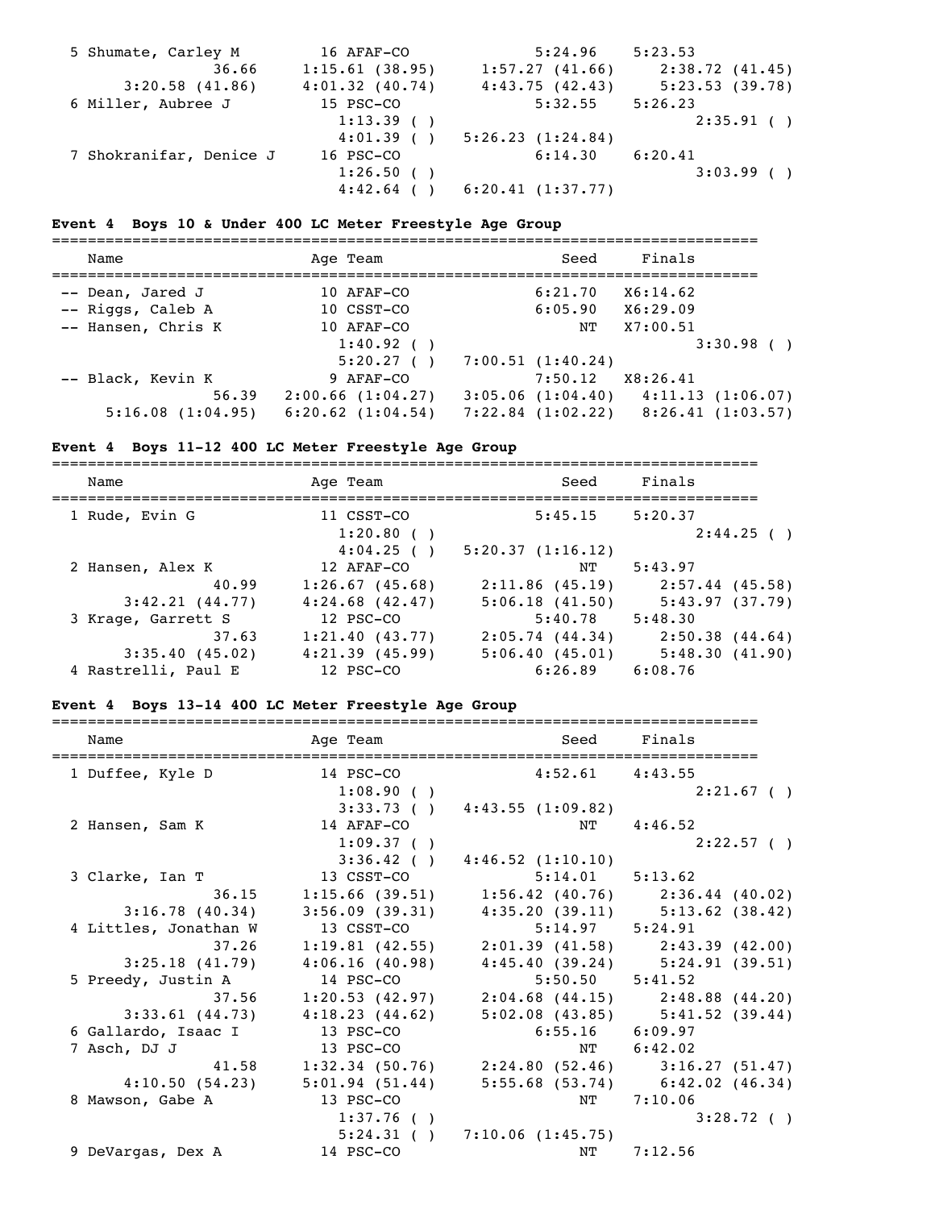```
  5 Shumate, Carley M         16 AFAF-CO            5:24.96    5:23.53  
              36.66      1:15.61 (38.95)    1:57.27 (41.66)    2:38.72 (41.45)
      3:20.58 (41.86)    4:01.32 (40.74)    4:43.75 (42.43)    5:23.53 (39.78)
  6 Miller, Aubree J          15 PSC-CO             5:32.55    5:26.23  
                         1:13.39 ( )                           2:35.91 ( )
                         4:01.39 ( )    5:26.23 (1:24.84)
  7 Shokranifar, Denice J     16 PSC-CO             6:14.30    6:20.41  
                         1:26.50 ( )                           3:03.99 ( )
                         4:42.64 ( )    6:20.41 (1:37.77)
```

### Event 4  Boys 10 & Under 400 LC Meter Freestyle Age Group

```
===============================================================================
    Name                    Age Team                    Seed     Finals  
===============================================================================
 -- Dean, Jared J           10 AFAF-CO               6:21.70   X6:14.62  
 -- Riggs, Caleb A          10 CSST-CO               6:05.90   X6:29.09  
 -- Hansen, Chris K         10 AFAF-CO                    NT   X7:00.51  
                         1:40.92 ( )                           3:30.98 ( )
                         5:20.27 ( )    7:00.51 (1:40.24)
 -- Black, Kevin K           9 AFAF-CO               7:50.12   X8:26.41  
              56.39    2:00.66 (1:04.27)  3:05.06 (1:04.40)  4:11.13 (1:06.07)
    5:16.08 (1:04.95)  6:20.62 (1:04.54)  7:22.84 (1:02.22)  8:26.41 (1:03.57)
```

### Event 4  Boys 11-12 400 LC Meter Freestyle Age Group

```
===============================================================================
    Name                    Age Team                    Seed     Finals  
===============================================================================
  1 Rude, Evin G            11 CSST-CO               5:45.15    5:20.37  
                         1:20.80 ( )                           2:44.25 ( )
                         4:04.25 ( )    5:20.37 (1:16.12)
  2 Hansen, Alex K          12 AFAF-CO                    NT    5:43.97  
              40.99      1:26.67 (45.68)    2:11.86 (45.19)    2:57.44 (45.58)
      3:42.21 (44.77)    4:24.68 (42.47)    5:06.18 (41.50)    5:43.97 (37.79)
  3 Krage, Garrett S        12 PSC-CO                5:40.78    5:48.30  
              37.63      1:21.40 (43.77)    2:05.74 (44.34)    2:50.38 (44.64)
      3:35.40 (45.02)    4:21.39 (45.99)    5:06.40 (45.01)    5:48.30 (41.90)
  4 Rastrelli, Paul E       12 PSC-CO                6:26.89    6:08.76  
```

### Event 4  Boys 13-14 400 LC Meter Freestyle Age Group

```
===============================================================================
    Name                    Age Team                    Seed     Finals  
===============================================================================
  1 Duffee, Kyle D          14 PSC-CO                4:52.61    4:43.55  
                         1:08.90 ( )                           2:21.67 ( )
                         3:33.73 ( )    4:43.55 (1:09.82)
  2 Hansen, Sam K           14 AFAF-CO                    NT    4:46.52  
                         1:09.37 ( )                           2:22.57 ( )
                         3:36.42 ( )    4:46.52 (1:10.10)
  3 Clarke, Ian T           13 CSST-CO               5:14.01    5:13.62  
              36.15      1:15.66 (39.51)    1:56.42 (40.76)    2:36.44 (40.02)
      3:16.78 (40.34)    3:56.09 (39.31)    4:35.20 (39.11)    5:13.62 (38.42)
  4 Littles, Jonathan W     13 CSST-CO               5:14.97    5:24.91  
              37.26      1:19.81 (42.55)    2:01.39 (41.58)    2:43.39 (42.00)
      3:25.18 (41.79)    4:06.16 (40.98)    4:45.40 (39.24)    5:24.91 (39.51)
  5 Preedy, Justin A        14 PSC-CO                5:50.50    5:41.52  
              37.56      1:20.53 (42.97)    2:04.68 (44.15)    2:48.88 (44.20)
      3:33.61 (44.73)    4:18.23 (44.62)    5:02.08 (43.85)    5:41.52 (39.44)
  6 Gallardo, Isaac I       13 PSC-CO                6:55.16    6:09.97  
  7 Asch, DJ J              13 PSC-CO                     NT    6:42.02  
              41.58      1:32.34 (50.76)    2:24.80 (52.46)    3:16.27 (51.47)
      4:10.50 (54.23)    5:01.94 (51.44)    5:55.68 (53.74)    6:42.02 (46.34)
  8 Mawson, Gabe A          13 PSC-CO                     NT    7:10.06  
                         1:37.76 ( )                           3:28.72 ( )
                         5:24.31 ( )    7:10.06 (1:45.75)
  9 DeVargas, Dex A         14 PSC-CO                     NT    7:12.56  
```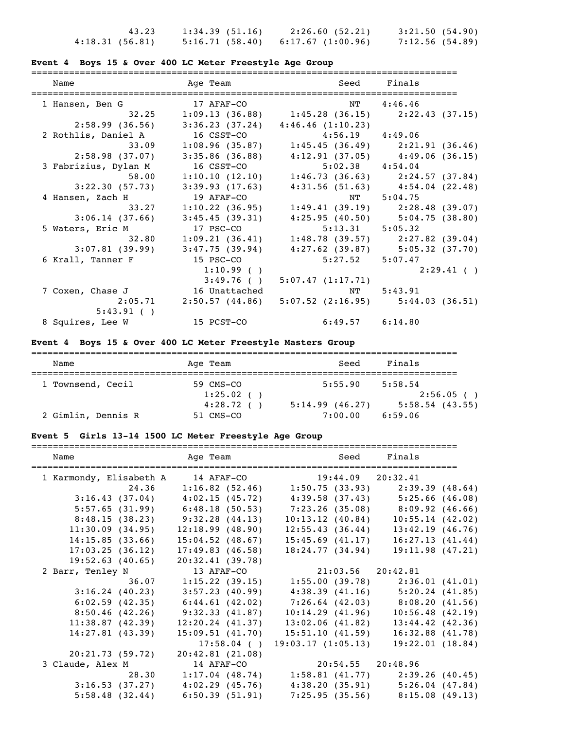```
                43.23     1:34.39 (51.16)    2:26.60 (52.21)     3:21.50 (54.90)
         4:18.31 (56.81)  5:16.71 (58.40)    6:17.67 (1:00.96)   7:12.56 (54.89)
```

### Event 4 Boys 15 & Over 400 LC Meter Freestyle Age Group

```
===============================================================================
    Name                    Age Team                    Seed     Finals
===============================================================================
  1 Hansen, Ben G            17 AFAF-CO                   NT    4:46.46
                32.25     1:09.13 (36.88)    1:45.28 (36.15)     2:22.43 (37.15)
         2:58.99 (36.56)  3:36.23 (37.24)    4:46.46 (1:10.23)
  2 Rothlis, Daniel A        16 CSST-CO                4:56.19  4:49.06
                33.09     1:08.96 (35.87)    1:45.45 (36.49)     2:21.91 (36.46)
         2:58.98 (37.07)  3:35.86 (36.88)    4:12.91 (37.05)     4:49.06 (36.15)
  3 Fabrizius, Dylan M       16 CSST-CO                5:02.38  4:54.04
                58.00     1:10.10 (12.10)    1:46.73 (36.63)     2:24.57 (37.84)
         3:22.30 (57.73)  3:39.93 (17.63)    4:31.56 (51.63)     4:54.04 (22.48)
  4 Hansen, Zach H           19 AFAF-CO                   NT    5:04.75
                33.27     1:10.22 (36.95)    1:49.41 (39.19)     2:28.48 (39.07)
         3:06.14 (37.66)  3:45.45 (39.31)    4:25.95 (40.50)     5:04.75 (38.80)
  5 Waters, Eric M           17 PSC-CO                 5:13.31  5:05.32
                32.80     1:09.21 (36.41)    1:48.78 (39.57)     2:27.82 (39.04)
         3:07.81 (39.99)  3:47.75 (39.94)    4:27.62 (39.87)     5:05.32 (37.70)
  6 Krall, Tanner F          15 PSC-CO                 5:27.52  5:07.47
                          1:10.99 ( )                            2:29.41 ( )
                          3:49.76 ( )        5:07.47 (1:17.71)
  7 Coxen, Chase J           16 Unattached                NT    5:43.91
              2:05.71     2:50.57 (44.86)    5:07.52 (2:16.95)   5:44.03 (36.51)
         5:43.91 ( )
  8 Squires, Lee W           15 PCST-CO                6:49.57  6:14.80
```

### Event 4 Boys 15 & Over 400 LC Meter Freestyle Masters Group

```
===============================================================================
    Name                    Age Team                    Seed     Finals
===============================================================================
  1 Townsend, Cecil          59 CMS-CO                 5:55.90  5:58.54
                          1:25.02 ( )                            2:56.05 ( )
                          4:28.72 ( )        5:14.99 (46.27)     5:58.54 (43.55)
  2 Gimlin, Dennis R         51 CMS-CO                 7:00.00  6:59.06
```

### Event 5 Girls 13-14 1500 LC Meter Freestyle Age Group

```
===============================================================================
    Name                    Age Team                    Seed     Finals
===============================================================================
  1 Karmondy, Elisabeth A    14 AFAF-CO               19:44.09  20:32.41
                24.36     1:16.82 (52.46)    1:50.75 (33.93)     2:39.39 (48.64)
         3:16.43 (37.04)  4:02.15 (45.72)    4:39.58 (37.43)     5:25.66 (46.08)
         5:57.65 (31.99)  6:48.18 (50.53)    7:23.26 (35.08)     8:09.92 (46.66)
         8:48.15 (38.23)  9:32.28 (44.13)   10:13.12 (40.84)    10:55.14 (42.02)
        11:30.09 (34.95) 12:18.99 (48.90)   12:55.43 (36.44)    13:42.19 (46.76)
        14:15.85 (33.66) 15:04.52 (48.67)   15:45.69 (41.17)    16:27.13 (41.44)
        17:03.25 (36.12) 17:49.83 (46.58)   18:24.77 (34.94)    19:11.98 (47.21)
        19:52.63 (40.65) 20:32.41 (39.78)
  2 Barr, Tenley N           13 AFAF-CO               21:03.56  20:42.81
                36.07     1:15.22 (39.15)    1:55.00 (39.78)     2:36.01 (41.01)
         3:16.24 (40.23)  3:57.23 (40.99)    4:38.39 (41.16)     5:20.24 (41.85)
         6:02.59 (42.35)  6:44.61 (42.02)    7:26.64 (42.03)     8:08.20 (41.56)
         8:50.46 (42.26)  9:32.33 (41.87)   10:14.29 (41.96)    10:56.48 (42.19)
        11:38.87 (42.39) 12:20.24 (41.37)   13:02.06 (41.82)    13:44.42 (42.36)
        14:27.81 (43.39) 15:09.51 (41.70)   15:51.10 (41.59)    16:32.88 (41.78)
                         17:58.04 ( )       19:03.17 (1:05.13)  19:22.01 (18.84)
        20:21.73 (59.72) 20:42.81 (21.08)
  3 Claude, Alex M           14 AFAF-CO               20:54.55  20:48.96
                28.30     1:17.04 (48.74)    1:58.81 (41.77)     2:39.26 (40.45)
         3:16.53 (37.27)  4:02.29 (45.76)    4:38.20 (35.91)     5:26.04 (47.84)
         5:58.48 (32.44)  6:50.39 (51.91)    7:25.95 (35.56)     8:15.08 (49.13)
```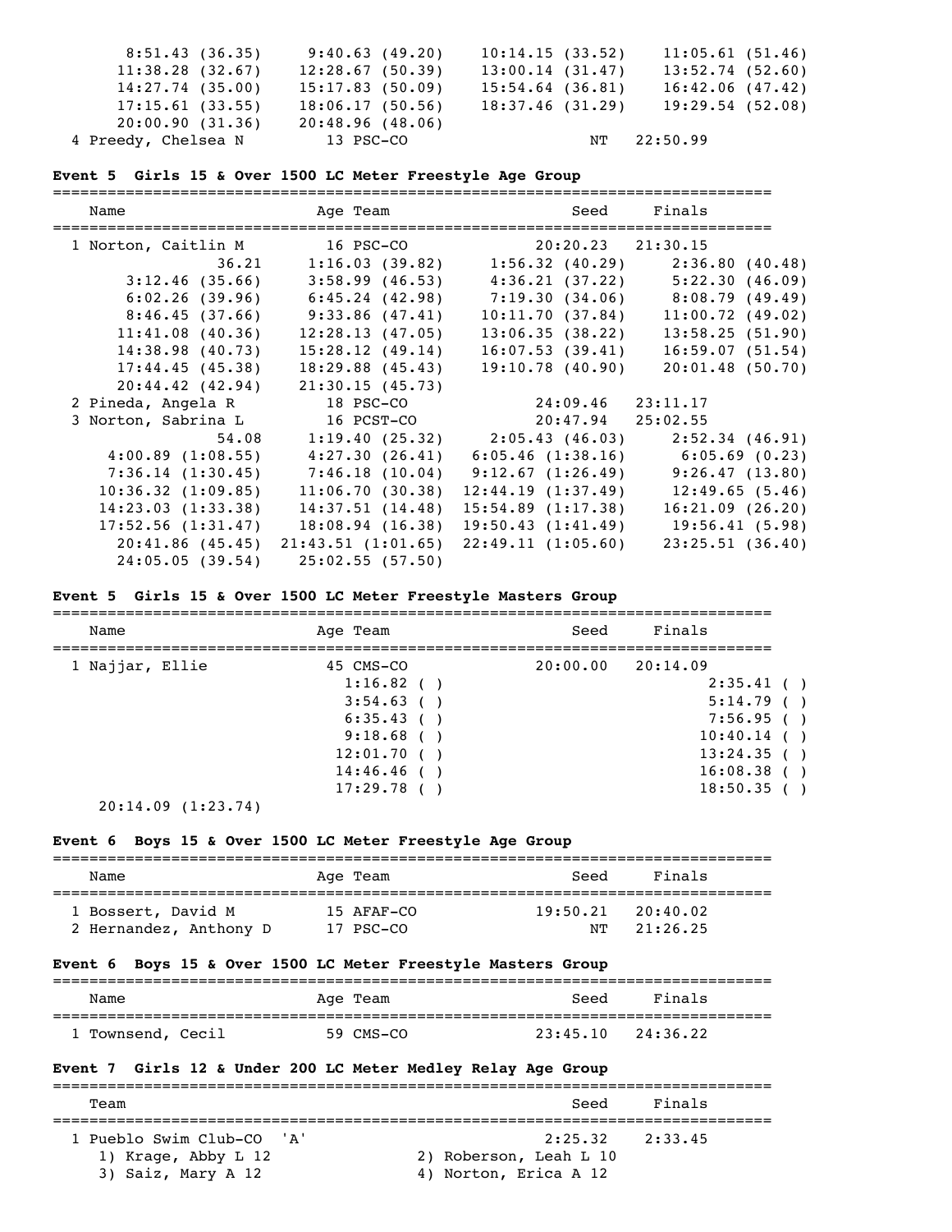```
     8:51.43 (36.35)     9:40.63 (49.20)    10:14.15 (33.52)    11:05.61 (51.46)
    11:38.28 (32.67)    12:28.67 (50.39)    13:00.14 (31.47)    13:52.74 (52.60)
    14:27.74 (35.00)    15:17.83 (50.09)    15:54.64 (36.81)    16:42.06 (47.42)
    17:15.61 (33.55)    18:06.17 (50.56)    18:37.46 (31.29)    19:29.54 (52.08)
    20:00.90 (31.36)    20:48.96 (48.06)
  4 Preedy, Chelsea N        13 PSC-CO                     NT   22:50.99
```

**Event 5  Girls 15 & Over 1500 LC Meter Freestyle Age Group**

```
===============================================================================
    Name                    Age Team                    Seed     Finals
===============================================================================
  1 Norton, Caitlin M        16 PSC-CO               20:20.23   21:30.15
               36.21      1:16.03 (39.82)     1:56.32 (40.29)     2:36.80 (40.48)
       3:12.46 (35.66)    3:58.99 (46.53)     4:36.21 (37.22)     5:22.30 (46.09)
       6:02.26 (39.96)    6:45.24 (42.98)     7:19.30 (34.06)     8:08.79 (49.49)
       8:46.45 (37.66)    9:33.86 (47.41)    10:11.70 (37.84)    11:00.72 (49.02)
      11:41.08 (40.36)   12:28.13 (47.05)    13:06.35 (38.22)    13:58.25 (51.90)
      14:38.98 (40.73)   15:28.12 (49.14)    16:07.53 (39.41)    16:59.07 (51.54)
      17:44.45 (45.38)   18:29.88 (45.43)    19:10.78 (40.90)    20:01.48 (50.70)
      20:44.42 (42.94)   21:30.15 (45.73)
  2 Pineda, Angela R         18 PSC-CO               24:09.46   23:11.17
  3 Norton, Sabrina L        16 PCST-CO              20:47.94   25:02.55
               54.08      1:19.40 (25.32)     2:05.43 (46.03)     2:52.34 (46.91)
     4:00.89 (1:08.55)    4:27.30 (26.41)   6:05.46 (1:38.16)      6:05.69 (0.23)
     7:36.14 (1:30.45)    7:46.18 (10.04)   9:12.67 (1:26.49)     9:26.47 (13.80)
    10:36.32 (1:09.85)   11:06.70 (30.38)  12:44.19 (1:37.49)     12:49.65 (5.46)
    14:23.03 (1:33.38)   14:37.51 (14.48)  15:54.89 (1:17.38)    16:21.09 (26.20)
    17:52.56 (1:31.47)   18:08.94 (16.38)  19:50.43 (1:41.49)     19:56.41 (5.98)
      20:41.86 (45.45) 21:43.51 (1:01.65)  22:49.11 (1:05.60)    23:25.51 (36.40)
      24:05.05 (39.54)   25:02.55 (57.50)
```

**Event 5  Girls 15 & Over 1500 LC Meter Freestyle Masters Group**

```
===============================================================================
    Name                    Age Team                    Seed     Finals
===============================================================================
  1 Najjar, Ellie            45 CMS-CO               20:00.00   20:14.09
                            1:16.82 ( )                               2:35.41 ( )
                            3:54.63 ( )                               5:14.79 ( )
                            6:35.43 ( )                               7:56.95 ( )
                            9:18.68 ( )                              10:40.14 ( )
                           12:01.70 ( )                              13:24.35 ( )
                           14:46.46 ( )                              16:08.38 ( )
                           17:29.78 ( )                              18:50.35 ( )
     20:14.09 (1:23.74)
```

**Event 6  Boys 15 & Over 1500 LC Meter Freestyle Age Group**

```
===============================================================================
    Name                    Age Team                    Seed     Finals
===============================================================================
  1 Bossert, David M         15 AFAF-CO              19:50.21   20:40.02
  2 Hernandez, Anthony D     17 PSC-CO                     NT   21:26.25
```

**Event 6  Boys 15 & Over 1500 LC Meter Freestyle Masters Group**

```
===============================================================================
    Name                    Age Team                    Seed     Finals
===============================================================================
  1 Townsend, Cecil          59 CMS-CO               23:45.10   24:36.22
```

**Event 7  Girls 12 & Under 200 LC Meter Medley Relay Age Group**

```
===============================================================================
    Team                                                Seed     Finals
===============================================================================
  1 Pueblo Swim Club-CO  'A'                          2:25.32    2:33.45
     1) Krage, Abby L 12                2) Roberson, Leah L 10
     3) Saiz, Mary A 12                 4) Norton, Erica A 12
```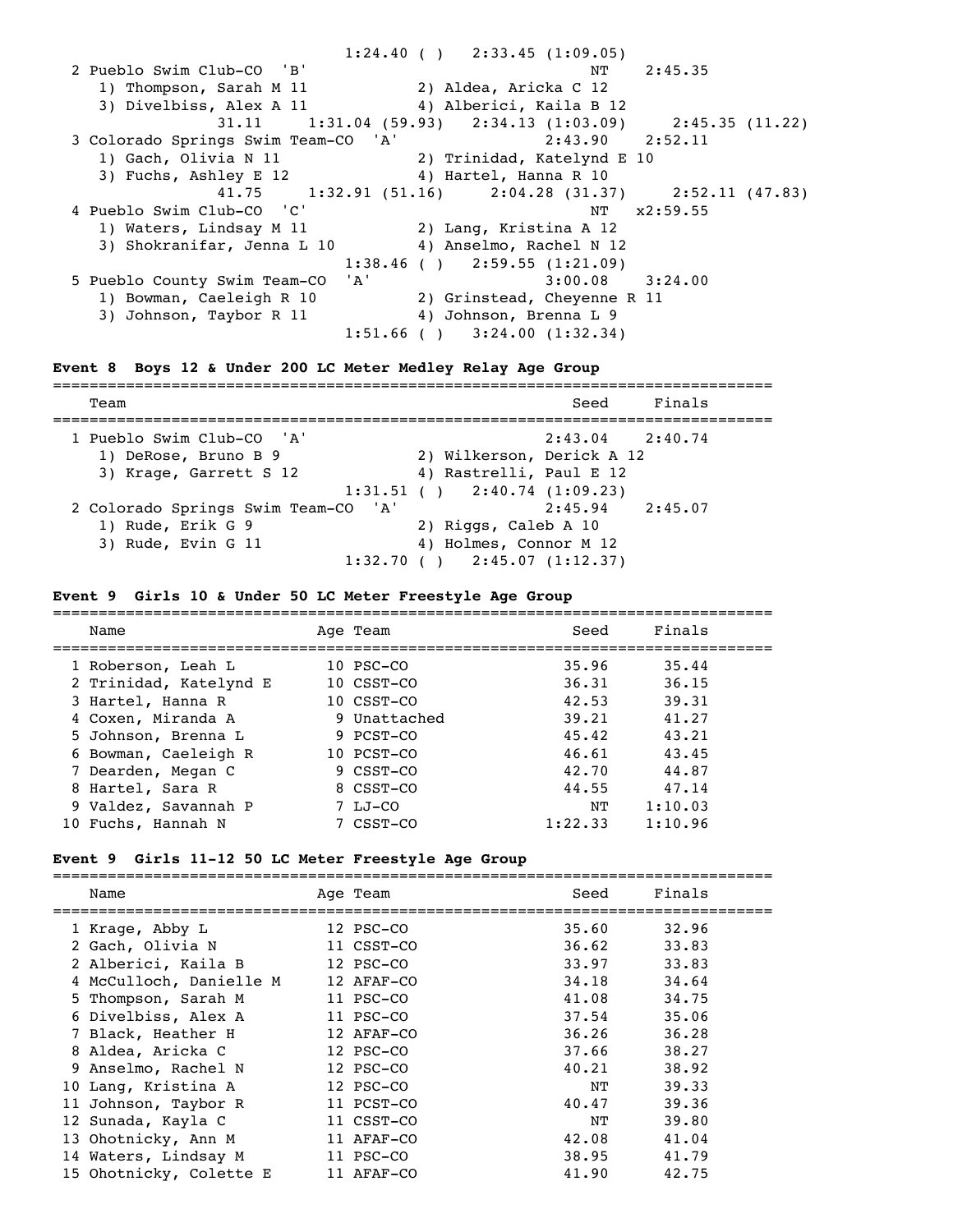1:24.40 ( ) 2:33.45 (1:09.05)

| Team | | Seed | Finals |
|---|---|---|---|
| 2 Pueblo Swim Club-CO 'B' | | NT | 2:45.35 |
| 1) Thompson, Sarah M 11 | 2) Aldea, Aricka C 12 | | |
| 3) Divelbiss, Alex A 11 | 4) Alberici, Kaila B 12 | | |
| 31.11 1:31.04 (59.93) | 2:34.13 (1:03.09) | 2:45.35 (11.22) | |
| 3 Colorado Springs Swim Team-CO 'A' | | 2:43.90 | 2:52.11 |
| 1) Gach, Olivia N 11 | 2) Trinidad, Katelynd E 10 | | |
| 3) Fuchs, Ashley E 12 | 4) Hartel, Hanna R 10 | | |
| 41.75 1:32.91 (51.16) | 2:04.28 (31.37) | 2:52.11 (47.83) | |
| 4 Pueblo Swim Club-CO 'C' | | NT | x2:59.55 |
| 1) Waters, Lindsay M 11 | 2) Lang, Kristina A 12 | | |
| 3) Shokranifar, Jenna L 10 | 4) Anselmo, Rachel N 12 | | |
| 1:38.46 ( ) | 2:59.55 (1:21.09) | | |
| 5 Pueblo County Swim Team-CO 'A' | | 3:00.08 | 3:24.00 |
| 1) Bowman, Caeleigh R 10 | 2) Grinstead, Cheyenne R 11 | | |
| 3) Johnson, Taybor R 11 | 4) Johnson, Brenna L 9 | | |
| 1:51.66 ( ) | 3:24.00 (1:32.34) | | |

**Event 8 Boys 12 & Under 200 LC Meter Medley Relay Age Group**

| Team | | Seed | Finals |
|---|---|---|---|
| 1 Pueblo Swim Club-CO 'A' | | 2:43.04 | 2:40.74 |
| 1) DeRose, Bruno B 9 | 2) Wilkerson, Derick A 12 | | |
| 3) Krage, Garrett S 12 | 4) Rastrelli, Paul E 12 | | |
| 1:31.51 ( ) | 2:40.74 (1:09.23) | | |
| 2 Colorado Springs Swim Team-CO 'A' | | 2:45.94 | 2:45.07 |
| 1) Rude, Erik G 9 | 2) Riggs, Caleb A 10 | | |
| 3) Rude, Evin G 11 | 4) Holmes, Connor M 12 | | |
| 1:32.70 ( ) | 2:45.07 (1:12.37) | | |

**Event 9 Girls 10 & Under 50 LC Meter Freestyle Age Group**

| | Name | Age | Team | Seed | Finals |
|---|---|---|---|---|---|
| 1 | Roberson, Leah L | 10 | PSC-CO | 35.96 | 35.44 |
| 2 | Trinidad, Katelynd E | 10 | CSST-CO | 36.31 | 36.15 |
| 3 | Hartel, Hanna R | 10 | CSST-CO | 42.53 | 39.31 |
| 4 | Coxen, Miranda A | 9 | Unattached | 39.21 | 41.27 |
| 5 | Johnson, Brenna L | 9 | PCST-CO | 45.42 | 43.21 |
| 6 | Bowman, Caeleigh R | 10 | PCST-CO | 46.61 | 43.45 |
| 7 | Dearden, Megan C | 9 | CSST-CO | 42.70 | 44.87 |
| 8 | Hartel, Sara R | 8 | CSST-CO | 44.55 | 47.14 |
| 9 | Valdez, Savannah P | 7 | LJ-CO | NT | 1:10.03 |
| 10 | Fuchs, Hannah N | 7 | CSST-CO | 1:22.33 | 1:10.96 |

**Event 9 Girls 11-12 50 LC Meter Freestyle Age Group**

| | Name | Age | Team | Seed | Finals |
|---|---|---|---|---|---|
| 1 | Krage, Abby L | 12 | PSC-CO | 35.60 | 32.96 |
| 2 | Gach, Olivia N | 11 | CSST-CO | 36.62 | 33.83 |
| 2 | Alberici, Kaila B | 12 | PSC-CO | 33.97 | 33.83 |
| 4 | McCulloch, Danielle M | 12 | AFAF-CO | 34.18 | 34.64 |
| 5 | Thompson, Sarah M | 11 | PSC-CO | 41.08 | 34.75 |
| 6 | Divelbiss, Alex A | 11 | PSC-CO | 37.54 | 35.06 |
| 7 | Black, Heather H | 12 | AFAF-CO | 36.26 | 36.28 |
| 8 | Aldea, Aricka C | 12 | PSC-CO | 37.66 | 38.27 |
| 9 | Anselmo, Rachel N | 12 | PSC-CO | 40.21 | 38.92 |
| 10 | Lang, Kristina A | 12 | PSC-CO | NT | 39.33 |
| 11 | Johnson, Taybor R | 11 | PCST-CO | 40.47 | 39.36 |
| 12 | Sunada, Kayla C | 11 | CSST-CO | NT | 39.80 |
| 13 | Ohotnicky, Ann M | 11 | AFAF-CO | 42.08 | 41.04 |
| 14 | Waters, Lindsay M | 11 | PSC-CO | 38.95 | 41.79 |
| 15 | Ohotnicky, Colette E | 11 | AFAF-CO | 41.90 | 42.75 |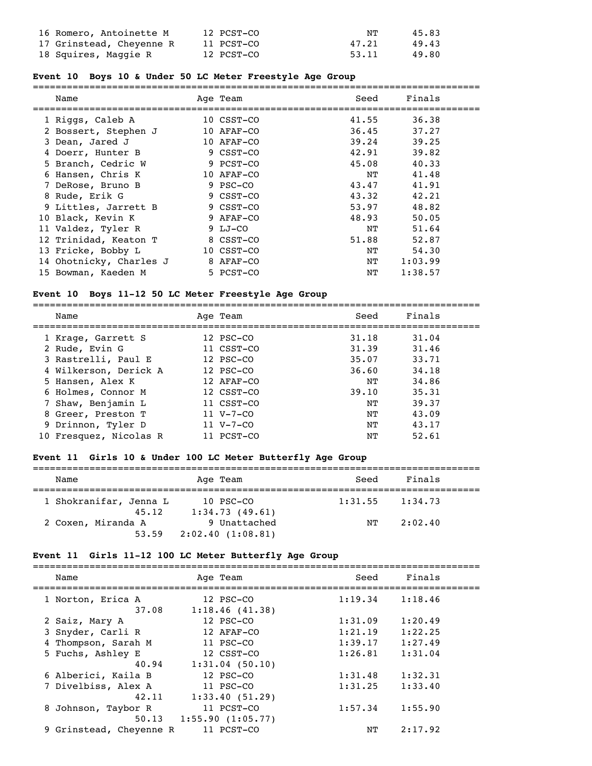| Name | Age | Team | Seed | Finals |
|---|---|---|---|---|
| 16 Romero, Antoinette M | 12 | PCST-CO | NT | 45.83 |
| 17 Grinstead, Cheyenne R | 11 | PCST-CO | 47.21 | 49.43 |
| 18 Squires, Maggie R | 12 | PCST-CO | 53.11 | 49.80 |

### Event 10 Boys 10 & Under 50 LC Meter Freestyle Age Group

| Name | Age | Team | Seed | Finals |
|---|---|---|---|---|
| 1 Riggs, Caleb A | 10 | CSST-CO | 41.55 | 36.38 |
| 2 Bossert, Stephen J | 10 | AFAF-CO | 36.45 | 37.27 |
| 3 Dean, Jared J | 10 | AFAF-CO | 39.24 | 39.25 |
| 4 Doerr, Hunter B | 9 | CSST-CO | 42.91 | 39.82 |
| 5 Branch, Cedric W | 9 | PCST-CO | 45.08 | 40.33 |
| 6 Hansen, Chris K | 10 | AFAF-CO | NT | 41.48 |
| 7 DeRose, Bruno B | 9 | PSC-CO | 43.47 | 41.91 |
| 8 Rude, Erik G | 9 | CSST-CO | 43.32 | 42.21 |
| 9 Littles, Jarrett B | 9 | CSST-CO | 53.97 | 48.82 |
| 10 Black, Kevin K | 9 | AFAF-CO | 48.93 | 50.05 |
| 11 Valdez, Tyler R | 9 | LJ-CO | NT | 51.64 |
| 12 Trinidad, Keaton T | 8 | CSST-CO | 51.88 | 52.87 |
| 13 Fricke, Bobby L | 10 | CSST-CO | NT | 54.30 |
| 14 Ohotnicky, Charles J | 8 | AFAF-CO | NT | 1:03.99 |
| 15 Bowman, Kaeden M | 5 | PCST-CO | NT | 1:38.57 |

### Event 10 Boys 11-12 50 LC Meter Freestyle Age Group

| Name | Age | Team | Seed | Finals |
|---|---|---|---|---|
| 1 Krage, Garrett S | 12 | PSC-CO | 31.18 | 31.04 |
| 2 Rude, Evin G | 11 | CSST-CO | 31.39 | 31.46 |
| 3 Rastrelli, Paul E | 12 | PSC-CO | 35.07 | 33.71 |
| 4 Wilkerson, Derick A | 12 | PSC-CO | 36.60 | 34.18 |
| 5 Hansen, Alex K | 12 | AFAF-CO | NT | 34.86 |
| 6 Holmes, Connor M | 12 | CSST-CO | 39.10 | 35.31 |
| 7 Shaw, Benjamin L | 11 | CSST-CO | NT | 39.37 |
| 8 Greer, Preston T | 11 | V-7-CO | NT | 43.09 |
| 9 Drinnon, Tyler D | 11 | V-7-CO | NT | 43.17 |
| 10 Fresquez, Nicolas R | 11 | PCST-CO | NT | 52.61 |

### Event 11 Girls 10 & Under 100 LC Meter Butterfly Age Group

| Name | Age | Team | Seed | Finals |
|---|---|---|---|---|
| 1 Shokranifar, Jenna L | 10 | PSC-CO | 1:31.55 | 1:34.73 |
| 45.12 | | 1:34.73 (49.61) | | |
| 2 Coxen, Miranda A | 9 | Unattached | NT | 2:02.40 |
| 53.59 | | 2:02.40 (1:08.81) | | |

### Event 11 Girls 11-12 100 LC Meter Butterfly Age Group

| Name | Age | Team | Seed | Finals |
|---|---|---|---|---|
| 1 Norton, Erica A | 12 | PSC-CO | 1:19.34 | 1:18.46 |
| 37.08 | | 1:18.46 (41.38) | | |
| 2 Saiz, Mary A | 12 | PSC-CO | 1:31.09 | 1:20.49 |
| 3 Snyder, Carli R | 12 | AFAF-CO | 1:21.19 | 1:22.25 |
| 4 Thompson, Sarah M | 11 | PSC-CO | 1:39.17 | 1:27.49 |
| 5 Fuchs, Ashley E | 12 | CSST-CO | 1:26.81 | 1:31.04 |
| 40.94 | | 1:31.04 (50.10) | | |
| 6 Alberici, Kaila B | 12 | PSC-CO | 1:31.48 | 1:32.31 |
| 7 Divelbiss, Alex A | 11 | PSC-CO | 1:31.25 | 1:33.40 |
| 42.11 | | 1:33.40 (51.29) | | |
| 8 Johnson, Taybor R | 11 | PCST-CO | 1:57.34 | 1:55.90 |
| 50.13 | | 1:55.90 (1:05.77) | | |
| 9 Grinstead, Cheyenne R | 11 | PCST-CO | NT | 2:17.92 |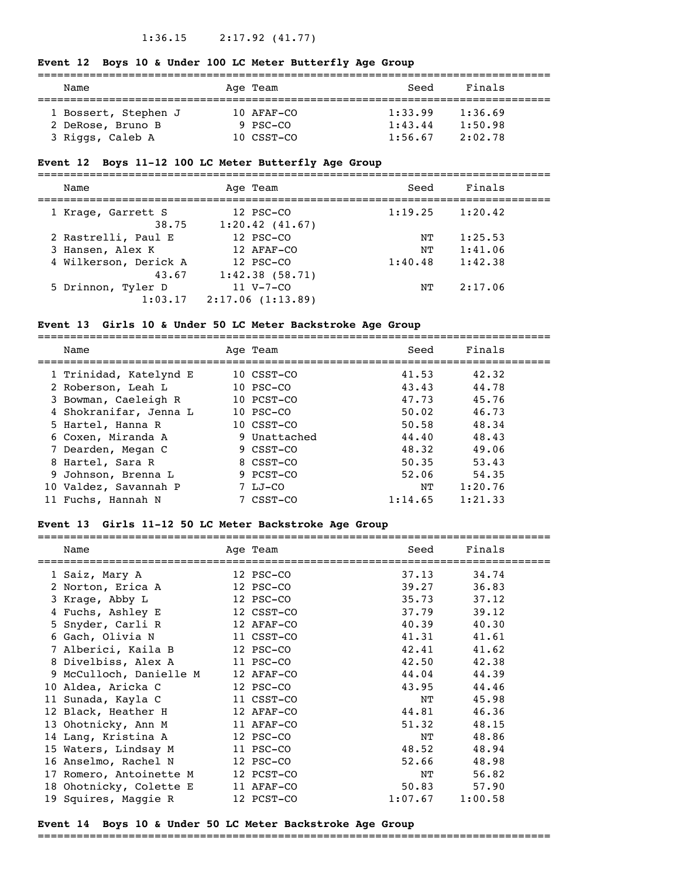1:36.15 2:17.92 (41.77)

### Event 12 Boys 10 & Under 100 LC Meter Butterfly Age Group

| | Name | Age | Team | Seed | Finals |
|---|---|---|---|---|---|
| 1 | Bossert, Stephen J | 10 | AFAF-CO | 1:33.99 | 1:36.69 |
| 2 | DeRose, Bruno B | 9 | PSC-CO | 1:43.44 | 1:50.98 |
| 3 | Riggs, Caleb A | 10 | CSST-CO | 1:56.67 | 2:02.78 |

### Event 12 Boys 11-12 100 LC Meter Butterfly Age Group

| | Name | Age | Team | Seed | Finals |
|---|---|---|---|---|---|
| 1 | Krage, Garrett S | 12 | PSC-CO | 1:19.25 | 1:20.42 |
| | 38.75 | | 1:20.42 (41.67) | | |
| 2 | Rastrelli, Paul E | 12 | PSC-CO | NT | 1:25.53 |
| 3 | Hansen, Alex K | 12 | AFAF-CO | NT | 1:41.06 |
| 4 | Wilkerson, Derick A | 12 | PSC-CO | 1:40.48 | 1:42.38 |
| | 43.67 | | 1:42.38 (58.71) | | |
| 5 | Drinnon, Tyler D | 11 | V-7-CO | NT | 2:17.06 |
| | 1:03.17 | | 2:17.06 (1:13.89) | | |

### Event 13 Girls 10 & Under 50 LC Meter Backstroke Age Group

| | Name | Age | Team | Seed | Finals |
|---|---|---|---|---|---|
| 1 | Trinidad, Katelynd E | 10 | CSST-CO | 41.53 | 42.32 |
| 2 | Roberson, Leah L | 10 | PSC-CO | 43.43 | 44.78 |
| 3 | Bowman, Caeleigh R | 10 | PCST-CO | 47.73 | 45.76 |
| 4 | Shokranifar, Jenna L | 10 | PSC-CO | 50.02 | 46.73 |
| 5 | Hartel, Hanna R | 10 | CSST-CO | 50.58 | 48.34 |
| 6 | Coxen, Miranda A | 9 | Unattached | 44.40 | 48.43 |
| 7 | Dearden, Megan C | 9 | CSST-CO | 48.32 | 49.06 |
| 8 | Hartel, Sara R | 8 | CSST-CO | 50.35 | 53.43 |
| 9 | Johnson, Brenna L | 9 | PCST-CO | 52.06 | 54.35 |
| 10 | Valdez, Savannah P | 7 | LJ-CO | NT | 1:20.76 |
| 11 | Fuchs, Hannah N | 7 | CSST-CO | 1:14.65 | 1:21.33 |

### Event 13 Girls 11-12 50 LC Meter Backstroke Age Group

| | Name | Age | Team | Seed | Finals |
|---|---|---|---|---|---|
| 1 | Saiz, Mary A | 12 | PSC-CO | 37.13 | 34.74 |
| 2 | Norton, Erica A | 12 | PSC-CO | 39.27 | 36.83 |
| 3 | Krage, Abby L | 12 | PSC-CO | 35.73 | 37.12 |
| 4 | Fuchs, Ashley E | 12 | CSST-CO | 37.79 | 39.12 |
| 5 | Snyder, Carli R | 12 | AFAF-CO | 40.39 | 40.30 |
| 6 | Gach, Olivia N | 11 | CSST-CO | 41.31 | 41.61 |
| 7 | Alberici, Kaila B | 12 | PSC-CO | 42.41 | 41.62 |
| 8 | Divelbiss, Alex A | 11 | PSC-CO | 42.50 | 42.38 |
| 9 | McCulloch, Danielle M | 12 | AFAF-CO | 44.04 | 44.39 |
| 10 | Aldea, Aricka C | 12 | PSC-CO | 43.95 | 44.46 |
| 11 | Sunada, Kayla C | 11 | CSST-CO | NT | 45.98 |
| 12 | Black, Heather H | 12 | AFAF-CO | 44.81 | 46.36 |
| 13 | Ohotnicky, Ann M | 11 | AFAF-CO | 51.32 | 48.15 |
| 14 | Lang, Kristina A | 12 | PSC-CO | NT | 48.86 |
| 15 | Waters, Lindsay M | 11 | PSC-CO | 48.52 | 48.94 |
| 16 | Anselmo, Rachel N | 12 | PSC-CO | 52.66 | 48.98 |
| 17 | Romero, Antoinette M | 12 | PCST-CO | NT | 56.82 |
| 18 | Ohotnicky, Colette E | 11 | AFAF-CO | 50.83 | 57.90 |
| 19 | Squires, Maggie R | 12 | PCST-CO | 1:07.67 | 1:00.58 |

### Event 14 Boys 10 & Under 50 LC Meter Backstroke Age Group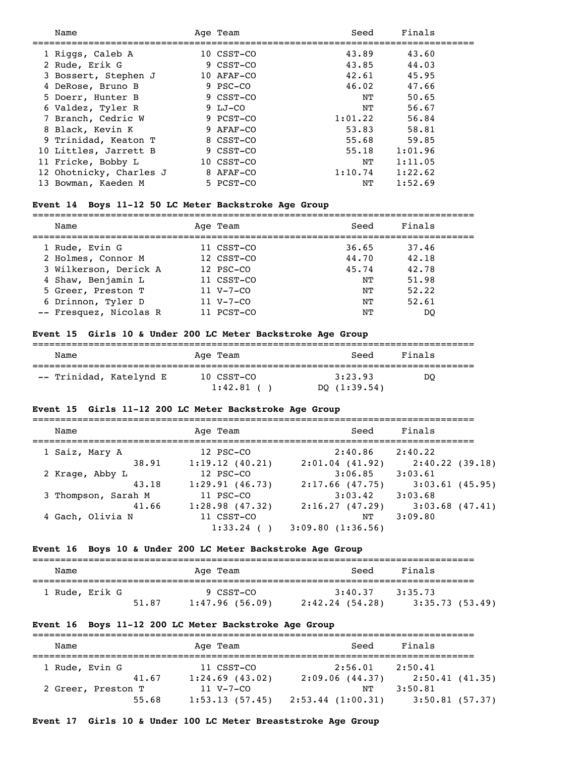| | Name | Age | Team | Seed | Finals |
|---|---|---|---|---|---|
| 1 | Riggs, Caleb A | 10 | CSST-CO | 43.89 | 43.60 |
| 2 | Rude, Erik G | 9 | CSST-CO | 43.85 | 44.03 |
| 3 | Bossert, Stephen J | 10 | AFAF-CO | 42.61 | 45.95 |
| 4 | DeRose, Bruno B | 9 | PSC-CO | 46.02 | 47.66 |
| 5 | Doerr, Hunter B | 9 | CSST-CO | NT | 50.65 |
| 6 | Valdez, Tyler R | 9 | LJ-CO | NT | 56.67 |
| 7 | Branch, Cedric W | 9 | PCST-CO | 1:01.22 | 56.84 |
| 8 | Black, Kevin K | 9 | AFAF-CO | 53.83 | 58.81 |
| 9 | Trinidad, Keaton T | 8 | CSST-CO | 55.68 | 59.85 |
| 10 | Littles, Jarrett B | 9 | CSST-CO | 55.18 | 1:01.96 |
| 11 | Fricke, Bobby L | 10 | CSST-CO | NT | 1:11.05 |
| 12 | Ohotnicky, Charles J | 8 | AFAF-CO | 1:10.74 | 1:22.62 |
| 13 | Bowman, Kaeden M | 5 | PCST-CO | NT | 1:52.69 |

**Event 14 Boys 11-12 50 LC Meter Backstroke Age Group**

| | Name | Age | Team | Seed | Finals |
|---|---|---|---|---|---|
| 1 | Rude, Evin G | 11 | CSST-CO | 36.65 | 37.46 |
| 2 | Holmes, Connor M | 12 | CSST-CO | 44.70 | 42.18 |
| 3 | Wilkerson, Derick A | 12 | PSC-CO | 45.74 | 42.78 |
| 4 | Shaw, Benjamin L | 11 | CSST-CO | NT | 51.98 |
| 5 | Greer, Preston T | 11 | V-7-CO | NT | 52.22 |
| 6 | Drinnon, Tyler D | 11 | V-7-CO | NT | 52.61 |
| -- | Fresquez, Nicolas R | 11 | PCST-CO | NT | DQ |

**Event 15 Girls 10 & Under 200 LC Meter Backstroke Age Group**

| | Name | Age | Team | Seed | Finals |
|---|---|---|---|---|---|
| -- | Trinidad, Katelynd E | 10 | CSST-CO | 3:23.93 | DQ |
| | | | 1:42.81 ( ) | DQ (1:39.54) | |

**Event 15 Girls 11-12 200 LC Meter Backstroke Age Group**

| | Name | Age | Team | Seed | Finals |
|---|---|---|---|---|---|
| 1 | Saiz, Mary A | 12 | PSC-CO | 2:40.86 | 2:40.22 |
| | 38.91 | | 1:19.12 (40.21) | 2:01.04 (41.92) | 2:40.22 (39.18) |
| 2 | Krage, Abby L | 12 | PSC-CO | 3:06.85 | 3:03.61 |
| | 43.18 | | 1:29.91 (46.73) | 2:17.66 (47.75) | 3:03.61 (45.95) |
| 3 | Thompson, Sarah M | 11 | PSC-CO | 3:03.42 | 3:03.68 |
| | 41.66 | | 1:28.98 (47.32) | 2:16.27 (47.29) | 3:03.68 (47.41) |
| 4 | Gach, Olivia N | 11 | CSST-CO | NT | 3:09.80 |
| | | | 1:33.24 ( ) | 3:09.80 (1:36.56) | |

**Event 16 Boys 10 & Under 200 LC Meter Backstroke Age Group**

| | Name | Age | Team | Seed | Finals |
|---|---|---|---|---|---|
| 1 | Rude, Erik G | 9 | CSST-CO | 3:40.37 | 3:35.73 |
| | 51.87 | | 1:47.96 (56.09) | 2:42.24 (54.28) | 3:35.73 (53.49) |

**Event 16 Boys 11-12 200 LC Meter Backstroke Age Group**

| | Name | Age | Team | Seed | Finals |
|---|---|---|---|---|---|
| 1 | Rude, Evin G | 11 | CSST-CO | 2:56.01 | 2:50.41 |
| | 41.67 | | 1:24.69 (43.02) | 2:09.06 (44.37) | 2:50.41 (41.35) |
| 2 | Greer, Preston T | 11 | V-7-CO | NT | 3:50.81 |
| | 55.68 | | 1:53.13 (57.45) | 2:53.44 (1:00.31) | 3:50.81 (57.37) |

**Event 17 Girls 10 & Under 100 LC Meter Breaststroke Age Group**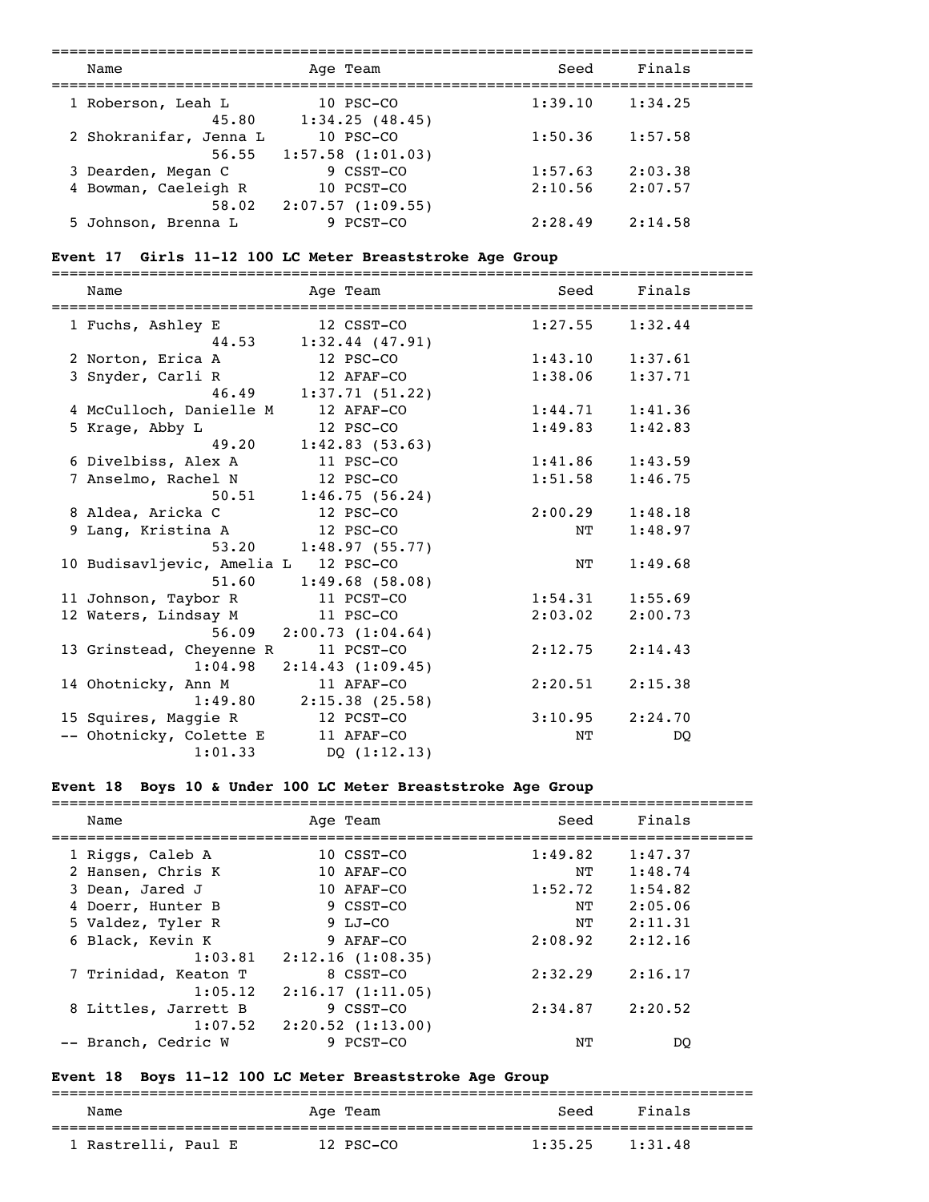| Name | Age | Team | Seed | Finals |
|---|---|---|---|---|
| 1 Roberson, Leah L | 10 | PSC-CO | 1:39.10 | 1:34.25 |
| 45.80 | 1:34.25 (48.45) | | | |
| 2 Shokranifar, Jenna L | 10 | PSC-CO | 1:50.36 | 1:57.58 |
| 56.55 | 1:57.58 (1:01.03) | | | |
| 3 Dearden, Megan C | 9 | CSST-CO | 1:57.63 | 2:03.38 |
| 4 Bowman, Caeleigh R | 10 | PCST-CO | 2:10.56 | 2:07.57 |
| 58.02 | 2:07.57 (1:09.55) | | | |
| 5 Johnson, Brenna L | 9 | PCST-CO | 2:28.49 | 2:14.58 |

### Event 17 Girls 11-12 100 LC Meter Breaststroke Age Group

| Name | Age | Team | Seed | Finals |
|---|---|---|---|---|
| 1 Fuchs, Ashley E | 12 | CSST-CO | 1:27.55 | 1:32.44 |
| 44.53 | 1:32.44 (47.91) | | | |
| 2 Norton, Erica A | 12 | PSC-CO | 1:43.10 | 1:37.61 |
| 3 Snyder, Carli R | 12 | AFAF-CO | 1:38.06 | 1:37.71 |
| 46.49 | 1:37.71 (51.22) | | | |
| 4 McCulloch, Danielle M | 12 | AFAF-CO | 1:44.71 | 1:41.36 |
| 5 Krage, Abby L | 12 | PSC-CO | 1:49.83 | 1:42.83 |
| 49.20 | 1:42.83 (53.63) | | | |
| 6 Divelbiss, Alex A | 11 | PSC-CO | 1:41.86 | 1:43.59 |
| 7 Anselmo, Rachel N | 12 | PSC-CO | 1:51.58 | 1:46.75 |
| 50.51 | 1:46.75 (56.24) | | | |
| 8 Aldea, Aricka C | 12 | PSC-CO | 2:00.29 | 1:48.18 |
| 9 Lang, Kristina A | 12 | PSC-CO | NT | 1:48.97 |
| 53.20 | 1:48.97 (55.77) | | | |
| 10 Budisavljevic, Amelia L | 12 | PSC-CO | NT | 1:49.68 |
| 51.60 | 1:49.68 (58.08) | | | |
| 11 Johnson, Taybor R | 11 | PCST-CO | 1:54.31 | 1:55.69 |
| 12 Waters, Lindsay M | 11 | PSC-CO | 2:03.02 | 2:00.73 |
| 56.09 | 2:00.73 (1:04.64) | | | |
| 13 Grinstead, Cheyenne R | 11 | PCST-CO | 2:12.75 | 2:14.43 |
| 1:04.98 | 2:14.43 (1:09.45) | | | |
| 14 Ohotnicky, Ann M | 11 | AFAF-CO | 2:20.51 | 2:15.38 |
| 1:49.80 | 2:15.38 (25.58) | | | |
| 15 Squires, Maggie R | 12 | PCST-CO | 3:10.95 | 2:24.70 |
| -- Ohotnicky, Colette E | 11 | AFAF-CO | NT | DQ |
| 1:01.33 | DQ (1:12.13) | | | |

### Event 18 Boys 10 & Under 100 LC Meter Breaststroke Age Group

| Name | Age | Team | Seed | Finals |
|---|---|---|---|---|
| 1 Riggs, Caleb A | 10 | CSST-CO | 1:49.82 | 1:47.37 |
| 2 Hansen, Chris K | 10 | AFAF-CO | NT | 1:48.74 |
| 3 Dean, Jared J | 10 | AFAF-CO | 1:52.72 | 1:54.82 |
| 4 Doerr, Hunter B | 9 | CSST-CO | NT | 2:05.06 |
| 5 Valdez, Tyler R | 9 | LJ-CO | NT | 2:11.31 |
| 6 Black, Kevin K | 9 | AFAF-CO | 2:08.92 | 2:12.16 |
| 1:03.81 | 2:12.16 (1:08.35) | | | |
| 7 Trinidad, Keaton T | 8 | CSST-CO | 2:32.29 | 2:16.17 |
| 1:05.12 | 2:16.17 (1:11.05) | | | |
| 8 Littles, Jarrett B | 9 | CSST-CO | 2:34.87 | 2:20.52 |
| 1:07.52 | 2:20.52 (1:13.00) | | | |
| -- Branch, Cedric W | 9 | PCST-CO | NT | DQ |

### Event 18 Boys 11-12 100 LC Meter Breaststroke Age Group

| Name | Age | Team | Seed | Finals |
|---|---|---|---|---|
| 1 Rastrelli, Paul E | 12 | PSC-CO | 1:35.25 | 1:31.48 |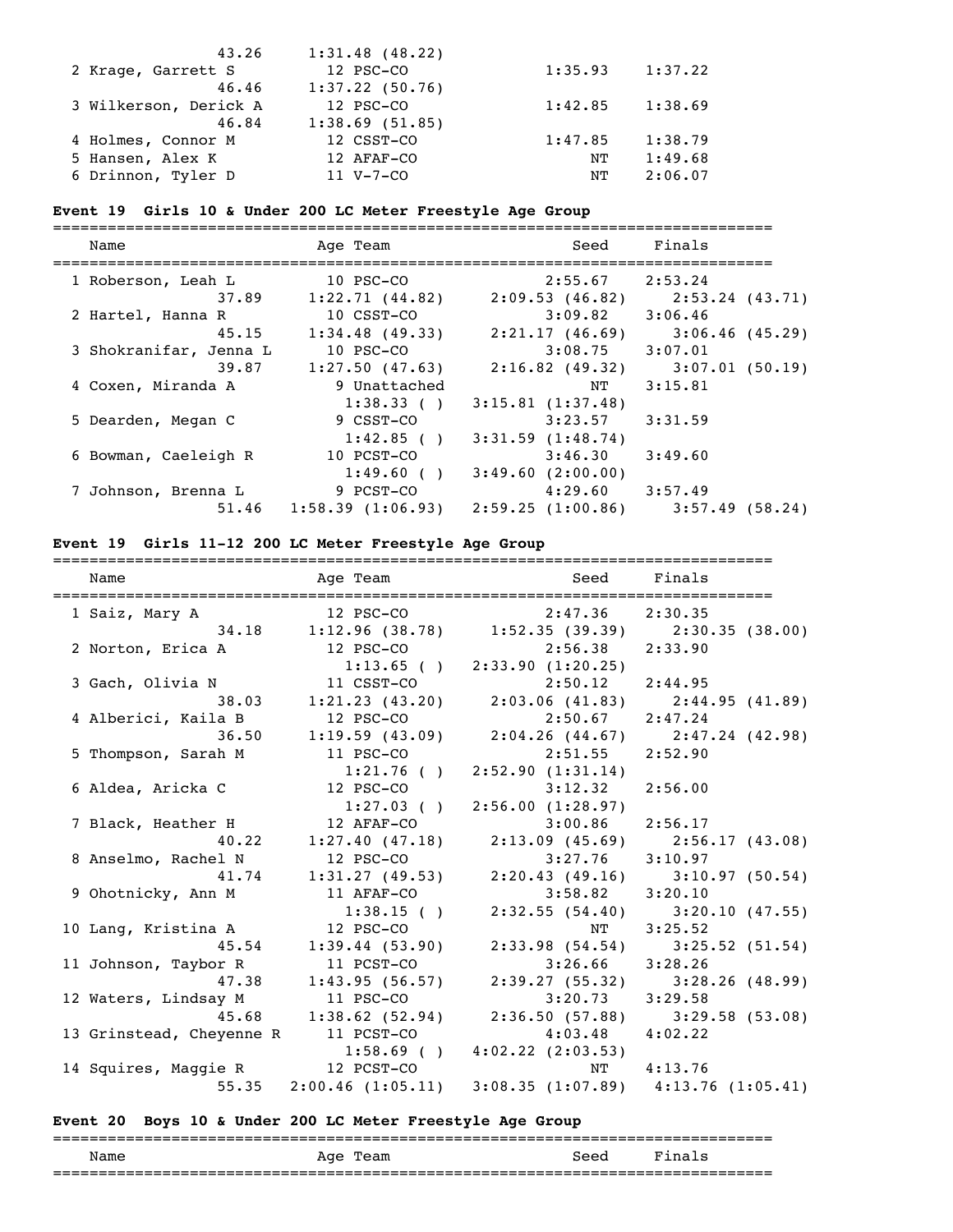```
                 43.26     1:31.48 (48.22)
  2 Krage, Garrett S          12 PSC-CO               1:35.93    1:37.22
                 46.46     1:37.22 (50.76)
  3 Wilkerson, Derick A       12 PSC-CO               1:42.85    1:38.69
                 46.84     1:38.69 (51.85)
  4 Holmes, Connor M          12 CSST-CO              1:47.85    1:38.79
  5 Hansen, Alex K            12 AFAF-CO                   NT    1:49.68
  6 Drinnon, Tyler D          11 V-7-CO                    NT    2:06.07
```

**Event 19  Girls 10 & Under 200 LC Meter Freestyle Age Group**

```
===============================================================================
    Name                    Age Team                    Seed     Finals
===============================================================================
  1 Roberson, Leah L          10 PSC-CO               2:55.67    2:53.24
                 37.89     1:22.71 (44.82)     2:09.53 (46.82)     2:53.24 (43.71)
  2 Hartel, Hanna R           10 CSST-CO              3:09.82    3:06.46
                 45.15     1:34.48 (49.33)     2:21.17 (46.69)     3:06.46 (45.29)
  3 Shokranifar, Jenna L      10 PSC-CO               3:08.75    3:07.01
                 39.87     1:27.50 (47.63)     2:16.82 (49.32)     3:07.01 (50.19)
  4 Coxen, Miranda A           9 Unattached                NT    3:15.81
                           1:38.33 ( )     3:15.81 (1:37.48)
  5 Dearden, Megan C           9 CSST-CO              3:23.57    3:31.59
                           1:42.85 ( )     3:31.59 (1:48.74)
  6 Bowman, Caeleigh R        10 PCST-CO              3:46.30    3:49.60
                           1:49.60 ( )     3:49.60 (2:00.00)
  7 Johnson, Brenna L          9 PCST-CO              4:29.60    3:57.49
                 51.46     1:58.39 (1:06.93)   2:59.25 (1:00.86)   3:57.49 (58.24)
```

**Event 19  Girls 11-12 200 LC Meter Freestyle Age Group**

```
===============================================================================
    Name                    Age Team                    Seed     Finals
===============================================================================
  1 Saiz, Mary A              12 PSC-CO               2:47.36    2:30.35
                 34.18     1:12.96 (38.78)     1:52.35 (39.39)     2:30.35 (38.00)
  2 Norton, Erica A           12 PSC-CO               2:56.38    2:33.90
                           1:13.65 ( )     2:33.90 (1:20.25)
  3 Gach, Olivia N            11 CSST-CO              2:50.12    2:44.95
                 38.03     1:21.23 (43.20)     2:03.06 (41.83)     2:44.95 (41.89)
  4 Alberici, Kaila B         12 PSC-CO               2:50.67    2:47.24
                 36.50     1:19.59 (43.09)     2:04.26 (44.67)     2:47.24 (42.98)
  5 Thompson, Sarah M         11 PSC-CO               2:51.55    2:52.90
                           1:21.76 ( )     2:52.90 (1:31.14)
  6 Aldea, Aricka C           12 PSC-CO               3:12.32    2:56.00
                           1:27.03 ( )     2:56.00 (1:28.97)
  7 Black, Heather H          12 AFAF-CO              3:00.86    2:56.17
                 40.22     1:27.40 (47.18)     2:13.09 (45.69)     2:56.17 (43.08)
  8 Anselmo, Rachel N         12 PSC-CO               3:27.76    3:10.97
                 41.74     1:31.27 (49.53)     2:20.43 (49.16)     3:10.97 (50.54)
  9 Ohotnicky, Ann M          11 AFAF-CO              3:58.82    3:20.10
                           1:38.15 ( )     2:32.55 (54.40)     3:20.10 (47.55)
 10 Lang, Kristina A          12 PSC-CO                    NT    3:25.52
                 45.54     1:39.44 (53.90)     2:33.98 (54.54)     3:25.52 (51.54)
 11 Johnson, Taybor R         11 PCST-CO              3:26.66    3:28.26
                 47.38     1:43.95 (56.57)     2:39.27 (55.32)     3:28.26 (48.99)
 12 Waters, Lindsay M         11 PSC-CO               3:20.73    3:29.58
                 45.68     1:38.62 (52.94)     2:36.50 (57.88)     3:29.58 (53.08)
 13 Grinstead, Cheyenne R     11 PCST-CO              4:03.48    4:02.22
                           1:58.69 ( )     4:02.22 (2:03.53)
 14 Squires, Maggie R         12 PCST-CO                   NT    4:13.76
                 55.35     2:00.46 (1:05.11)   3:08.35 (1:07.89)   4:13.76 (1:05.41)
```

**Event 20  Boys 10 & Under 200 LC Meter Freestyle Age Group**

```
===============================================================================
    Name                    Age Team                    Seed     Finals
===============================================================================
```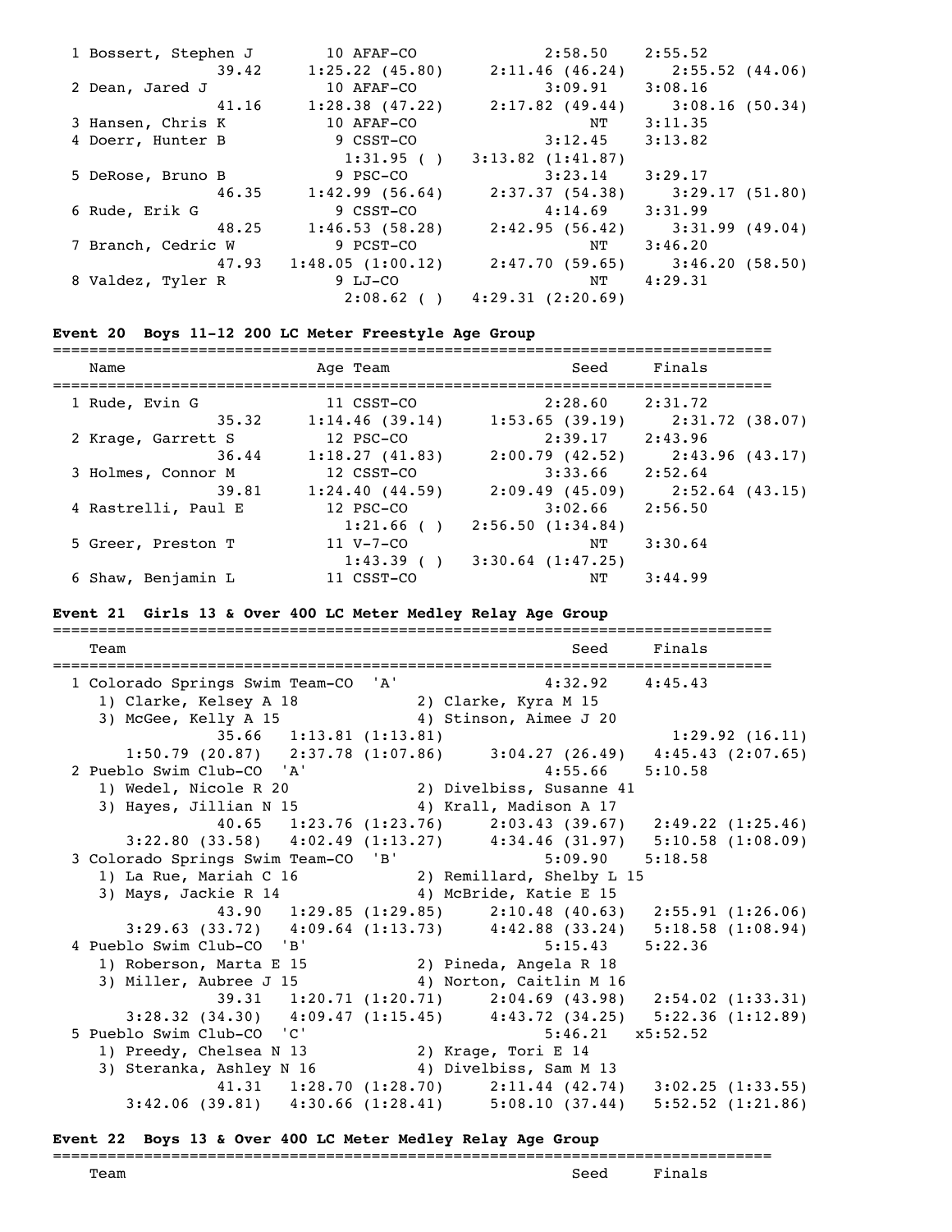```
  1 Bossert, Stephen J        10 AFAF-CO             2:58.50    2:55.52  
                  39.42     1:25.22 (45.80)    2:11.46 (46.24)    2:55.52 (44.06)
  2 Dean, Jared J             10 AFAF-CO             3:09.91    3:08.16  
                  41.16     1:28.38 (47.22)    2:17.82 (49.44)    3:08.16 (50.34)
  3 Hansen, Chris K           10 AFAF-CO                  NT    3:11.35  
  4 Doerr, Hunter B            9 CSST-CO             3:12.45    3:13.82  
                            1:31.95 ( )    3:13.82 (1:41.87)
  5 DeRose, Bruno B            9 PSC-CO              3:23.14    3:29.17  
                  46.35     1:42.99 (56.64)    2:37.37 (54.38)    3:29.17 (51.80)
  6 Rude, Erik G               9 CSST-CO             4:14.69    3:31.99  
                  48.25     1:46.53 (58.28)    2:42.95 (56.42)    3:31.99 (49.04)
  7 Branch, Cedric W           9 PCST-CO                  NT    3:46.20  
                  47.93   1:48.05 (1:00.12)    2:47.70 (59.65)    3:46.20 (58.50)
  8 Valdez, Tyler R            9 LJ-CO                    NT    4:29.31  
                            2:08.62 ( )    4:29.31 (2:20.69)
```

**Event 20  Boys 11-12 200 LC Meter Freestyle Age Group**

```
===============================================================================
    Name                    Age Team                    Seed     Finals  
===============================================================================
  1 Rude, Evin G              11 CSST-CO             2:28.60    2:31.72  
                  35.32     1:14.46 (39.14)    1:53.65 (39.19)    2:31.72 (38.07)
  2 Krage, Garrett S          12 PSC-CO              2:39.17    2:43.96  
                  36.44     1:18.27 (41.83)    2:00.79 (42.52)    2:43.96 (43.17)
  3 Holmes, Connor M          12 CSST-CO             3:33.66    2:52.64  
                  39.81     1:24.40 (44.59)    2:09.49 (45.09)    2:52.64 (43.15)
  4 Rastrelli, Paul E         12 PSC-CO              3:02.66    2:56.50  
                            1:21.66 ( )    2:56.50 (1:34.84)
  5 Greer, Preston T          11 V-7-CO                   NT    3:30.64  
                            1:43.39 ( )    3:30.64 (1:47.25)
  6 Shaw, Benjamin L          11 CSST-CO                  NT    3:44.99  
```

**Event 21  Girls 13 & Over 400 LC Meter Medley Relay Age Group**

```
===============================================================================
    Team                                                Seed     Finals  
===============================================================================
  1 Colorado Springs Swim Team-CO  'A'               4:32.92    4:45.43  
     1) Clarke, Kelsey A 18           2) Clarke, Kyra M 15             
     3) McGee, Kelly A 15             4) Stinson, Aimee J 20           
                  35.66   1:13.81 (1:13.81)                       1:29.92 (16.11)
       1:50.79 (20.87)   2:37.78 (1:07.86)     3:04.27 (26.49)   4:45.43 (2:07.65)
  2 Pueblo Swim Club-CO  'A'                         4:55.66    5:10.58  
     1) Wedel, Nicole R 20            2) Divelbiss, Susanne 41         
     3) Hayes, Jillian N 15           4) Krall, Madison A 17           
                  40.65   1:23.76 (1:23.76)     2:03.43 (39.67)   2:49.22 (1:25.46)
       3:22.80 (33.58)   4:02.49 (1:13.27)     4:34.46 (31.97)   5:10.58 (1:08.09)
  3 Colorado Springs Swim Team-CO  'B'               5:09.90    5:18.58  
     1) La Rue, Mariah C 16           2) Remillard, Shelby L 15        
     3) Mays, Jackie R 14             4) McBride, Katie E 15           
                  43.90   1:29.85 (1:29.85)     2:10.48 (40.63)   2:55.91 (1:26.06)
       3:29.63 (33.72)   4:09.64 (1:13.73)     4:42.88 (33.24)   5:18.58 (1:08.94)
  4 Pueblo Swim Club-CO  'B'                         5:15.43    5:22.36  
     1) Roberson, Marta E 15          2) Pineda, Angela R 18           
     3) Miller, Aubree J 15           4) Norton, Caitlin M 16          
                  39.31   1:20.71 (1:20.71)     2:04.69 (43.98)   2:54.02 (1:33.31)
       3:28.32 (34.30)   4:09.47 (1:15.45)     4:43.72 (34.25)   5:22.36 (1:12.89)
  5 Pueblo Swim Club-CO  'C'                         5:46.21   x5:52.52  
     1) Preedy, Chelsea N 13          2) Krage, Tori E 14              
     3) Steranka, Ashley N 16         4) Divelbiss, Sam M 13           
                  41.31   1:28.70 (1:28.70)     2:11.44 (42.74)   3:02.25 (1:33.55)
       3:42.06 (39.81)   4:30.66 (1:28.41)     5:08.10 (37.44)   5:52.52 (1:21.86)
```

**Event 22  Boys 13 & Over 400 LC Meter Medley Relay Age Group**

```
===============================================================================
    Team                                                Seed     Finals  
```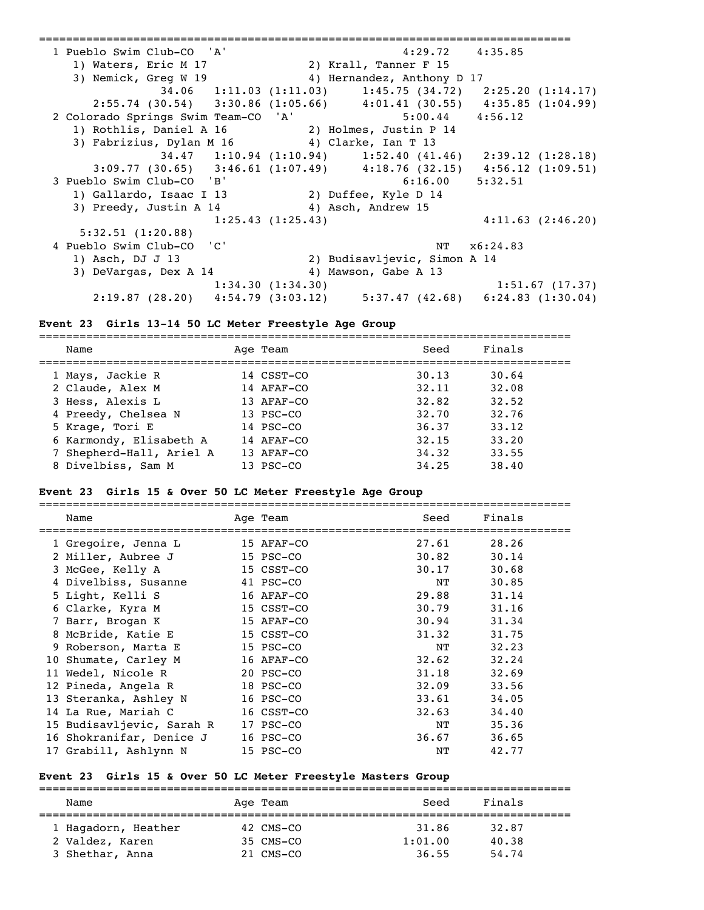| | Team | | Relay | Seed | Finals |
|---|---|---|---|---|---|
| 1 | Pueblo Swim Club-CO | | 'A' | 4:29.72 | 4:35.85 |

1) Waters, Eric M 17 2) Krall, Tanner F 15
3) Nemick, Greg W 19 4) Hernandez, Anthony D 17

34.06 1:11.03 (1:11.03) 1:45.75 (34.72) 2:25.20 (1:14.17)
2:55.74 (30.54) 3:30.86 (1:05.66) 4:01.41 (30.55) 4:35.85 (1:04.99)

| | Team | | Relay | Seed | Finals |
|---|---|---|---|---|---|
| 2 | Colorado Springs Swim Team-CO | | 'A' | 5:00.44 | 4:56.12 |

1) Rothlis, Daniel A 16 2) Holmes, Justin P 14
3) Fabrizius, Dylan M 16 4) Clarke, Ian T 13

34.47 1:10.94 (1:10.94) 1:52.40 (41.46) 2:39.12 (1:28.18)
3:09.77 (30.65) 3:46.61 (1:07.49) 4:18.76 (32.15) 4:56.12 (1:09.51)

| | Team | | Relay | Seed | Finals |
|---|---|---|---|---|---|
| 3 | Pueblo Swim Club-CO | | 'B' | 6:16.00 | 5:32.51 |

1) Gallardo, Isaac I 13 2) Duffee, Kyle D 14
3) Preedy, Justin A 14 4) Asch, Andrew 15

1:25.43 (1:25.43) 4:11.63 (2:46.20)
5:32.51 (1:20.88)

| | Team | | Relay | Seed | Finals |
|---|---|---|---|---|---|
| 4 | Pueblo Swim Club-CO | | 'C' | NT | x6:24.83 |

1) Asch, DJ J 13 2) Budisavljevic, Simon A 14
3) DeVargas, Dex A 14 4) Mawson, Gabe A 13

1:34.30 (1:34.30) 1:51.67 (17.37)
2:19.87 (28.20) 4:54.79 (3:03.12) 5:37.47 (42.68) 6:24.83 (1:30.04)

**Event 23 Girls 13-14 50 LC Meter Freestyle Age Group**

| | Name | Age | Team | Seed | Finals |
|---|---|---|---|---|---|
| 1 | Mays, Jackie R | 14 | CSST-CO | 30.13 | 30.64 |
| 2 | Claude, Alex M | 14 | AFAF-CO | 32.11 | 32.08 |
| 3 | Hess, Alexis L | 13 | AFAF-CO | 32.82 | 32.52 |
| 4 | Preedy, Chelsea N | 13 | PSC-CO | 32.70 | 32.76 |
| 5 | Krage, Tori E | 14 | PSC-CO | 36.37 | 33.12 |
| 6 | Karmondy, Elisabeth A | 14 | AFAF-CO | 32.15 | 33.20 |
| 7 | Shepherd-Hall, Ariel A | 13 | AFAF-CO | 34.32 | 33.55 |
| 8 | Divelbiss, Sam M | 13 | PSC-CO | 34.25 | 38.40 |

**Event 23 Girls 15 & Over 50 LC Meter Freestyle Age Group**

| | Name | Age | Team | Seed | Finals |
|---|---|---|---|---|---|
| 1 | Gregoire, Jenna L | 15 | AFAF-CO | 27.61 | 28.26 |
| 2 | Miller, Aubree J | 15 | PSC-CO | 30.82 | 30.14 |
| 3 | McGee, Kelly A | 15 | CSST-CO | 30.17 | 30.68 |
| 4 | Divelbiss, Susanne | 41 | PSC-CO | NT | 30.85 |
| 5 | Light, Kelli S | 16 | AFAF-CO | 29.88 | 31.14 |
| 6 | Clarke, Kyra M | 15 | CSST-CO | 30.79 | 31.16 |
| 7 | Barr, Brogan K | 15 | AFAF-CO | 30.94 | 31.34 |
| 8 | McBride, Katie E | 15 | CSST-CO | 31.32 | 31.75 |
| 9 | Roberson, Marta E | 15 | PSC-CO | NT | 32.23 |
| 10 | Shumate, Carley M | 16 | AFAF-CO | 32.62 | 32.24 |
| 11 | Wedel, Nicole R | 20 | PSC-CO | 31.18 | 32.69 |
| 12 | Pineda, Angela R | 18 | PSC-CO | 32.09 | 33.56 |
| 13 | Steranka, Ashley N | 16 | PSC-CO | 33.61 | 34.05 |
| 14 | La Rue, Mariah C | 16 | CSST-CO | 32.63 | 34.40 |
| 15 | Budisavljevic, Sarah R | 17 | PSC-CO | NT | 35.36 |
| 16 | Shokranifar, Denice J | 16 | PSC-CO | 36.67 | 36.65 |
| 17 | Grabill, Ashlynn N | 15 | PSC-CO | NT | 42.77 |

**Event 23 Girls 15 & Over 50 LC Meter Freestyle Masters Group**

| | Name | Age | Team | Seed | Finals |
|---|---|---|---|---|---|
| 1 | Hagadorn, Heather | 42 | CMS-CO | 31.86 | 32.87 |
| 2 | Valdez, Karen | 35 | CMS-CO | 1:01.00 | 40.38 |
| 3 | Shethar, Anna | 21 | CMS-CO | 36.55 | 54.74 |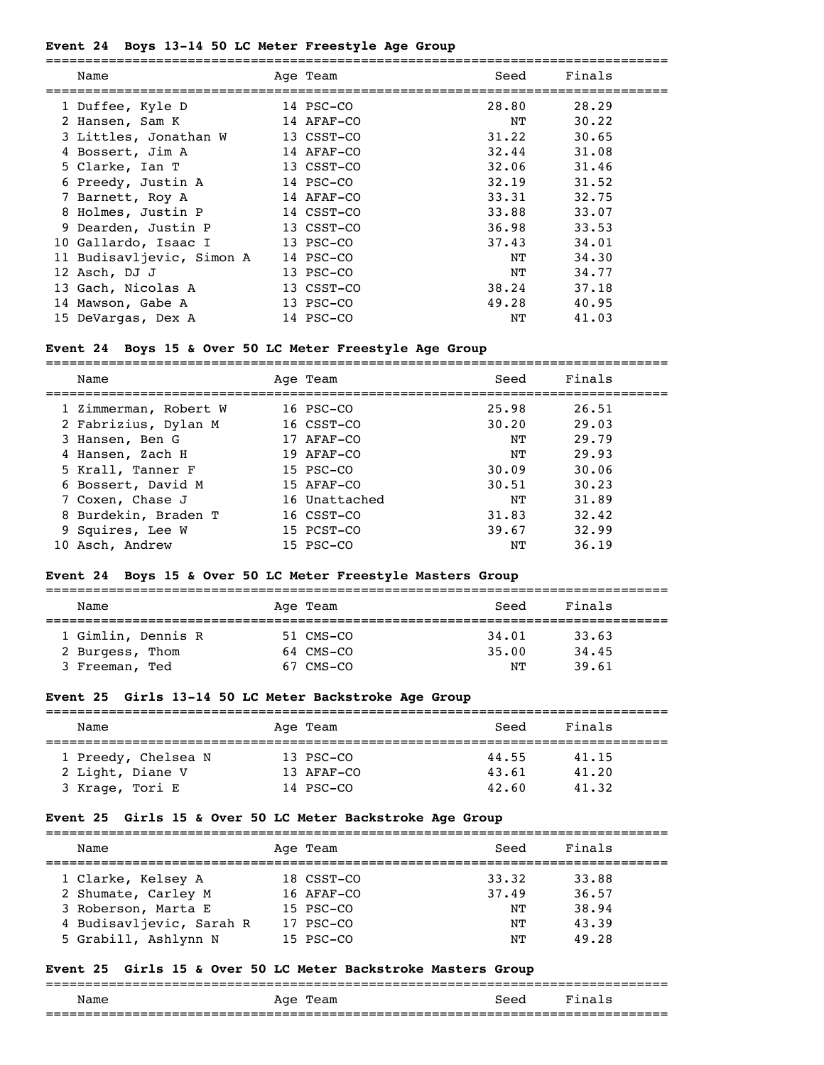**Event 24 Boys 13-14 50 LC Meter Freestyle Age Group**

| | Name | Age | Team | Seed | Finals |
|---|---|---|---|---|---|
| 1 | Duffee, Kyle D | 14 | PSC-CO | 28.80 | 28.29 |
| 2 | Hansen, Sam K | 14 | AFAF-CO | NT | 30.22 |
| 3 | Littles, Jonathan W | 13 | CSST-CO | 31.22 | 30.65 |
| 4 | Bossert, Jim A | 14 | AFAF-CO | 32.44 | 31.08 |
| 5 | Clarke, Ian T | 13 | CSST-CO | 32.06 | 31.46 |
| 6 | Preedy, Justin A | 14 | PSC-CO | 32.19 | 31.52 |
| 7 | Barnett, Roy A | 14 | AFAF-CO | 33.31 | 32.75 |
| 8 | Holmes, Justin P | 14 | CSST-CO | 33.88 | 33.07 |
| 9 | Dearden, Justin P | 13 | CSST-CO | 36.98 | 33.53 |
| 10 | Gallardo, Isaac I | 13 | PSC-CO | 37.43 | 34.01 |
| 11 | Budisavljevic, Simon A | 14 | PSC-CO | NT | 34.30 |
| 12 | Asch, DJ J | 13 | PSC-CO | NT | 34.77 |
| 13 | Gach, Nicolas A | 13 | CSST-CO | 38.24 | 37.18 |
| 14 | Mawson, Gabe A | 13 | PSC-CO | 49.28 | 40.95 |
| 15 | DeVargas, Dex A | 14 | PSC-CO | NT | 41.03 |

**Event 24 Boys 15 & Over 50 LC Meter Freestyle Age Group**

| | Name | Age | Team | Seed | Finals |
|---|---|---|---|---|---|
| 1 | Zimmerman, Robert W | 16 | PSC-CO | 25.98 | 26.51 |
| 2 | Fabrizius, Dylan M | 16 | CSST-CO | 30.20 | 29.03 |
| 3 | Hansen, Ben G | 17 | AFAF-CO | NT | 29.79 |
| 4 | Hansen, Zach H | 19 | AFAF-CO | NT | 29.93 |
| 5 | Krall, Tanner F | 15 | PSC-CO | 30.09 | 30.06 |
| 6 | Bossert, David M | 15 | AFAF-CO | 30.51 | 30.23 |
| 7 | Coxen, Chase J | 16 | Unattached | NT | 31.89 |
| 8 | Burdekin, Braden T | 16 | CSST-CO | 31.83 | 32.42 |
| 9 | Squires, Lee W | 15 | PCST-CO | 39.67 | 32.99 |
| 10 | Asch, Andrew | 15 | PSC-CO | NT | 36.19 |

**Event 24 Boys 15 & Over 50 LC Meter Freestyle Masters Group**

| | Name | Age | Team | Seed | Finals |
|---|---|---|---|---|---|
| 1 | Gimlin, Dennis R | 51 | CMS-CO | 34.01 | 33.63 |
| 2 | Burgess, Thom | 64 | CMS-CO | 35.00 | 34.45 |
| 3 | Freeman, Ted | 67 | CMS-CO | NT | 39.61 |

**Event 25 Girls 13-14 50 LC Meter Backstroke Age Group**

| | Name | Age | Team | Seed | Finals |
|---|---|---|---|---|---|
| 1 | Preedy, Chelsea N | 13 | PSC-CO | 44.55 | 41.15 |
| 2 | Light, Diane V | 13 | AFAF-CO | 43.61 | 41.20 |
| 3 | Krage, Tori E | 14 | PSC-CO | 42.60 | 41.32 |

**Event 25 Girls 15 & Over 50 LC Meter Backstroke Age Group**

| | Name | Age | Team | Seed | Finals |
|---|---|---|---|---|---|
| 1 | Clarke, Kelsey A | 18 | CSST-CO | 33.32 | 33.88 |
| 2 | Shumate, Carley M | 16 | AFAF-CO | 37.49 | 36.57 |
| 3 | Roberson, Marta E | 15 | PSC-CO | NT | 38.94 |
| 4 | Budisavljevic, Sarah R | 17 | PSC-CO | NT | 43.39 |
| 5 | Grabill, Ashlynn N | 15 | PSC-CO | NT | 49.28 |

**Event 25 Girls 15 & Over 50 LC Meter Backstroke Masters Group**

| | Name | Age | Team | Seed | Finals |
|---|---|---|---|---|---|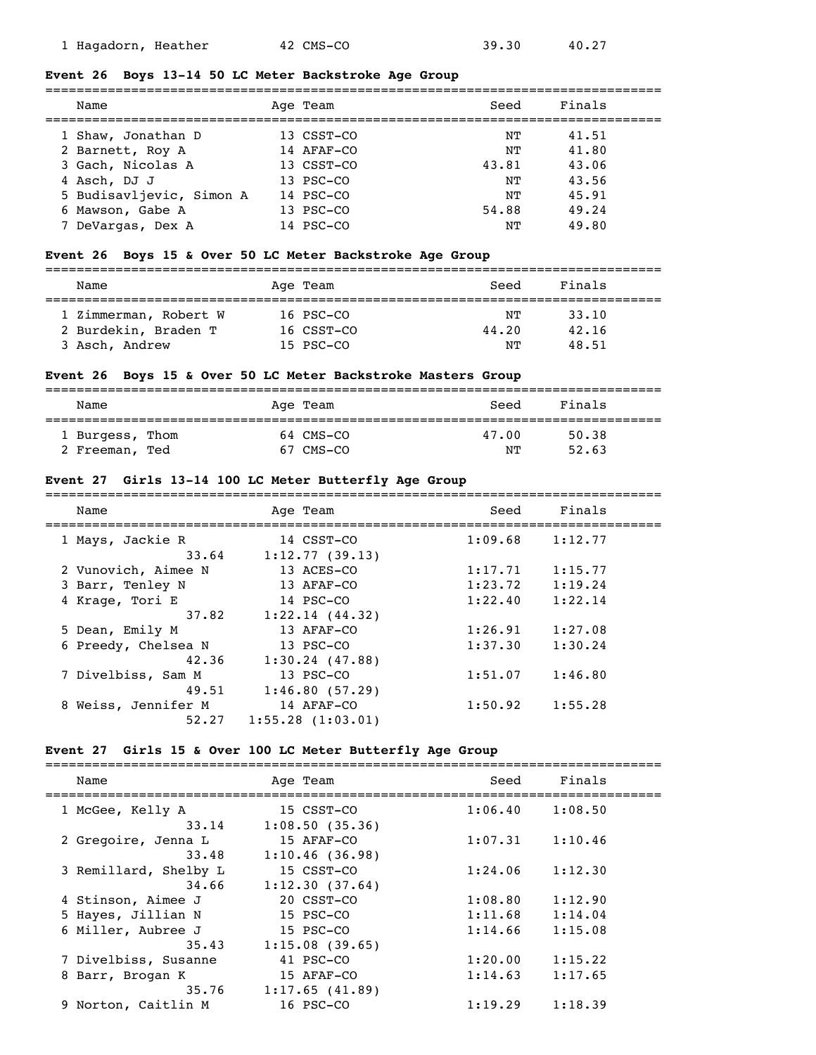| Name | Age | Team | Seed | Finals |
|---|---|---|---|---|
| 1 Hagadorn, Heather | 42 | CMS-CO | 39.30 | 40.27 |

### Event 26 Boys 13-14 50 LC Meter Backstroke Age Group

| Name | Age | Team | Seed | Finals |
|---|---|---|---|---|
| 1 Shaw, Jonathan D | 13 | CSST-CO | NT | 41.51 |
| 2 Barnett, Roy A | 14 | AFAF-CO | NT | 41.80 |
| 3 Gach, Nicolas A | 13 | CSST-CO | 43.81 | 43.06 |
| 4 Asch, DJ J | 13 | PSC-CO | NT | 43.56 |
| 5 Budisavljevic, Simon A | 14 | PSC-CO | NT | 45.91 |
| 6 Mawson, Gabe A | 13 | PSC-CO | 54.88 | 49.24 |
| 7 DeVargas, Dex A | 14 | PSC-CO | NT | 49.80 |

### Event 26 Boys 15 & Over 50 LC Meter Backstroke Age Group

| Name | Age | Team | Seed | Finals |
|---|---|---|---|---|
| 1 Zimmerman, Robert W | 16 | PSC-CO | NT | 33.10 |
| 2 Burdekin, Braden T | 16 | CSST-CO | 44.20 | 42.16 |
| 3 Asch, Andrew | 15 | PSC-CO | NT | 48.51 |

### Event 26 Boys 15 & Over 50 LC Meter Backstroke Masters Group

| Name | Age | Team | Seed | Finals |
|---|---|---|---|---|
| 1 Burgess, Thom | 64 | CMS-CO | 47.00 | 50.38 |
| 2 Freeman, Ted | 67 | CMS-CO | NT | 52.63 |

### Event 27 Girls 13-14 100 LC Meter Butterfly Age Group

| Name | Age | Team | Seed | Finals |
|---|---|---|---|---|
| 1 Mays, Jackie R | 14 | CSST-CO | 1:09.68 | 1:12.77 |
| 33.64 | 1:12.77 (39.13) | | | |
| 2 Vunovich, Aimee N | 13 | ACES-CO | 1:17.71 | 1:15.77 |
| 3 Barr, Tenley N | 13 | AFAF-CO | 1:23.72 | 1:19.24 |
| 4 Krage, Tori E | 14 | PSC-CO | 1:22.40 | 1:22.14 |
| 37.82 | 1:22.14 (44.32) | | | |
| 5 Dean, Emily M | 13 | AFAF-CO | 1:26.91 | 1:27.08 |
| 6 Preedy, Chelsea N | 13 | PSC-CO | 1:37.30 | 1:30.24 |
| 42.36 | 1:30.24 (47.88) | | | |
| 7 Divelbiss, Sam M | 13 | PSC-CO | 1:51.07 | 1:46.80 |
| 49.51 | 1:46.80 (57.29) | | | |
| 8 Weiss, Jennifer M | 14 | AFAF-CO | 1:50.92 | 1:55.28 |
| 52.27 | 1:55.28 (1:03.01) | | | |

### Event 27 Girls 15 & Over 100 LC Meter Butterfly Age Group

| Name | Age | Team | Seed | Finals |
|---|---|---|---|---|
| 1 McGee, Kelly A | 15 | CSST-CO | 1:06.40 | 1:08.50 |
| 33.14 | 1:08.50 (35.36) | | | |
| 2 Gregoire, Jenna L | 15 | AFAF-CO | 1:07.31 | 1:10.46 |
| 33.48 | 1:10.46 (36.98) | | | |
| 3 Remillard, Shelby L | 15 | CSST-CO | 1:24.06 | 1:12.30 |
| 34.66 | 1:12.30 (37.64) | | | |
| 4 Stinson, Aimee J | 20 | CSST-CO | 1:08.80 | 1:12.90 |
| 5 Hayes, Jillian N | 15 | PSC-CO | 1:11.68 | 1:14.04 |
| 6 Miller, Aubree J | 15 | PSC-CO | 1:14.66 | 1:15.08 |
| 35.43 | 1:15.08 (39.65) | | | |
| 7 Divelbiss, Susanne | 41 | PSC-CO | 1:20.00 | 1:15.22 |
| 8 Barr, Brogan K | 15 | AFAF-CO | 1:14.63 | 1:17.65 |
| 35.76 | 1:17.65 (41.89) | | | |
| 9 Norton, Caitlin M | 16 | PSC-CO | 1:19.29 | 1:18.39 |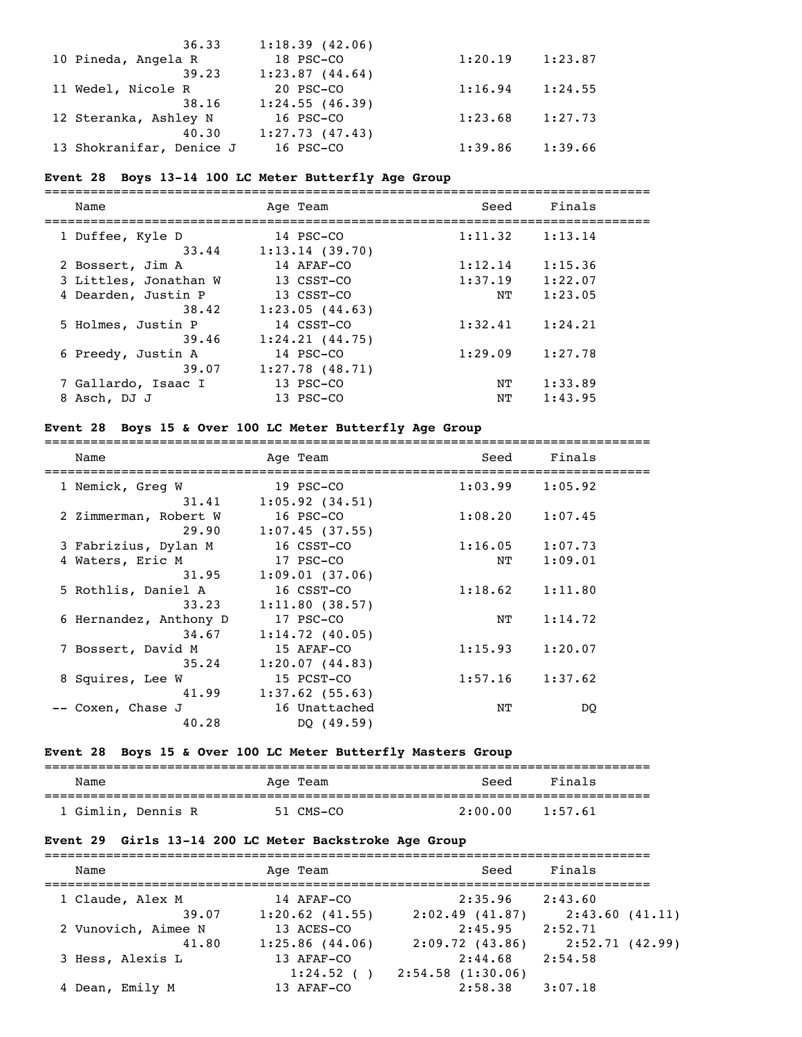| | | | | |
|---|---|---|---|---|
| | 36.33 | 1:18.39 (42.06) | | |
| 10 Pineda, Angela R | | 18 PSC-CO | 1:20.19 | 1:23.87 |
| | 39.23 | 1:23.87 (44.64) | | |
| 11 Wedel, Nicole R | | 20 PSC-CO | 1:16.94 | 1:24.55 |
| | 38.16 | 1:24.55 (46.39) | | |
| 12 Steranka, Ashley N | | 16 PSC-CO | 1:23.68 | 1:27.73 |
| | 40.30 | 1:27.73 (47.43) | | |
| 13 Shokranifar, Denice J | | 16 PSC-CO | 1:39.86 | 1:39.66 |

**Event 28 Boys 13-14 100 LC Meter Butterfly Age Group**

| Name | | Age Team | Seed | Finals |
|---|---|---|---|---|
| 1 Duffee, Kyle D | | 14 PSC-CO | 1:11.32 | 1:13.14 |
| | 33.44 | 1:13.14 (39.70) | | |
| 2 Bossert, Jim A | | 14 AFAF-CO | 1:12.14 | 1:15.36 |
| 3 Littles, Jonathan W | | 13 CSST-CO | 1:37.19 | 1:22.07 |
| 4 Dearden, Justin P | | 13 CSST-CO | NT | 1:23.05 |
| | 38.42 | 1:23.05 (44.63) | | |
| 5 Holmes, Justin P | | 14 CSST-CO | 1:32.41 | 1:24.21 |
| | 39.46 | 1:24.21 (44.75) | | |
| 6 Preedy, Justin A | | 14 PSC-CO | 1:29.09 | 1:27.78 |
| | 39.07 | 1:27.78 (48.71) | | |
| 7 Gallardo, Isaac I | | 13 PSC-CO | NT | 1:33.89 |
| 8 Asch, DJ J | | 13 PSC-CO | NT | 1:43.95 |

**Event 28 Boys 15 & Over 100 LC Meter Butterfly Age Group**

| Name | | Age Team | Seed | Finals |
|---|---|---|---|---|
| 1 Nemick, Greg W | | 19 PSC-CO | 1:03.99 | 1:05.92 |
| | 31.41 | 1:05.92 (34.51) | | |
| 2 Zimmerman, Robert W | | 16 PSC-CO | 1:08.20 | 1:07.45 |
| | 29.90 | 1:07.45 (37.55) | | |
| 3 Fabrizius, Dylan M | | 16 CSST-CO | 1:16.05 | 1:07.73 |
| 4 Waters, Eric M | | 17 PSC-CO | NT | 1:09.01 |
| | 31.95 | 1:09.01 (37.06) | | |
| 5 Rothlis, Daniel A | | 16 CSST-CO | 1:18.62 | 1:11.80 |
| | 33.23 | 1:11.80 (38.57) | | |
| 6 Hernandez, Anthony D | | 17 PSC-CO | NT | 1:14.72 |
| | 34.67 | 1:14.72 (40.05) | | |
| 7 Bossert, David M | | 15 AFAF-CO | 1:15.93 | 1:20.07 |
| | 35.24 | 1:20.07 (44.83) | | |
| 8 Squires, Lee W | | 15 PCST-CO | 1:57.16 | 1:37.62 |
| | 41.99 | 1:37.62 (55.63) | | |
| -- Coxen, Chase J | | 16 Unattached | NT | DQ |
| | 40.28 | DQ (49.59) | | |

**Event 28 Boys 15 & Over 100 LC Meter Butterfly Masters Group**

| Name | Age Team | Seed | Finals |
|---|---|---|---|
| 1 Gimlin, Dennis R | 51 CMS-CO | 2:00.00 | 1:57.61 |

**Event 29 Girls 13-14 200 LC Meter Backstroke Age Group**

| Name | | Age Team | Seed | Finals | |
|---|---|---|---|---|---|
| 1 Claude, Alex M | | 14 AFAF-CO | 2:35.96 | 2:43.60 | |
| | 39.07 | 1:20.62 (41.55) | 2:02.49 (41.87) | 2:43.60 (41.11) | |
| 2 Vunovich, Aimee N | | 13 ACES-CO | 2:45.95 | 2:52.71 | |
| | 41.80 | 1:25.86 (44.06) | 2:09.72 (43.86) | 2:52.71 (42.99) | |
| 3 Hess, Alexis L | | 13 AFAF-CO | 2:44.68 | 2:54.58 | |
| | | 1:24.52 ( ) | 2:54.58 (1:30.06) | | |
| 4 Dean, Emily M | | 13 AFAF-CO | 2:58.38 | 3:07.18 | |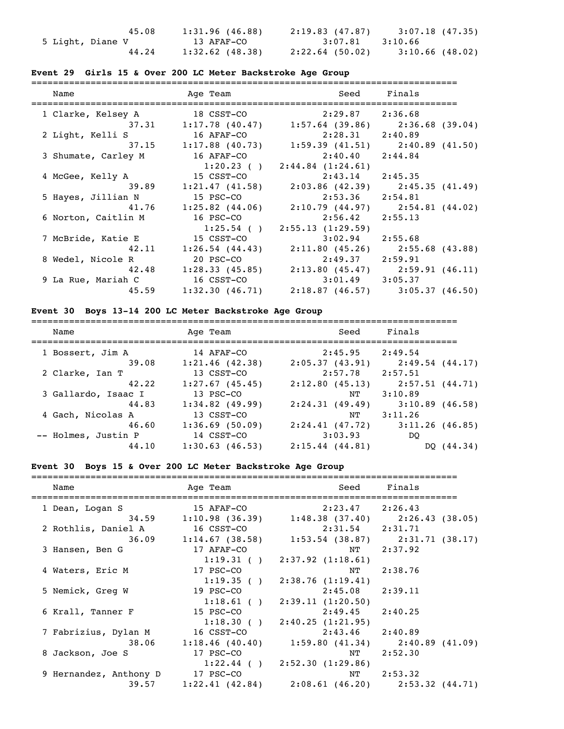```
              45.08     1:31.96 (46.88)     2:19.83 (47.87)     3:07.18 (47.35)
  5 Light, Diane V            13 AFAF-CO                3:07.81     3:10.66
              44.24     1:32.62 (48.38)     2:22.64 (50.02)     3:10.66 (48.02)
```

**Event 29  Girls 15 & Over 200 LC Meter Backstroke Age Group**

```
===============================================================================
    Name                    Age Team                    Seed     Finals
===============================================================================
  1 Clarke, Kelsey A          18 CSST-CO                2:29.87     2:36.68
              37.31     1:17.78 (40.47)     1:57.64 (39.86)     2:36.68 (39.04)
  2 Light, Kelli S            16 AFAF-CO                2:28.31     2:40.89
              37.15     1:17.88 (40.73)     1:59.39 (41.51)     2:40.89 (41.50)
  3 Shumate, Carley M         16 AFAF-CO                2:40.40     2:44.84
                        1:20.23 ( )     2:44.84 (1:24.61)
  4 McGee, Kelly A            15 CSST-CO                2:43.14     2:45.35
              39.89     1:21.47 (41.58)     2:03.86 (42.39)     2:45.35 (41.49)
  5 Hayes, Jillian N          15 PSC-CO                 2:53.36     2:54.81
              41.76     1:25.82 (44.06)     2:10.79 (44.97)     2:54.81 (44.02)
  6 Norton, Caitlin M         16 PSC-CO                 2:56.42     2:55.13
                        1:25.54 ( )     2:55.13 (1:29.59)
  7 McBride, Katie E          15 CSST-CO                3:02.94     2:55.68
              42.11     1:26.54 (44.43)     2:11.80 (45.26)     2:55.68 (43.88)
  8 Wedel, Nicole R           20 PSC-CO                 2:49.37     2:59.91
              42.48     1:28.33 (45.85)     2:13.80 (45.47)     2:59.91 (46.11)
  9 La Rue, Mariah C          16 CSST-CO                3:01.49     3:05.37
              45.59     1:32.30 (46.71)     2:18.87 (46.57)     3:05.37 (46.50)
```

**Event 30  Boys 13-14 200 LC Meter Backstroke Age Group**

```
===============================================================================
    Name                    Age Team                    Seed     Finals
===============================================================================
  1 Bossert, Jim A            14 AFAF-CO                2:45.95     2:49.54
              39.08     1:21.46 (42.38)     2:05.37 (43.91)     2:49.54 (44.17)
  2 Clarke, Ian T             13 CSST-CO                2:57.78     2:57.51
              42.22     1:27.67 (45.45)     2:12.80 (45.13)     2:57.51 (44.71)
  3 Gallardo, Isaac I         13 PSC-CO                      NT     3:10.89
              44.83     1:34.82 (49.99)     2:24.31 (49.49)     3:10.89 (46.58)
  4 Gach, Nicolas A           13 CSST-CO                     NT     3:11.26
              46.60     1:36.69 (50.09)     2:24.41 (47.72)     3:11.26 (46.85)
 -- Holmes, Justin P          14 CSST-CO                3:03.93          DQ
              44.10     1:30.63 (46.53)     2:15.44 (44.81)          DQ (44.34)
```

**Event 30  Boys 15 & Over 200 LC Meter Backstroke Age Group**

```
===============================================================================
    Name                    Age Team                    Seed     Finals
===============================================================================
  1 Dean, Logan S             15 AFAF-CO                2:23.47     2:26.43
              34.59     1:10.98 (36.39)     1:48.38 (37.40)     2:26.43 (38.05)
  2 Rothlis, Daniel A         16 CSST-CO                2:31.54     2:31.71
              36.09     1:14.67 (38.58)     1:53.54 (38.87)     2:31.71 (38.17)
  3 Hansen, Ben G             17 AFAF-CO                     NT     2:37.92
                        1:19.31 ( )     2:37.92 (1:18.61)
  4 Waters, Eric M            17 PSC-CO                      NT     2:38.76
                        1:19.35 ( )     2:38.76 (1:19.41)
  5 Nemick, Greg W            19 PSC-CO                 2:45.08     2:39.11
                        1:18.61 ( )     2:39.11 (1:20.50)
  6 Krall, Tanner F           15 PSC-CO                 2:49.45     2:40.25
                        1:18.30 ( )     2:40.25 (1:21.95)
  7 Fabrizius, Dylan M        16 CSST-CO                2:43.46     2:40.89
              38.06     1:18.46 (40.40)     1:59.80 (41.34)     2:40.89 (41.09)
  8 Jackson, Joe S            17 PSC-CO                      NT     2:52.30
                        1:22.44 ( )     2:52.30 (1:29.86)
  9 Hernandez, Anthony D      17 PSC-CO                      NT     2:53.32
              39.57     1:22.41 (42.84)     2:08.61 (46.20)     2:53.32 (44.71)
```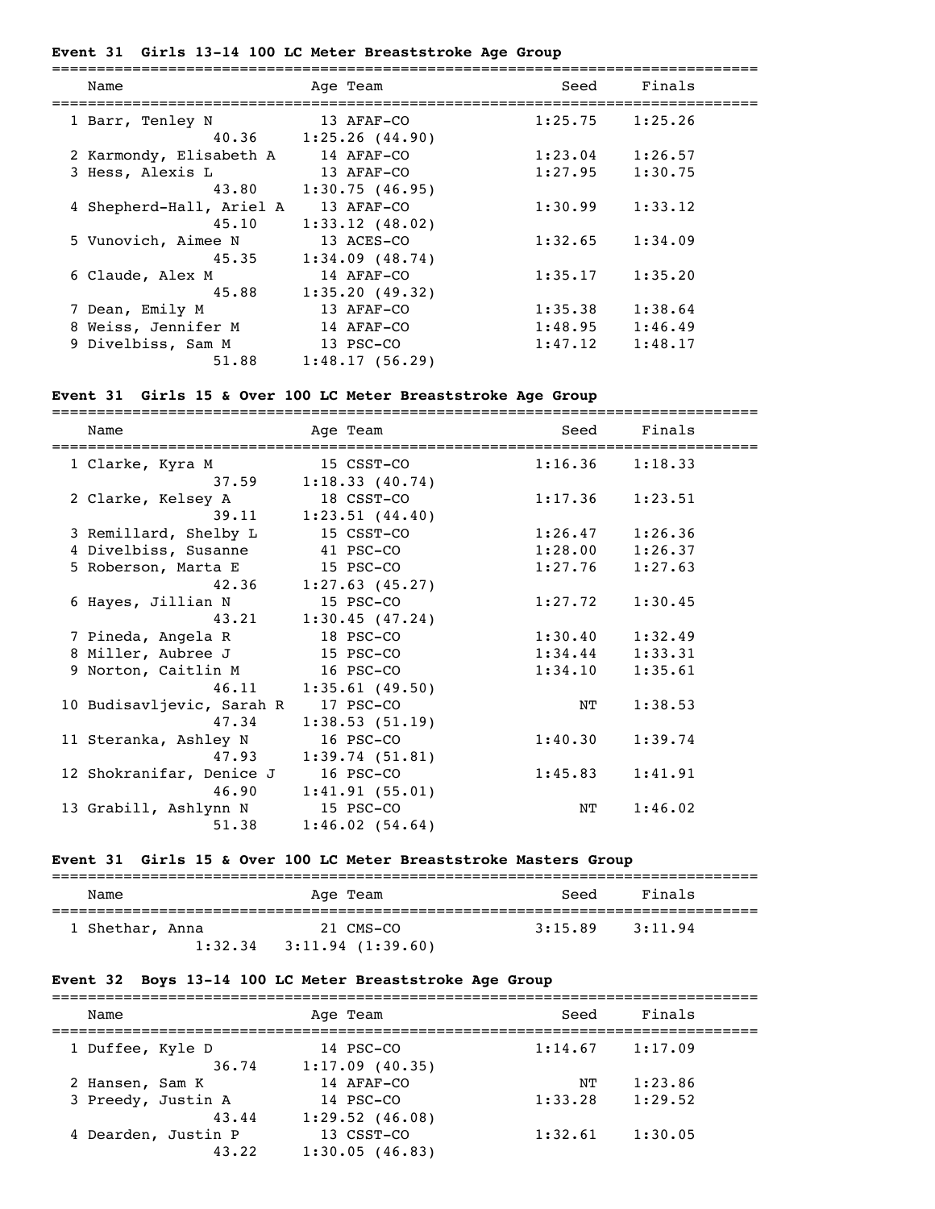### Event 31 Girls 13-14 100 LC Meter Breaststroke Age Group

| | Name | Age | Team | Seed | Finals |
|---|---|---|---|---|---|
| 1 | Barr, Tenley N | 13 | AFAF-CO | 1:25.75 | 1:25.26 |
| | 40.36 | 1:25.26 (44.90) | | | |
| 2 | Karmondy, Elisabeth A | 14 | AFAF-CO | 1:23.04 | 1:26.57 |
| 3 | Hess, Alexis L | 13 | AFAF-CO | 1:27.95 | 1:30.75 |
| | 43.80 | 1:30.75 (46.95) | | | |
| 4 | Shepherd-Hall, Ariel A | 13 | AFAF-CO | 1:30.99 | 1:33.12 |
| | 45.10 | 1:33.12 (48.02) | | | |
| 5 | Vunovich, Aimee N | 13 | ACES-CO | 1:32.65 | 1:34.09 |
| | 45.35 | 1:34.09 (48.74) | | | |
| 6 | Claude, Alex M | 14 | AFAF-CO | 1:35.17 | 1:35.20 |
| | 45.88 | 1:35.20 (49.32) | | | |
| 7 | Dean, Emily M | 13 | AFAF-CO | 1:35.38 | 1:38.64 |
| 8 | Weiss, Jennifer M | 14 | AFAF-CO | 1:48.95 | 1:46.49 |
| 9 | Divelbiss, Sam M | 13 | PSC-CO | 1:47.12 | 1:48.17 |
| | 51.88 | 1:48.17 (56.29) | | | |

### Event 31 Girls 15 & Over 100 LC Meter Breaststroke Age Group

| | Name | Age | Team | Seed | Finals |
|---|---|---|---|---|---|
| 1 | Clarke, Kyra M | 15 | CSST-CO | 1:16.36 | 1:18.33 |
| | 37.59 | 1:18.33 (40.74) | | | |
| 2 | Clarke, Kelsey A | 18 | CSST-CO | 1:17.36 | 1:23.51 |
| | 39.11 | 1:23.51 (44.40) | | | |
| 3 | Remillard, Shelby L | 15 | CSST-CO | 1:26.47 | 1:26.36 |
| 4 | Divelbiss, Susanne | 41 | PSC-CO | 1:28.00 | 1:26.37 |
| 5 | Roberson, Marta E | 15 | PSC-CO | 1:27.76 | 1:27.63 |
| | 42.36 | 1:27.63 (45.27) | | | |
| 6 | Hayes, Jillian N | 15 | PSC-CO | 1:27.72 | 1:30.45 |
| | 43.21 | 1:30.45 (47.24) | | | |
| 7 | Pineda, Angela R | 18 | PSC-CO | 1:30.40 | 1:32.49 |
| 8 | Miller, Aubree J | 15 | PSC-CO | 1:34.44 | 1:33.31 |
| 9 | Norton, Caitlin M | 16 | PSC-CO | 1:34.10 | 1:35.61 |
| | 46.11 | 1:35.61 (49.50) | | | |
| 10 | Budisavljevic, Sarah R | 17 | PSC-CO | NT | 1:38.53 |
| | 47.34 | 1:38.53 (51.19) | | | |
| 11 | Steranka, Ashley N | 16 | PSC-CO | 1:40.30 | 1:39.74 |
| | 47.93 | 1:39.74 (51.81) | | | |
| 12 | Shokranifar, Denice J | 16 | PSC-CO | 1:45.83 | 1:41.91 |
| | 46.90 | 1:41.91 (55.01) | | | |
| 13 | Grabill, Ashlynn N | 15 | PSC-CO | NT | 1:46.02 |
| | 51.38 | 1:46.02 (54.64) | | | |

### Event 31 Girls 15 & Over 100 LC Meter Breaststroke Masters Group

| | Name | Age | Team | Seed | Finals |
|---|---|---|---|---|---|
| 1 | Shethar, Anna | 21 | CMS-CO | 3:15.89 | 3:11.94 |
| | 1:32.34 | 3:11.94 (1:39.60) | | | |

### Event 32 Boys 13-14 100 LC Meter Breaststroke Age Group

| | Name | Age | Team | Seed | Finals |
|---|---|---|---|---|---|
| 1 | Duffee, Kyle D | 14 | PSC-CO | 1:14.67 | 1:17.09 |
| | 36.74 | 1:17.09 (40.35) | | | |
| 2 | Hansen, Sam K | 14 | AFAF-CO | NT | 1:23.86 |
| 3 | Preedy, Justin A | 14 | PSC-CO | 1:33.28 | 1:29.52 |
| | 43.44 | 1:29.52 (46.08) | | | |
| 4 | Dearden, Justin P | 13 | CSST-CO | 1:32.61 | 1:30.05 |
| | 43.22 | 1:30.05 (46.83) | | | |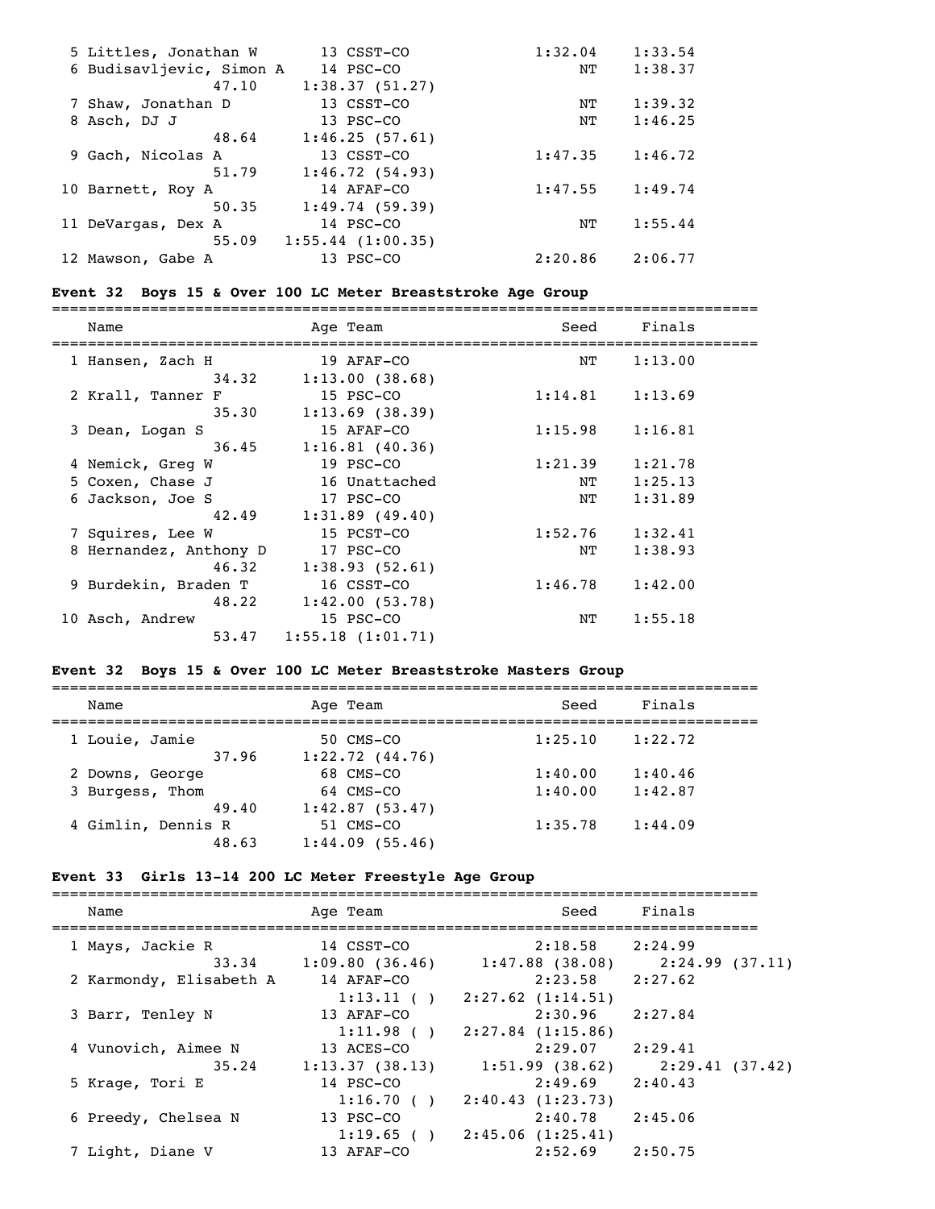| Name | Age Team | Seed | Finals |
|---|---|---|---|
| 5 Littles, Jonathan W | 13 CSST-CO | 1:32.04 | 1:33.54 |
| 6 Budisavljevic, Simon A | 14 PSC-CO | NT | 1:38.37 |
| 47.10 | 1:38.37 (51.27) | | |
| 7 Shaw, Jonathan D | 13 CSST-CO | NT | 1:39.32 |
| 8 Asch, DJ J | 13 PSC-CO | NT | 1:46.25 |
| 48.64 | 1:46.25 (57.61) | | |
| 9 Gach, Nicolas A | 13 CSST-CO | 1:47.35 | 1:46.72 |
| 51.79 | 1:46.72 (54.93) | | |
| 10 Barnett, Roy A | 14 AFAF-CO | 1:47.55 | 1:49.74 |
| 50.35 | 1:49.74 (59.39) | | |
| 11 DeVargas, Dex A | 14 PSC-CO | NT | 1:55.44 |
| 55.09 | 1:55.44 (1:00.35) | | |
| 12 Mawson, Gabe A | 13 PSC-CO | 2:20.86 | 2:06.77 |

### Event 32 Boys 15 & Over 100 LC Meter Breaststroke Age Group

| Name | Age Team | Seed | Finals |
|---|---|---|---|
| 1 Hansen, Zach H | 19 AFAF-CO | NT | 1:13.00 |
| 34.32 | 1:13.00 (38.68) | | |
| 2 Krall, Tanner F | 15 PSC-CO | 1:14.81 | 1:13.69 |
| 35.30 | 1:13.69 (38.39) | | |
| 3 Dean, Logan S | 15 AFAF-CO | 1:15.98 | 1:16.81 |
| 36.45 | 1:16.81 (40.36) | | |
| 4 Nemick, Greg W | 19 PSC-CO | 1:21.39 | 1:21.78 |
| 5 Coxen, Chase J | 16 Unattached | NT | 1:25.13 |
| 6 Jackson, Joe S | 17 PSC-CO | NT | 1:31.89 |
| 42.49 | 1:31.89 (49.40) | | |
| 7 Squires, Lee W | 15 PCST-CO | 1:52.76 | 1:32.41 |
| 8 Hernandez, Anthony D | 17 PSC-CO | NT | 1:38.93 |
| 46.32 | 1:38.93 (52.61) | | |
| 9 Burdekin, Braden T | 16 CSST-CO | 1:46.78 | 1:42.00 |
| 48.22 | 1:42.00 (53.78) | | |
| 10 Asch, Andrew | 15 PSC-CO | NT | 1:55.18 |
| 53.47 | 1:55.18 (1:01.71) | | |

### Event 32 Boys 15 & Over 100 LC Meter Breaststroke Masters Group

| Name | Age Team | Seed | Finals |
|---|---|---|---|
| 1 Louie, Jamie | 50 CMS-CO | 1:25.10 | 1:22.72 |
| 37.96 | 1:22.72 (44.76) | | |
| 2 Downs, George | 68 CMS-CO | 1:40.00 | 1:40.46 |
| 3 Burgess, Thom | 64 CMS-CO | 1:40.00 | 1:42.87 |
| 49.40 | 1:42.87 (53.47) | | |
| 4 Gimlin, Dennis R | 51 CMS-CO | 1:35.78 | 1:44.09 |
| 48.63 | 1:44.09 (55.46) | | |

### Event 33 Girls 13-14 200 LC Meter Freestyle Age Group

| Name | Age Team | Seed | Finals | |
|---|---|---|---|---|
| 1 Mays, Jackie R | 14 CSST-CO | 2:18.58 | 2:24.99 | |
| 33.34 | 1:09.80 (36.46) | 1:47.88 (38.08) | 2:24.99 (37.11) | |
| 2 Karmondy, Elisabeth A | 14 AFAF-CO | 2:23.58 | 2:27.62 | |
| | 1:13.11 ( ) | 2:27.62 (1:14.51) | | |
| 3 Barr, Tenley N | 13 AFAF-CO | 2:30.96 | 2:27.84 | |
| | 1:11.98 ( ) | 2:27.84 (1:15.86) | | |
| 4 Vunovich, Aimee N | 13 ACES-CO | 2:29.07 | 2:29.41 | |
| 35.24 | 1:13.37 (38.13) | 1:51.99 (38.62) | 2:29.41 (37.42) | |
| 5 Krage, Tori E | 14 PSC-CO | 2:49.69 | 2:40.43 | |
| | 1:16.70 ( ) | 2:40.43 (1:23.73) | | |
| 6 Preedy, Chelsea N | 13 PSC-CO | 2:40.78 | 2:45.06 | |
| | 1:19.65 ( ) | 2:45.06 (1:25.41) | | |
| 7 Light, Diane V | 13 AFAF-CO | 2:52.69 | 2:50.75 | |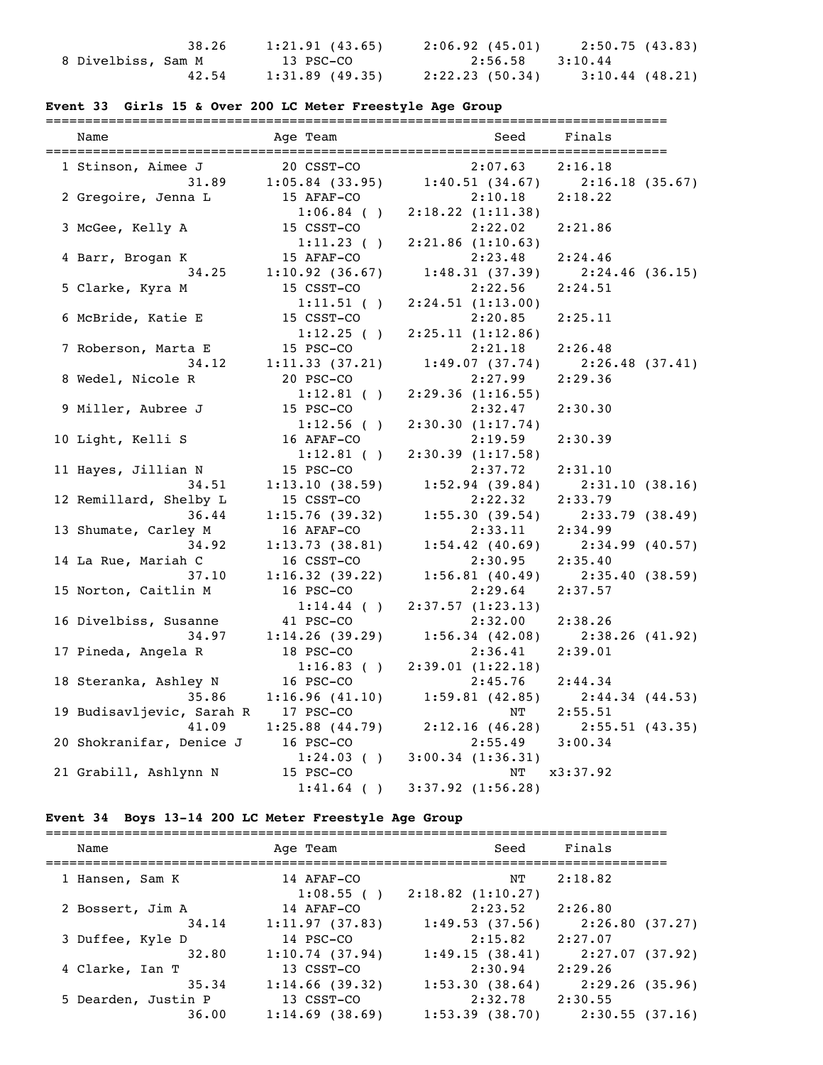| | | | | |
|---|---|---|---|---|
| | 38.26 | 1:21.91 (43.65) | 2:06.92 (45.01) | 2:50.75 (43.83) |
| 8 Divelbiss, Sam M | 13 PSC-CO | | 2:56.58 | 3:10.44 |
| | 42.54 | 1:31.89 (49.35) | 2:22.23 (50.34) | 3:10.44 (48.21) |

### Event 33 Girls 15 & Over 200 LC Meter Freestyle Age Group

| Name | Age Team | | Seed | Finals |
|---|---|---|---|---|
| 1 Stinson, Aimee J | 20 CSST-CO | | 2:07.63 | 2:16.18 |
| | 31.89 | 1:05.84 (33.95) | 1:40.51 (34.67) | 2:16.18 (35.67) |
| 2 Gregoire, Jenna L | 15 AFAF-CO | | 2:10.18 | 2:18.22 |
| | | 1:06.84 ( ) | 2:18.22 (1:11.38) | |
| 3 McGee, Kelly A | 15 CSST-CO | | 2:22.02 | 2:21.86 |
| | | 1:11.23 ( ) | 2:21.86 (1:10.63) | |
| 4 Barr, Brogan K | 15 AFAF-CO | | 2:23.48 | 2:24.46 |
| | 34.25 | 1:10.92 (36.67) | 1:48.31 (37.39) | 2:24.46 (36.15) |
| 5 Clarke, Kyra M | 15 CSST-CO | | 2:22.56 | 2:24.51 |
| | | 1:11.51 ( ) | 2:24.51 (1:13.00) | |
| 6 McBride, Katie E | 15 CSST-CO | | 2:20.85 | 2:25.11 |
| | | 1:12.25 ( ) | 2:25.11 (1:12.86) | |
| 7 Roberson, Marta E | 15 PSC-CO | | 2:21.18 | 2:26.48 |
| | 34.12 | 1:11.33 (37.21) | 1:49.07 (37.74) | 2:26.48 (37.41) |
| 8 Wedel, Nicole R | 20 PSC-CO | | 2:27.99 | 2:29.36 |
| | | 1:12.81 ( ) | 2:29.36 (1:16.55) | |
| 9 Miller, Aubree J | 15 PSC-CO | | 2:32.47 | 2:30.30 |
| | | 1:12.56 ( ) | 2:30.30 (1:17.74) | |
| 10 Light, Kelli S | 16 AFAF-CO | | 2:19.59 | 2:30.39 |
| | | 1:12.81 ( ) | 2:30.39 (1:17.58) | |
| 11 Hayes, Jillian N | 15 PSC-CO | | 2:37.72 | 2:31.10 |
| | 34.51 | 1:13.10 (38.59) | 1:52.94 (39.84) | 2:31.10 (38.16) |
| 12 Remillard, Shelby L | 15 CSST-CO | | 2:22.32 | 2:33.79 |
| | 36.44 | 1:15.76 (39.32) | 1:55.30 (39.54) | 2:33.79 (38.49) |
| 13 Shumate, Carley M | 16 AFAF-CO | | 2:33.11 | 2:34.99 |
| | 34.92 | 1:13.73 (38.81) | 1:54.42 (40.69) | 2:34.99 (40.57) |
| 14 La Rue, Mariah C | 16 CSST-CO | | 2:30.95 | 2:35.40 |
| | 37.10 | 1:16.32 (39.22) | 1:56.81 (40.49) | 2:35.40 (38.59) |
| 15 Norton, Caitlin M | 16 PSC-CO | | 2:29.64 | 2:37.57 |
| | | 1:14.44 ( ) | 2:37.57 (1:23.13) | |
| 16 Divelbiss, Susanne | 41 PSC-CO | | 2:32.00 | 2:38.26 |
| | 34.97 | 1:14.26 (39.29) | 1:56.34 (42.08) | 2:38.26 (41.92) |
| 17 Pineda, Angela R | 18 PSC-CO | | 2:36.41 | 2:39.01 |
| | | 1:16.83 ( ) | 2:39.01 (1:22.18) | |
| 18 Steranka, Ashley N | 16 PSC-CO | | 2:45.76 | 2:44.34 |
| | 35.86 | 1:16.96 (41.10) | 1:59.81 (42.85) | 2:44.34 (44.53) |
| 19 Budisavljevic, Sarah R | 17 PSC-CO | | NT | 2:55.51 |
| | 41.09 | 1:25.88 (44.79) | 2:12.16 (46.28) | 2:55.51 (43.35) |
| 20 Shokranifar, Denice J | 16 PSC-CO | | 2:55.49 | 3:00.34 |
| | | 1:24.03 ( ) | 3:00.34 (1:36.31) | |
| 21 Grabill, Ashlynn N | 15 PSC-CO | | NT | x3:37.92 |
| | | 1:41.64 ( ) | 3:37.92 (1:56.28) | |

### Event 34 Boys 13-14 200 LC Meter Freestyle Age Group

| Name | Age Team | | Seed | Finals |
|---|---|---|---|---|
| 1 Hansen, Sam K | 14 AFAF-CO | | NT | 2:18.82 |
| | | 1:08.55 ( ) | 2:18.82 (1:10.27) | |
| 2 Bossert, Jim A | 14 AFAF-CO | | 2:23.52 | 2:26.80 |
| | 34.14 | 1:11.97 (37.83) | 1:49.53 (37.56) | 2:26.80 (37.27) |
| 3 Duffee, Kyle D | 14 PSC-CO | | 2:15.82 | 2:27.07 |
| | 32.80 | 1:10.74 (37.94) | 1:49.15 (38.41) | 2:27.07 (37.92) |
| 4 Clarke, Ian T | 13 CSST-CO | | 2:30.94 | 2:29.26 |
| | 35.34 | 1:14.66 (39.32) | 1:53.30 (38.64) | 2:29.26 (35.96) |
| 5 Dearden, Justin P | 13 CSST-CO | | 2:32.78 | 2:30.55 |
| | 36.00 | 1:14.69 (38.69) | 1:53.39 (38.70) | 2:30.55 (37.16) |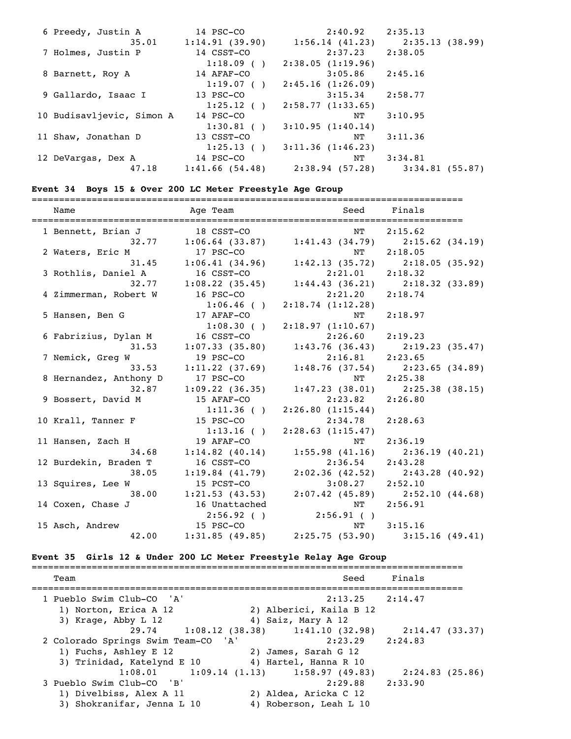```
  6 Preedy, Justin A          14 PSC-CO               2:40.92    2:35.13
                35.01     1:14.91 (39.90)    1:56.14 (41.23)    2:35.13 (38.99)
  7 Holmes, Justin P          14 CSST-CO              2:37.23    2:38.05
                          1:18.09 ( )    2:38.05 (1:19.96)
  8 Barnett, Roy A            14 AFAF-CO              3:05.86    2:45.16
                          1:19.07 ( )    2:45.16 (1:26.09)
  9 Gallardo, Isaac I         13 PSC-CO               3:15.34    2:58.77
                          1:25.12 ( )    2:58.77 (1:33.65)
 10 Budisavljevic, Simon A    14 PSC-CO                    NT    3:10.95
                          1:30.81 ( )    3:10.95 (1:40.14)
 11 Shaw, Jonathan D          13 CSST-CO                   NT    3:11.36
                          1:25.13 ( )    3:11.36 (1:46.23)
 12 DeVargas, Dex A           14 PSC-CO                    NT    3:34.81
                47.18     1:41.66 (54.48)    2:38.94 (57.28)    3:34.81 (55.87)
```

### Event 34  Boys 15 & Over 200 LC Meter Freestyle Age Group

```
===============================================================================
    Name                    Age Team                    Seed     Finals
===============================================================================
  1 Bennett, Brian J          18 CSST-CO                   NT    2:15.62
                32.77     1:06.64 (33.87)    1:41.43 (34.79)    2:15.62 (34.19)
  2 Waters, Eric M            17 PSC-CO                    NT    2:18.05
                31.45     1:06.41 (34.96)    1:42.13 (35.72)    2:18.05 (35.92)
  3 Rothlis, Daniel A         16 CSST-CO              2:21.01    2:18.32
                32.77     1:08.22 (35.45)    1:44.43 (36.21)    2:18.32 (33.89)
  4 Zimmerman, Robert W       16 PSC-CO               2:21.20    2:18.74
                          1:06.46 ( )    2:18.74 (1:12.28)
  5 Hansen, Ben G             17 AFAF-CO                   NT    2:18.97
                          1:08.30 ( )    2:18.97 (1:10.67)
  6 Fabrizius, Dylan M        16 CSST-CO              2:26.60    2:19.23
                31.53     1:07.33 (35.80)    1:43.76 (36.43)    2:19.23 (35.47)
  7 Nemick, Greg W            19 PSC-CO               2:16.81    2:23.65
                33.53     1:11.22 (37.69)    1:48.76 (37.54)    2:23.65 (34.89)
  8 Hernandez, Anthony D      17 PSC-CO                    NT    2:25.38
                32.87     1:09.22 (36.35)    1:47.23 (38.01)    2:25.38 (38.15)
  9 Bossert, David M          15 AFAF-CO              2:23.82    2:26.80
                          1:11.36 ( )    2:26.80 (1:15.44)
 10 Krall, Tanner F           15 PSC-CO               2:34.78    2:28.63
                          1:13.16 ( )    2:28.63 (1:15.47)
 11 Hansen, Zach H            19 AFAF-CO                   NT    2:36.19
                34.68     1:14.82 (40.14)    1:55.98 (41.16)    2:36.19 (40.21)
 12 Burdekin, Braden T        16 CSST-CO              2:36.54    2:43.28
                38.05     1:19.84 (41.79)    2:02.36 (42.52)    2:43.28 (40.92)
 13 Squires, Lee W            15 PCST-CO              3:08.27    2:52.10
                38.00     1:21.53 (43.53)    2:07.42 (45.89)    2:52.10 (44.68)
 14 Coxen, Chase J            16 Unattached                NT    2:56.91
                          2:56.92 ( )        2:56.91 ( )
 15 Asch, Andrew              15 PSC-CO                    NT    3:15.16
                42.00     1:31.85 (49.85)    2:25.75 (53.90)    3:15.16 (49.41)
```

### Event 35  Girls 12 & Under 200 LC Meter Freestyle Relay Age Group

```
===============================================================================
    Team                                                Seed     Finals
===============================================================================
  1 Pueblo Swim Club-CO  'A'                         2:13.25    2:14.47
     1) Norton, Erica A 12             2) Alberici, Kaila B 12
     3) Krage, Abby L 12               4) Saiz, Mary A 12
                29.74     1:08.12 (38.38)    1:41.10 (32.98)    2:14.47 (33.37)
  2 Colorado Springs Swim Team-CO  'A'               2:23.29    2:24.83
     1) Fuchs, Ashley E 12             2) James, Sarah G 12
     3) Trinidad, Katelynd E 10        4) Hartel, Hanna R 10
              1:08.01     1:09.14 (1.13)     1:58.97 (49.83)    2:24.83 (25.86)
  3 Pueblo Swim Club-CO  'B'                         2:29.88    2:33.90
     1) Divelbiss, Alex A 11           2) Aldea, Aricka C 12
     3) Shokranifar, Jenna L 10        4) Roberson, Leah L 10
```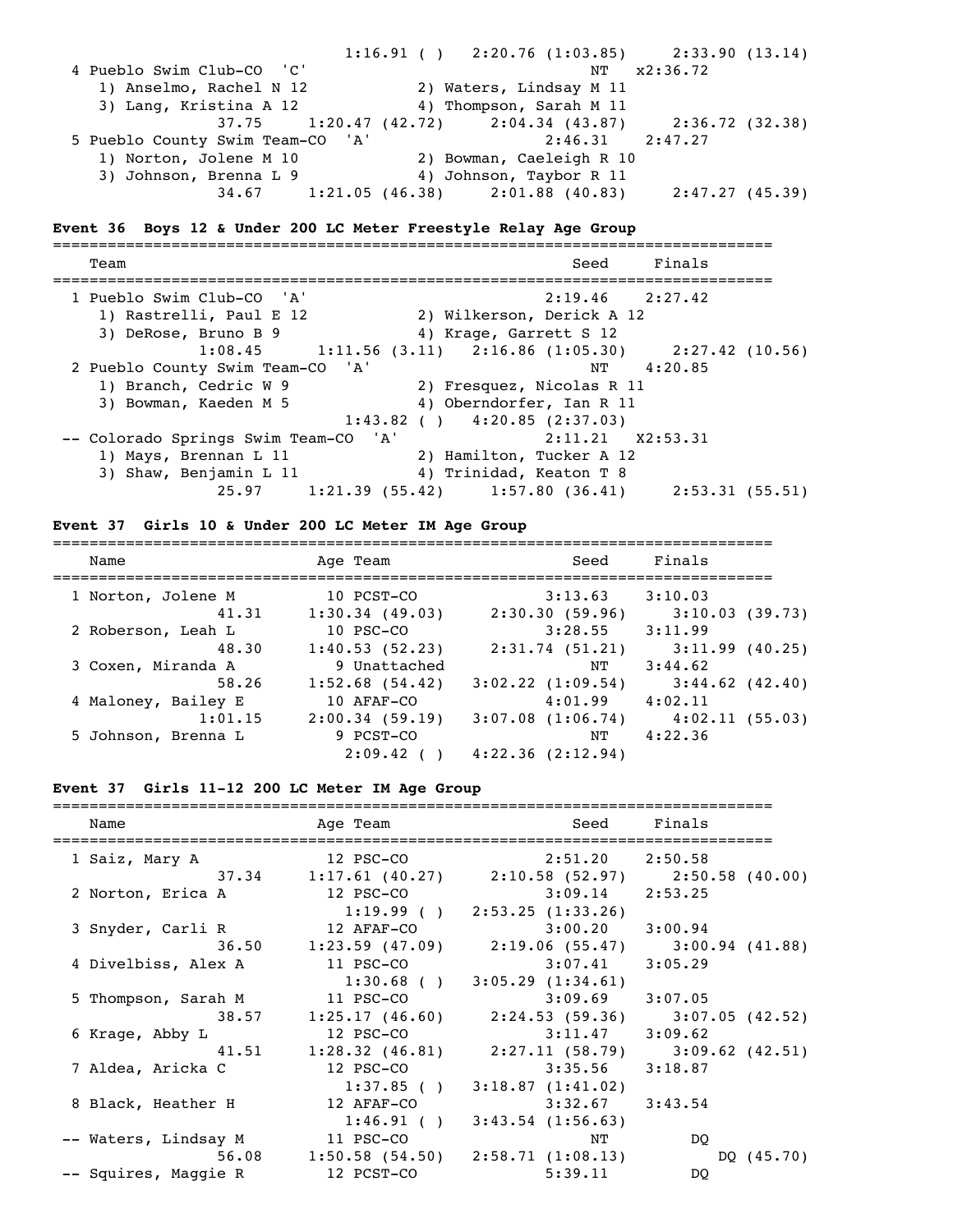```
                    1:16.91 ( )   2:20.76 (1:03.85)     2:33.90 (13.14)
  4 Pueblo Swim Club-CO  'C'                           NT   x2:36.72
     1) Anselmo, Rachel N 12            2) Waters, Lindsay M 11
     3) Lang, Kristina A 12             4) Thompson, Sarah M 11
              37.75     1:20.47 (42.72)     2:04.34 (43.87)     2:36.72 (32.38)
  5 Pueblo County Swim Team-CO  'A'                  2:46.31    2:47.27
     1) Norton, Jolene M 10             2) Bowman, Caeleigh R 10
     3) Johnson, Brenna L 9             4) Johnson, Taybor R 11
              34.67     1:21.05 (46.38)     2:01.88 (40.83)     2:47.27 (45.39)
```

## Event 36  Boys 12 & Under 200 LC Meter Freestyle Relay Age Group

```
===============================================================================
    Team                                               Seed     Finals
===============================================================================
  1 Pueblo Swim Club-CO  'A'                         2:19.46    2:27.42
     1) Rastrelli, Paul E 12            2) Wilkerson, Derick A 12
     3) DeRose, Bruno B 9               4) Krage, Garrett S 12
            1:08.45     1:11.56 (3.11)   2:16.86 (1:05.30)     2:27.42 (10.56)
  2 Pueblo County Swim Team-CO  'A'                       NT    4:20.85
     1) Branch, Cedric W 9              2) Fresquez, Nicolas R 11
     3) Bowman, Kaeden M 5              4) Oberndorfer, Ian R 11
                        1:43.82 ( )   4:20.85 (2:37.03)
 -- Colorado Springs Swim Team-CO  'A'               2:11.21   X2:53.31
     1) Mays, Brennan L 11              2) Hamilton, Tucker A 12
     3) Shaw, Benjamin L 11             4) Trinidad, Keaton T 8
              25.97     1:21.39 (55.42)     1:57.80 (36.41)     2:53.31 (55.51)
```

## Event 37  Girls 10 & Under 200 LC Meter IM Age Group

```
===============================================================================
    Name                    Age Team                    Seed     Finals
===============================================================================
  1 Norton, Jolene M         10 PCST-CO               3:13.63    3:10.03
              41.31     1:30.34 (49.03)     2:30.30 (59.96)     3:10.03 (39.73)
  2 Roberson, Leah L         10 PSC-CO                3:28.55    3:11.99
              48.30     1:40.53 (52.23)     2:31.74 (51.21)     3:11.99 (40.25)
  3 Coxen, Miranda A          9 Unattached                 NT    3:44.62
              58.26     1:52.68 (54.42)   3:02.22 (1:09.54)     3:44.62 (42.40)
  4 Maloney, Bailey E        10 AFAF-CO               4:01.99    4:02.11
            1:01.15     2:00.34 (59.19)   3:07.08 (1:06.74)     4:02.11 (55.03)
  5 Johnson, Brenna L         9 PCST-CO                    NT    4:22.36
                        2:09.42 ( )   4:22.36 (2:12.94)
```

## Event 37  Girls 11-12 200 LC Meter IM Age Group

```
===============================================================================
    Name                    Age Team                    Seed     Finals
===============================================================================
  1 Saiz, Mary A             12 PSC-CO                2:51.20    2:50.58
              37.34     1:17.61 (40.27)     2:10.58 (52.97)     2:50.58 (40.00)
  2 Norton, Erica A          12 PSC-CO                3:09.14    2:53.25
                        1:19.99 ( )   2:53.25 (1:33.26)
  3 Snyder, Carli R          12 AFAF-CO               3:00.20    3:00.94
              36.50     1:23.59 (47.09)     2:19.06 (55.47)     3:00.94 (41.88)
  4 Divelbiss, Alex A        11 PSC-CO                3:07.41    3:05.29
                        1:30.68 ( )   3:05.29 (1:34.61)
  5 Thompson, Sarah M        11 PSC-CO                3:09.69    3:07.05
              38.57     1:25.17 (46.60)     2:24.53 (59.36)     3:07.05 (42.52)
  6 Krage, Abby L            12 PSC-CO                3:11.47    3:09.62
              41.51     1:28.32 (46.81)     2:27.11 (58.79)     3:09.62 (42.51)
  7 Aldea, Aricka C          12 PSC-CO                3:35.56    3:18.87
                        1:37.85 ( )   3:18.87 (1:41.02)
  8 Black, Heather H         12 AFAF-CO               3:32.67    3:43.54
                        1:46.91 ( )   3:43.54 (1:56.63)
 -- Waters, Lindsay M        11 PSC-CO                     NT         DQ
              56.08     1:50.58 (54.50)   2:58.71 (1:08.13)          DQ (45.70)
 -- Squires, Maggie R        12 PCST-CO               5:39.11         DQ
```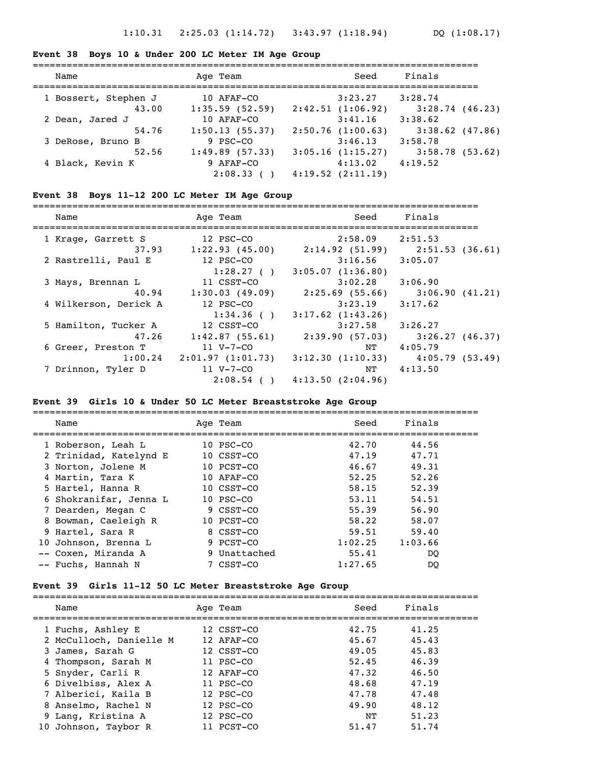1:10.31 2:25.03 (1:14.72) 3:43.97 (1:18.94) DQ (1:08.17)

### Event 38 Boys 10 & Under 200 LC Meter IM Age Group

| Name | Age | Team | Seed | Finals |
|---|---|---|---|---|
| 1 Bossert, Stephen J | 10 | AFAF-CO | 3:23.27 | 3:28.74 |
| 43.00 | 1:35.59 (52.59) | 2:42.51 (1:06.92) | 3:28.74 (46.23) | |
| 2 Dean, Jared J | 10 | AFAF-CO | 3:41.16 | 3:38.62 |
| 54.76 | 1:50.13 (55.37) | 2:50.76 (1:00.63) | 3:38.62 (47.86) | |
| 3 DeRose, Bruno B | 9 | PSC-CO | 3:46.13 | 3:58.78 |
| 52.56 | 1:49.89 (57.33) | 3:05.16 (1:15.27) | 3:58.78 (53.62) | |
| 4 Black, Kevin K | 9 | AFAF-CO | 4:13.02 | 4:19.52 |
| | 2:08.33 ( ) | 4:19.52 (2:11.19) | | |

### Event 38 Boys 11-12 200 LC Meter IM Age Group

| Name | Age | Team | Seed | Finals |
|---|---|---|---|---|
| 1 Krage, Garrett S | 12 | PSC-CO | 2:58.09 | 2:51.53 |
| 37.93 | 1:22.93 (45.00) | 2:14.92 (51.99) | 2:51.53 (36.61) | |
| 2 Rastrelli, Paul E | 12 | PSC-CO | 3:16.56 | 3:05.07 |
| | 1:28.27 ( ) | 3:05.07 (1:36.80) | | |
| 3 Mays, Brennan L | 11 | CSST-CO | 3:02.28 | 3:06.90 |
| 40.94 | 1:30.03 (49.09) | 2:25.69 (55.66) | 3:06.90 (41.21) | |
| 4 Wilkerson, Derick A | 12 | PSC-CO | 3:23.19 | 3:17.62 |
| | 1:34.36 ( ) | 3:17.62 (1:43.26) | | |
| 5 Hamilton, Tucker A | 12 | CSST-CO | 3:27.58 | 3:26.27 |
| 47.26 | 1:42.87 (55.61) | 2:39.90 (57.03) | 3:26.27 (46.37) | |
| 6 Greer, Preston T | 11 | V-7-CO | NT | 4:05.79 |
| 1:00.24 | 2:01.97 (1:01.73) | 3:12.30 (1:10.33) | 4:05.79 (53.49) | |
| 7 Drinnon, Tyler D | 11 | V-7-CO | NT | 4:13.50 |
| | 2:08.54 ( ) | 4:13.50 (2:04.96) | | |

### Event 39 Girls 10 & Under 50 LC Meter Breaststroke Age Group

| Name | Age | Team | Seed | Finals |
|---|---|---|---|---|
| 1 Roberson, Leah L | 10 | PSC-CO | 42.70 | 44.56 |
| 2 Trinidad, Katelynd E | 10 | CSST-CO | 47.19 | 47.71 |
| 3 Norton, Jolene M | 10 | PCST-CO | 46.67 | 49.31 |
| 4 Martin, Tara K | 10 | AFAF-CO | 52.25 | 52.26 |
| 5 Hartel, Hanna R | 10 | CSST-CO | 58.15 | 52.39 |
| 6 Shokranifar, Jenna L | 10 | PSC-CO | 53.11 | 54.51 |
| 7 Dearden, Megan C | 9 | CSST-CO | 55.39 | 56.90 |
| 8 Bowman, Caeleigh R | 10 | PCST-CO | 58.22 | 58.07 |
| 9 Hartel, Sara R | 8 | CSST-CO | 59.51 | 59.40 |
| 10 Johnson, Brenna L | 9 | PCST-CO | 1:02.25 | 1:03.66 |
| -- Coxen, Miranda A | 9 | Unattached | 55.41 | DQ |
| -- Fuchs, Hannah N | 7 | CSST-CO | 1:27.65 | DQ |

### Event 39 Girls 11-12 50 LC Meter Breaststroke Age Group

| Name | Age | Team | Seed | Finals |
|---|---|---|---|---|
| 1 Fuchs, Ashley E | 12 | CSST-CO | 42.75 | 41.25 |
| 2 McCulloch, Danielle M | 12 | AFAF-CO | 45.67 | 45.43 |
| 3 James, Sarah G | 12 | CSST-CO | 49.05 | 45.83 |
| 4 Thompson, Sarah M | 11 | PSC-CO | 52.45 | 46.39 |
| 5 Snyder, Carli R | 12 | AFAF-CO | 47.32 | 46.50 |
| 6 Divelbiss, Alex A | 11 | PSC-CO | 48.68 | 47.19 |
| 7 Alberici, Kaila B | 12 | PSC-CO | 47.78 | 47.48 |
| 8 Anselmo, Rachel N | 12 | PSC-CO | 49.90 | 48.12 |
| 9 Lang, Kristina A | 12 | PSC-CO | NT | 51.23 |
| 10 Johnson, Taybor R | 11 | PCST-CO | 51.47 | 51.74 |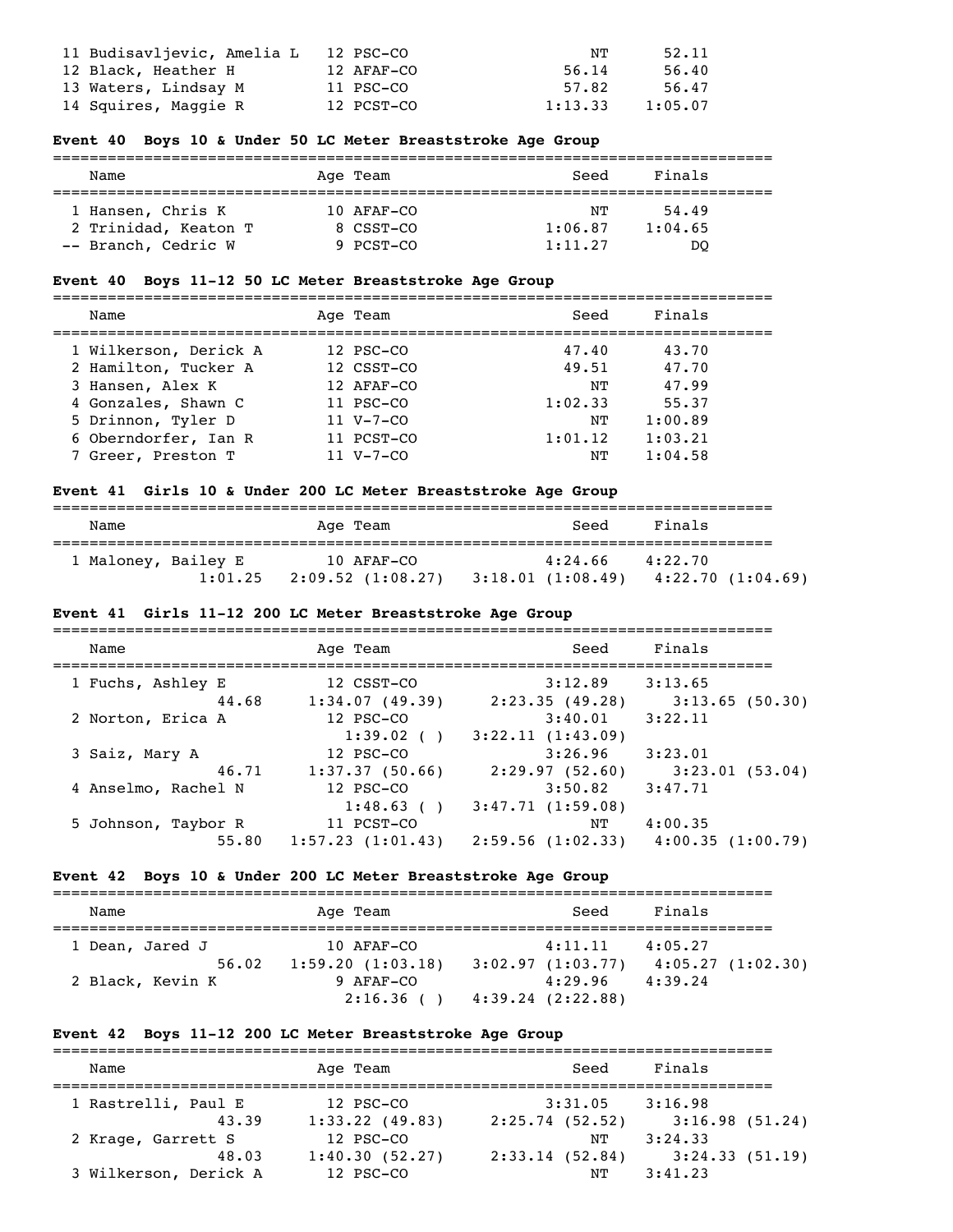| Name | Age | Team | Seed | Finals |
|---|---|---|---|---|
| 11 Budisavljevic, Amelia L | 12 | PSC-CO | NT | 52.11 |
| 12 Black, Heather H | 12 | AFAF-CO | 56.14 | 56.40 |
| 13 Waters, Lindsay M | 11 | PSC-CO | 57.82 | 56.47 |
| 14 Squires, Maggie R | 12 | PCST-CO | 1:13.33 | 1:05.07 |

### Event 40 Boys 10 & Under 50 LC Meter Breaststroke Age Group

| Name | Age | Team | Seed | Finals |
|---|---|---|---|---|
| 1 Hansen, Chris K | 10 | AFAF-CO | NT | 54.49 |
| 2 Trinidad, Keaton T | 8 | CSST-CO | 1:06.87 | 1:04.65 |
| -- Branch, Cedric W | 9 | PCST-CO | 1:11.27 | DQ |

### Event 40 Boys 11-12 50 LC Meter Breaststroke Age Group

| Name | Age | Team | Seed | Finals |
|---|---|---|---|---|
| 1 Wilkerson, Derick A | 12 | PSC-CO | 47.40 | 43.70 |
| 2 Hamilton, Tucker A | 12 | CSST-CO | 49.51 | 47.70 |
| 3 Hansen, Alex K | 12 | AFAF-CO | NT | 47.99 |
| 4 Gonzales, Shawn C | 11 | PSC-CO | 1:02.33 | 55.37 |
| 5 Drinnon, Tyler D | 11 | V-7-CO | NT | 1:00.89 |
| 6 Oberndorfer, Ian R | 11 | PCST-CO | 1:01.12 | 1:03.21 |
| 7 Greer, Preston T | 11 | V-7-CO | NT | 1:04.58 |

### Event 41 Girls 10 & Under 200 LC Meter Breaststroke Age Group

| Name | Age | Team | Seed | Finals |
|---|---|---|---|---|
| 1 Maloney, Bailey E | 10 | AFAF-CO | 4:24.66 | 4:22.70 |
| 1:01.25 | 2:09.52 (1:08.27) | 3:18.01 (1:08.49) | 4:22.70 (1:04.69) | |

### Event 41 Girls 11-12 200 LC Meter Breaststroke Age Group

| Name | Age | Team | Seed | Finals |
|---|---|---|---|---|
| 1 Fuchs, Ashley E | 12 | CSST-CO | 3:12.89 | 3:13.65 |
| 44.68 | 1:34.07 (49.39) | 2:23.35 (49.28) | 3:13.65 (50.30) | |
| 2 Norton, Erica A | 12 | PSC-CO | 3:40.01 | 3:22.11 |
| | 1:39.02 ( ) | 3:22.11 (1:43.09) | | |
| 3 Saiz, Mary A | 12 | PSC-CO | 3:26.96 | 3:23.01 |
| 46.71 | 1:37.37 (50.66) | 2:29.97 (52.60) | 3:23.01 (53.04) | |
| 4 Anselmo, Rachel N | 12 | PSC-CO | 3:50.82 | 3:47.71 |
| | 1:48.63 ( ) | 3:47.71 (1:59.08) | | |
| 5 Johnson, Taybor R | 11 | PCST-CO | NT | 4:00.35 |
| 55.80 | 1:57.23 (1:01.43) | 2:59.56 (1:02.33) | 4:00.35 (1:00.79) | |

### Event 42 Boys 10 & Under 200 LC Meter Breaststroke Age Group

| Name | Age | Team | Seed | Finals |
|---|---|---|---|---|
| 1 Dean, Jared J | 10 | AFAF-CO | 4:11.11 | 4:05.27 |
| 56.02 | 1:59.20 (1:03.18) | 3:02.97 (1:03.77) | 4:05.27 (1:02.30) | |
| 2 Black, Kevin K | 9 | AFAF-CO | 4:29.96 | 4:39.24 |
| | 2:16.36 ( ) | 4:39.24 (2:22.88) | | |

### Event 42 Boys 11-12 200 LC Meter Breaststroke Age Group

| Name | Age | Team | Seed | Finals |
|---|---|---|---|---|
| 1 Rastrelli, Paul E | 12 | PSC-CO | 3:31.05 | 3:16.98 |
| 43.39 | 1:33.22 (49.83) | 2:25.74 (52.52) | 3:16.98 (51.24) | |
| 2 Krage, Garrett S | 12 | PSC-CO | NT | 3:24.33 |
| 48.03 | 1:40.30 (52.27) | 2:33.14 (52.84) | 3:24.33 (51.19) | |
| 3 Wilkerson, Derick A | 12 | PSC-CO | NT | 3:41.23 |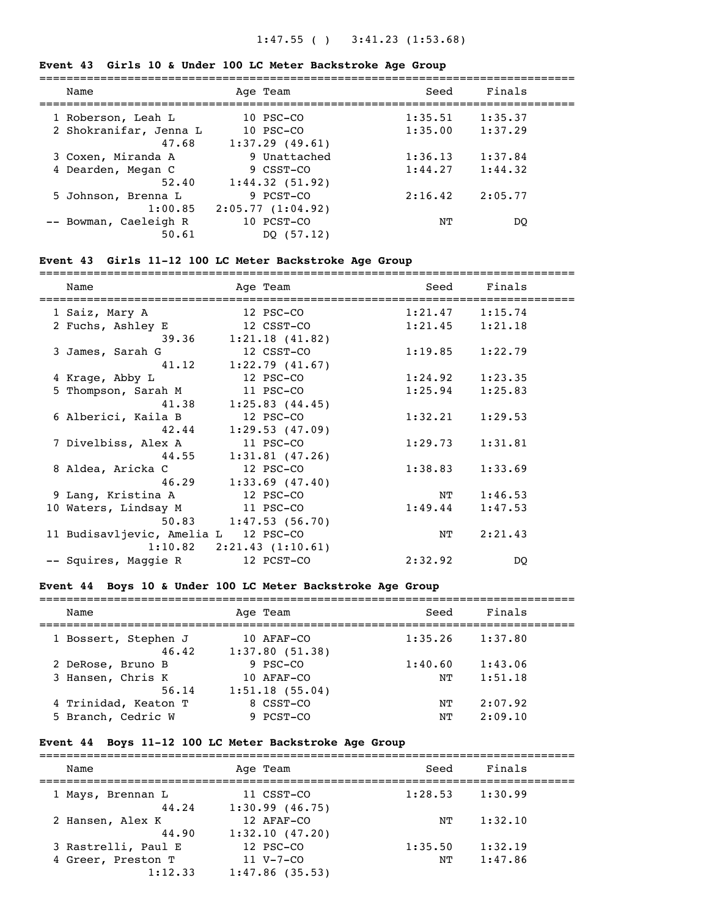1:47.55 ( ) 3:41.23 (1:53.68)

### Event 43 Girls 10 & Under 100 LC Meter Backstroke Age Group

| Place | Name | Age | Team | Seed | Finals |
|---|---|---|---|---|---|
| 1 | Roberson, Leah L | 10 | PSC-CO | 1:35.51 | 1:35.37 |
| 2 | Shokranifar, Jenna L | 10 | PSC-CO | 1:35.00 | 1:37.29 |
| | 47.68 | | 1:37.29 (49.61) | | |
| 3 | Coxen, Miranda A | 9 | Unattached | 1:36.13 | 1:37.84 |
| 4 | Dearden, Megan C | 9 | CSST-CO | 1:44.27 | 1:44.32 |
| | 52.40 | | 1:44.32 (51.92) | | |
| 5 | Johnson, Brenna L | 9 | PCST-CO | 2:16.42 | 2:05.77 |
| | 1:00.85 | | 2:05.77 (1:04.92) | | |
| -- | Bowman, Caeleigh R | 10 | PCST-CO | NT | DQ |
| | 50.61 | | DQ (57.12) | | |

### Event 43 Girls 11-12 100 LC Meter Backstroke Age Group

| Place | Name | Age | Team | Seed | Finals |
|---|---|---|---|---|---|
| 1 | Saiz, Mary A | 12 | PSC-CO | 1:21.47 | 1:15.74 |
| 2 | Fuchs, Ashley E | 12 | CSST-CO | 1:21.45 | 1:21.18 |
| | 39.36 | | 1:21.18 (41.82) | | |
| 3 | James, Sarah G | 12 | CSST-CO | 1:19.85 | 1:22.79 |
| | 41.12 | | 1:22.79 (41.67) | | |
| 4 | Krage, Abby L | 12 | PSC-CO | 1:24.92 | 1:23.35 |
| 5 | Thompson, Sarah M | 11 | PSC-CO | 1:25.94 | 1:25.83 |
| | 41.38 | | 1:25.83 (44.45) | | |
| 6 | Alberici, Kaila B | 12 | PSC-CO | 1:32.21 | 1:29.53 |
| | 42.44 | | 1:29.53 (47.09) | | |
| 7 | Divelbiss, Alex A | 11 | PSC-CO | 1:29.73 | 1:31.81 |
| | 44.55 | | 1:31.81 (47.26) | | |
| 8 | Aldea, Aricka C | 12 | PSC-CO | 1:38.83 | 1:33.69 |
| | 46.29 | | 1:33.69 (47.40) | | |
| 9 | Lang, Kristina A | 12 | PSC-CO | NT | 1:46.53 |
| 10 | Waters, Lindsay M | 11 | PSC-CO | 1:49.44 | 1:47.53 |
| | 50.83 | | 1:47.53 (56.70) | | |
| 11 | Budisavljevic, Amelia L | 12 | PSC-CO | NT | 2:21.43 |
| | 1:10.82 | | 2:21.43 (1:10.61) | | |
| -- | Squires, Maggie R | 12 | PCST-CO | 2:32.92 | DQ |

### Event 44 Boys 10 & Under 100 LC Meter Backstroke Age Group

| Place | Name | Age | Team | Seed | Finals |
|---|---|---|---|---|---|
| 1 | Bossert, Stephen J | 10 | AFAF-CO | 1:35.26 | 1:37.80 |
| | 46.42 | | 1:37.80 (51.38) | | |
| 2 | DeRose, Bruno B | 9 | PSC-CO | 1:40.60 | 1:43.06 |
| 3 | Hansen, Chris K | 10 | AFAF-CO | NT | 1:51.18 |
| | 56.14 | | 1:51.18 (55.04) | | |
| 4 | Trinidad, Keaton T | 8 | CSST-CO | NT | 2:07.92 |
| 5 | Branch, Cedric W | 9 | PCST-CO | NT | 2:09.10 |

### Event 44 Boys 11-12 100 LC Meter Backstroke Age Group

| Place | Name | Age | Team | Seed | Finals |
|---|---|---|---|---|---|
| 1 | Mays, Brennan L | 11 | CSST-CO | 1:28.53 | 1:30.99 |
| | 44.24 | | 1:30.99 (46.75) | | |
| 2 | Hansen, Alex K | 12 | AFAF-CO | NT | 1:32.10 |
| | 44.90 | | 1:32.10 (47.20) | | |
| 3 | Rastrelli, Paul E | 12 | PSC-CO | 1:35.50 | 1:32.19 |
| 4 | Greer, Preston T | 11 | V-7-CO | NT | 1:47.86 |
| | 1:12.33 | | 1:47.86 (35.53) | | |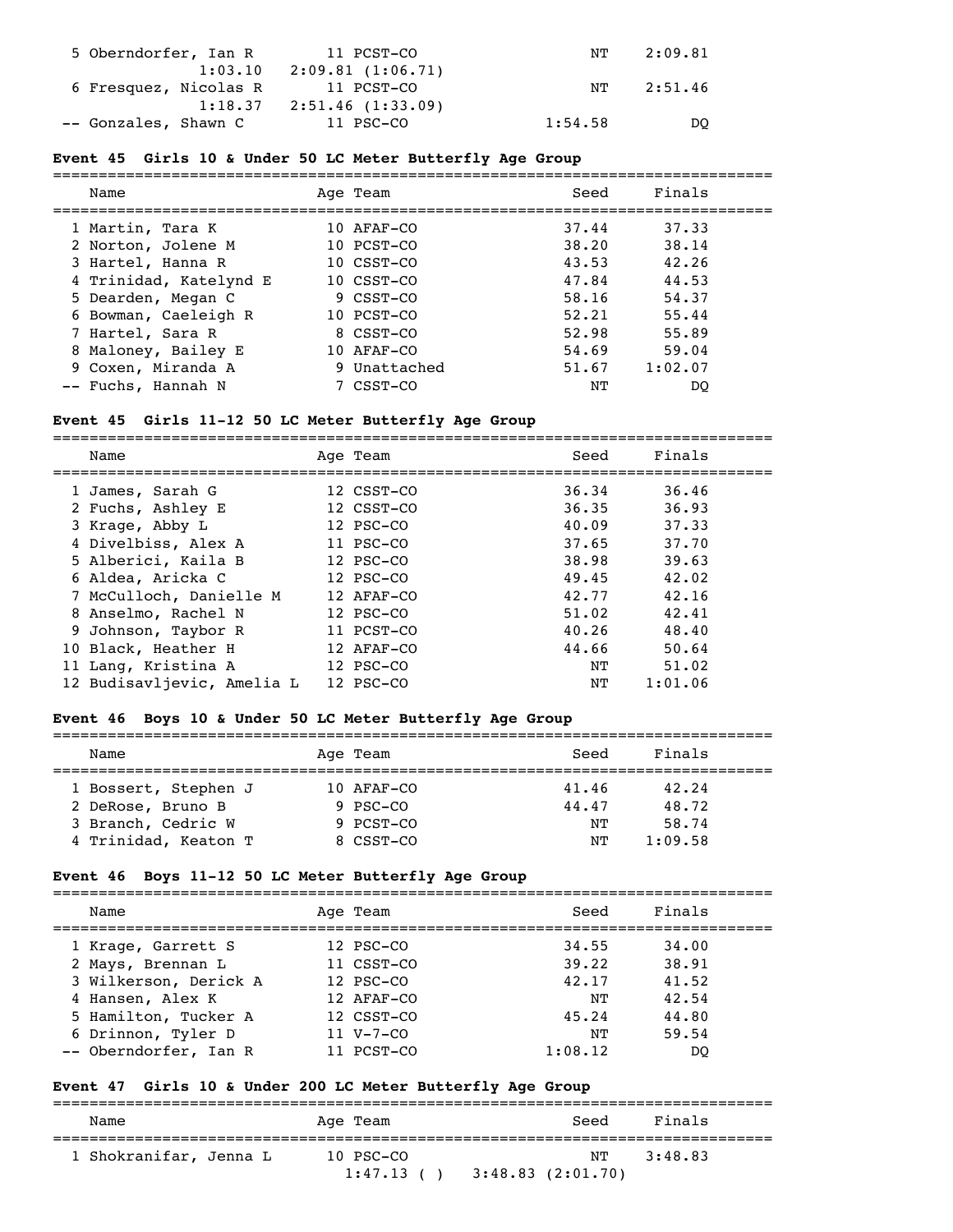| Name | Age | Team | Seed | Finals |
|---|---|---|---|---|
| 5 Oberndorfer, Ian R | 11 | PCST-CO | NT | 2:09.81 |
| 1:03.10 2:09.81 (1:06.71) | | | | |
| 6 Fresquez, Nicolas R | 11 | PCST-CO | NT | 2:51.46 |
| 1:18.37 2:51.46 (1:33.09) | | | | |
| -- Gonzales, Shawn C | 11 | PSC-CO | 1:54.58 | DQ |

### Event 45 Girls 10 & Under 50 LC Meter Butterfly Age Group

| Name | Age | Team | Seed | Finals |
|---|---|---|---|---|
| 1 Martin, Tara K | 10 | AFAF-CO | 37.44 | 37.33 |
| 2 Norton, Jolene M | 10 | PCST-CO | 38.20 | 38.14 |
| 3 Hartel, Hanna R | 10 | CSST-CO | 43.53 | 42.26 |
| 4 Trinidad, Katelynd E | 10 | CSST-CO | 47.84 | 44.53 |
| 5 Dearden, Megan C | 9 | CSST-CO | 58.16 | 54.37 |
| 6 Bowman, Caeleigh R | 10 | PCST-CO | 52.21 | 55.44 |
| 7 Hartel, Sara R | 8 | CSST-CO | 52.98 | 55.89 |
| 8 Maloney, Bailey E | 10 | AFAF-CO | 54.69 | 59.04 |
| 9 Coxen, Miranda A | 9 | Unattached | 51.67 | 1:02.07 |
| -- Fuchs, Hannah N | 7 | CSST-CO | NT | DQ |

### Event 45 Girls 11-12 50 LC Meter Butterfly Age Group

| Name | Age | Team | Seed | Finals |
|---|---|---|---|---|
| 1 James, Sarah G | 12 | CSST-CO | 36.34 | 36.46 |
| 2 Fuchs, Ashley E | 12 | CSST-CO | 36.35 | 36.93 |
| 3 Krage, Abby L | 12 | PSC-CO | 40.09 | 37.33 |
| 4 Divelbiss, Alex A | 11 | PSC-CO | 37.65 | 37.70 |
| 5 Alberici, Kaila B | 12 | PSC-CO | 38.98 | 39.63 |
| 6 Aldea, Aricka C | 12 | PSC-CO | 49.45 | 42.02 |
| 7 McCulloch, Danielle M | 12 | AFAF-CO | 42.77 | 42.16 |
| 8 Anselmo, Rachel N | 12 | PSC-CO | 51.02 | 42.41 |
| 9 Johnson, Taybor R | 11 | PCST-CO | 40.26 | 48.40 |
| 10 Black, Heather H | 12 | AFAF-CO | 44.66 | 50.64 |
| 11 Lang, Kristina A | 12 | PSC-CO | NT | 51.02 |
| 12 Budisavljevic, Amelia L | 12 | PSC-CO | NT | 1:01.06 |

### Event 46 Boys 10 & Under 50 LC Meter Butterfly Age Group

| Name | Age | Team | Seed | Finals |
|---|---|---|---|---|
| 1 Bossert, Stephen J | 10 | AFAF-CO | 41.46 | 42.24 |
| 2 DeRose, Bruno B | 9 | PSC-CO | 44.47 | 48.72 |
| 3 Branch, Cedric W | 9 | PCST-CO | NT | 58.74 |
| 4 Trinidad, Keaton T | 8 | CSST-CO | NT | 1:09.58 |

### Event 46 Boys 11-12 50 LC Meter Butterfly Age Group

| Name | Age | Team | Seed | Finals |
|---|---|---|---|---|
| 1 Krage, Garrett S | 12 | PSC-CO | 34.55 | 34.00 |
| 2 Mays, Brennan L | 11 | CSST-CO | 39.22 | 38.91 |
| 3 Wilkerson, Derick A | 12 | PSC-CO | 42.17 | 41.52 |
| 4 Hansen, Alex K | 12 | AFAF-CO | NT | 42.54 |
| 5 Hamilton, Tucker A | 12 | CSST-CO | 45.24 | 44.80 |
| 6 Drinnon, Tyler D | 11 | V-7-CO | NT | 59.54 |
| -- Oberndorfer, Ian R | 11 | PCST-CO | 1:08.12 | DQ |

### Event 47 Girls 10 & Under 200 LC Meter Butterfly Age Group

| Name | Age | Team | Seed | Finals |
|---|---|---|---|---|
| 1 Shokranifar, Jenna L | 10 | PSC-CO | NT | 3:48.83 |
| 1:47.13 ( ) 3:48.83 (2:01.70) | | | | |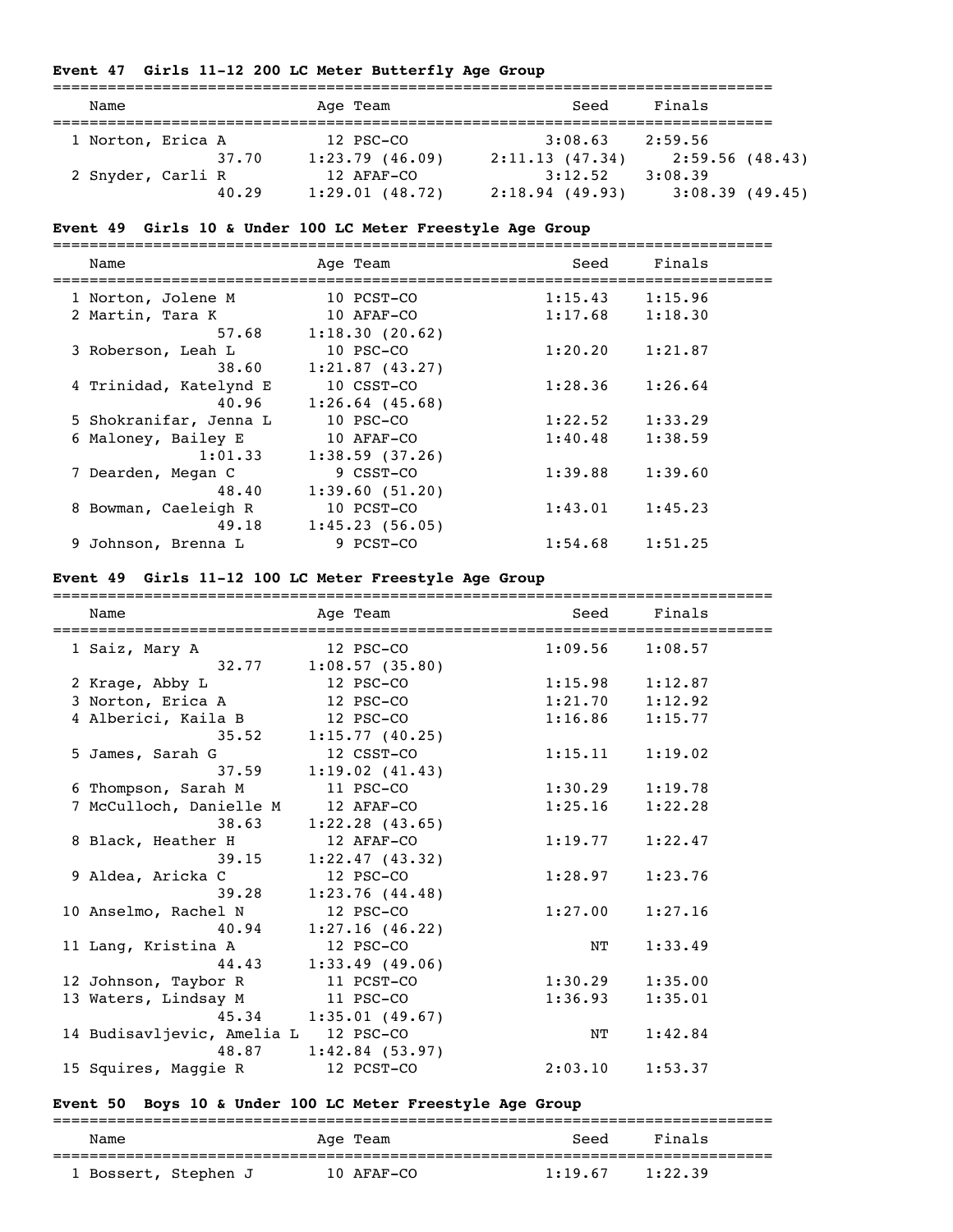### Event 47 Girls 11-12 200 LC Meter Butterfly Age Group

| Name | Age | Team | Seed | Finals |
|---|---|---|---|---|
| 1 Norton, Erica A | 12 | PSC-CO | 3:08.63 | 2:59.56 |
| 37.70 | 1:23.79 (46.09) | 2:11.13 (47.34) | 2:59.56 (48.43) | |
| 2 Snyder, Carli R | 12 | AFAF-CO | 3:12.52 | 3:08.39 |
| 40.29 | 1:29.01 (48.72) | 2:18.94 (49.93) | 3:08.39 (49.45) | |

### Event 49 Girls 10 & Under 100 LC Meter Freestyle Age Group

| Name | Age | Team | Seed | Finals |
|---|---|---|---|---|
| 1 Norton, Jolene M | 10 | PCST-CO | 1:15.43 | 1:15.96 |
| 2 Martin, Tara K | 10 | AFAF-CO | 1:17.68 | 1:18.30 |
| 57.68 | 1:18.30 (20.62) | | | |
| 3 Roberson, Leah L | 10 | PSC-CO | 1:20.20 | 1:21.87 |
| 38.60 | 1:21.87 (43.27) | | | |
| 4 Trinidad, Katelynd E | 10 | CSST-CO | 1:28.36 | 1:26.64 |
| 40.96 | 1:26.64 (45.68) | | | |
| 5 Shokranifar, Jenna L | 10 | PSC-CO | 1:22.52 | 1:33.29 |
| 6 Maloney, Bailey E | 10 | AFAF-CO | 1:40.48 | 1:38.59 |
| 1:01.33 | 1:38.59 (37.26) | | | |
| 7 Dearden, Megan C | 9 | CSST-CO | 1:39.88 | 1:39.60 |
| 48.40 | 1:39.60 (51.20) | | | |
| 8 Bowman, Caeleigh R | 10 | PCST-CO | 1:43.01 | 1:45.23 |
| 49.18 | 1:45.23 (56.05) | | | |
| 9 Johnson, Brenna L | 9 | PCST-CO | 1:54.68 | 1:51.25 |

### Event 49 Girls 11-12 100 LC Meter Freestyle Age Group

| Name | Age | Team | Seed | Finals |
|---|---|---|---|---|
| 1 Saiz, Mary A | 12 | PSC-CO | 1:09.56 | 1:08.57 |
| 32.77 | 1:08.57 (35.80) | | | |
| 2 Krage, Abby L | 12 | PSC-CO | 1:15.98 | 1:12.87 |
| 3 Norton, Erica A | 12 | PSC-CO | 1:21.70 | 1:12.92 |
| 4 Alberici, Kaila B | 12 | PSC-CO | 1:16.86 | 1:15.77 |
| 35.52 | 1:15.77 (40.25) | | | |
| 5 James, Sarah G | 12 | CSST-CO | 1:15.11 | 1:19.02 |
| 37.59 | 1:19.02 (41.43) | | | |
| 6 Thompson, Sarah M | 11 | PSC-CO | 1:30.29 | 1:19.78 |
| 7 McCulloch, Danielle M | 12 | AFAF-CO | 1:25.16 | 1:22.28 |
| 38.63 | 1:22.28 (43.65) | | | |
| 8 Black, Heather H | 12 | AFAF-CO | 1:19.77 | 1:22.47 |
| 39.15 | 1:22.47 (43.32) | | | |
| 9 Aldea, Aricka C | 12 | PSC-CO | 1:28.97 | 1:23.76 |
| 39.28 | 1:23.76 (44.48) | | | |
| 10 Anselmo, Rachel N | 12 | PSC-CO | 1:27.00 | 1:27.16 |
| 40.94 | 1:27.16 (46.22) | | | |
| 11 Lang, Kristina A | 12 | PSC-CO | NT | 1:33.49 |
| 44.43 | 1:33.49 (49.06) | | | |
| 12 Johnson, Taybor R | 11 | PCST-CO | 1:30.29 | 1:35.00 |
| 13 Waters, Lindsay M | 11 | PSC-CO | 1:36.93 | 1:35.01 |
| 45.34 | 1:35.01 (49.67) | | | |
| 14 Budisavljevic, Amelia L | 12 | PSC-CO | NT | 1:42.84 |
| 48.87 | 1:42.84 (53.97) | | | |
| 15 Squires, Maggie R | 12 | PCST-CO | 2:03.10 | 1:53.37 |

### Event 50 Boys 10 & Under 100 LC Meter Freestyle Age Group

| Name | Age | Team | Seed | Finals |
|---|---|---|---|---|
| 1 Bossert, Stephen J | 10 | AFAF-CO | 1:19.67 | 1:22.39 |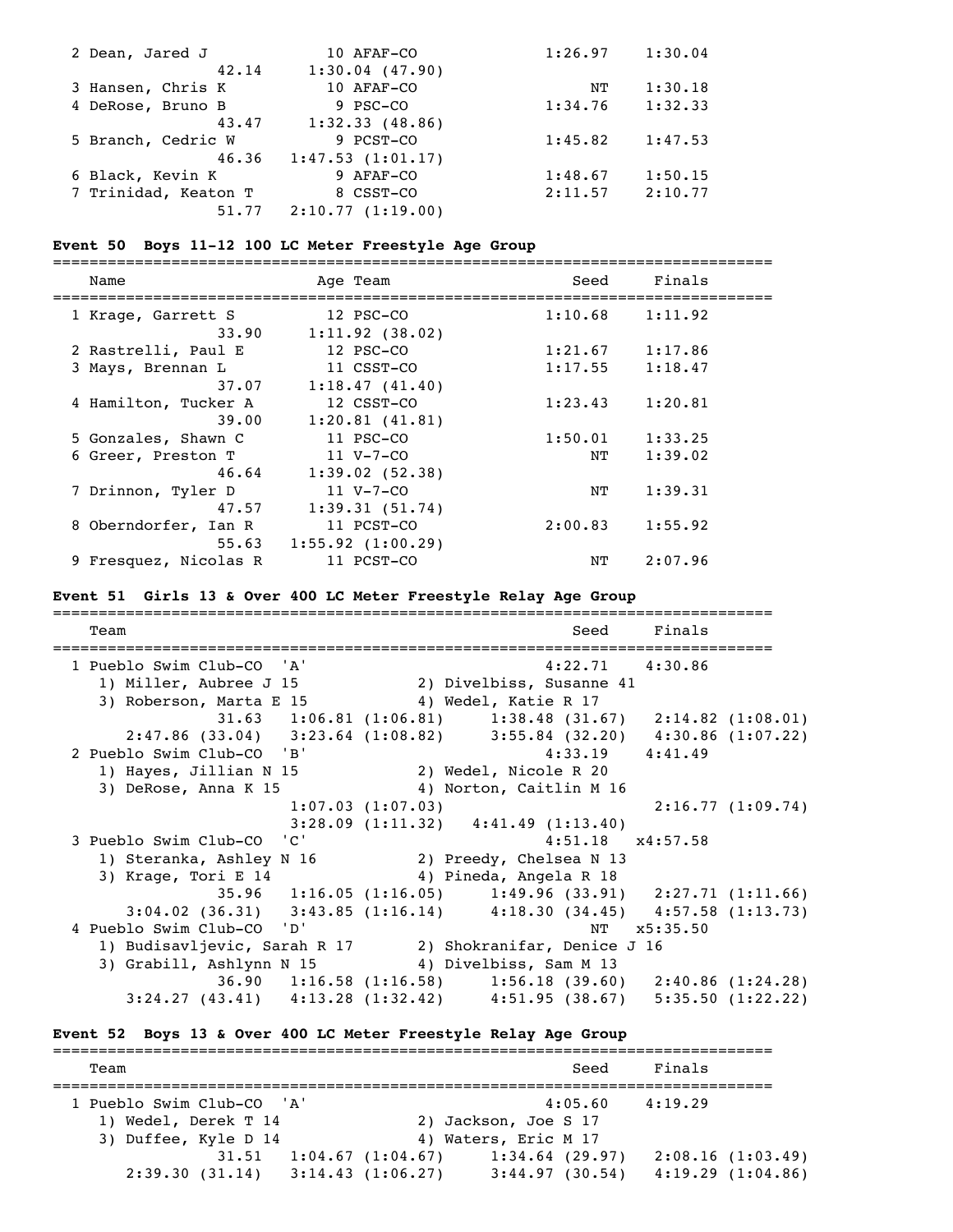```
  2 Dean, Jared J             10 AFAF-CO                1:26.97    1:30.04
               42.14     1:30.04 (47.90)
  3 Hansen, Chris K           10 AFAF-CO                     NT    1:30.18
  4 DeRose, Bruno B            9 PSC-CO                 1:34.76    1:32.33
               43.47     1:32.33 (48.86)
  5 Branch, Cedric W           9 PCST-CO                1:45.82    1:47.53
               46.36   1:47.53 (1:01.17)
  6 Black, Kevin K             9 AFAF-CO                1:48.67    1:50.15
  7 Trinidad, Keaton T         8 CSST-CO                2:11.57    2:10.77
               51.77   2:10.77 (1:19.00)
```

**Event 50  Boys 11-12 100 LC Meter Freestyle Age Group**

```
===============================================================================
    Name                    Age Team                    Seed     Finals
===============================================================================
  1 Krage, Garrett S          12 PSC-CO                 1:10.68    1:11.92
               33.90     1:11.92 (38.02)
  2 Rastrelli, Paul E         12 PSC-CO                 1:21.67    1:17.86
  3 Mays, Brennan L           11 CSST-CO                1:17.55    1:18.47
               37.07     1:18.47 (41.40)
  4 Hamilton, Tucker A        12 CSST-CO                1:23.43    1:20.81
               39.00     1:20.81 (41.81)
  5 Gonzales, Shawn C         11 PSC-CO                 1:50.01    1:33.25
  6 Greer, Preston T          11 V-7-CO                      NT    1:39.02
               46.64     1:39.02 (52.38)
  7 Drinnon, Tyler D          11 V-7-CO                      NT    1:39.31
               47.57     1:39.31 (51.74)
  8 Oberndorfer, Ian R        11 PCST-CO                2:00.83    1:55.92
               55.63   1:55.92 (1:00.29)
  9 Fresquez, Nicolas R       11 PCST-CO                     NT    2:07.96
```

**Event 51  Girls 13 & Over 400 LC Meter Freestyle Relay Age Group**

```
===============================================================================
    Team                                                Seed     Finals
===============================================================================
  1 Pueblo Swim Club-CO  'A'                            4:22.71    4:30.86
     1) Miller, Aubree J 15             2) Divelbiss, Susanne 41
     3) Roberson, Marta E 15            4) Wedel, Katie R 17
               31.63    1:06.81 (1:06.81)      1:38.48 (31.67)    2:14.82 (1:08.01)
        2:47.86 (33.04)    3:23.64 (1:08.82)      3:55.84 (32.20)    4:30.86 (1:07.22)
  2 Pueblo Swim Club-CO  'B'                            4:33.19    4:41.49
     1) Hayes, Jillian N 15             2) Wedel, Nicole R 20
     3) DeRose, Anna K 15               4) Norton, Caitlin M 16
                        1:07.03 (1:07.03)                         2:16.77 (1:09.74)
                        3:28.09 (1:11.32)    4:41.49 (1:13.40)
  3 Pueblo Swim Club-CO  'C'                            4:51.18   x4:57.58
     1) Steranka, Ashley N 16           2) Preedy, Chelsea N 13
     3) Krage, Tori E 14                4) Pineda, Angela R 18
               35.96    1:16.05 (1:16.05)      1:49.96 (33.91)    2:27.71 (1:11.66)
        3:04.02 (36.31)    3:43.85 (1:16.14)      4:18.30 (34.45)    4:57.58 (1:13.73)
  4 Pueblo Swim Club-CO  'D'                                 NT   x5:35.50
     1) Budisavljevic, Sarah R 17       2) Shokranifar, Denice J 16
     3) Grabill, Ashlynn N 15           4) Divelbiss, Sam M 13
               36.90    1:16.58 (1:16.58)      1:56.18 (39.60)    2:40.86 (1:24.28)
        3:24.27 (43.41)    4:13.28 (1:32.42)      4:51.95 (38.67)    5:35.50 (1:22.22)
```

**Event 52  Boys 13 & Over 400 LC Meter Freestyle Relay Age Group**

```
===============================================================================
    Team                                                Seed     Finals
===============================================================================
  1 Pueblo Swim Club-CO  'A'                            4:05.60    4:19.29
     1) Wedel, Derek T 14               2) Jackson, Joe S 17
     3) Duffee, Kyle D 14               4) Waters, Eric M 17
               31.51    1:04.67 (1:04.67)      1:34.64 (29.97)    2:08.16 (1:03.49)
        2:39.30 (31.14)    3:14.43 (1:06.27)      3:44.97 (30.54)    4:19.29 (1:04.86)
```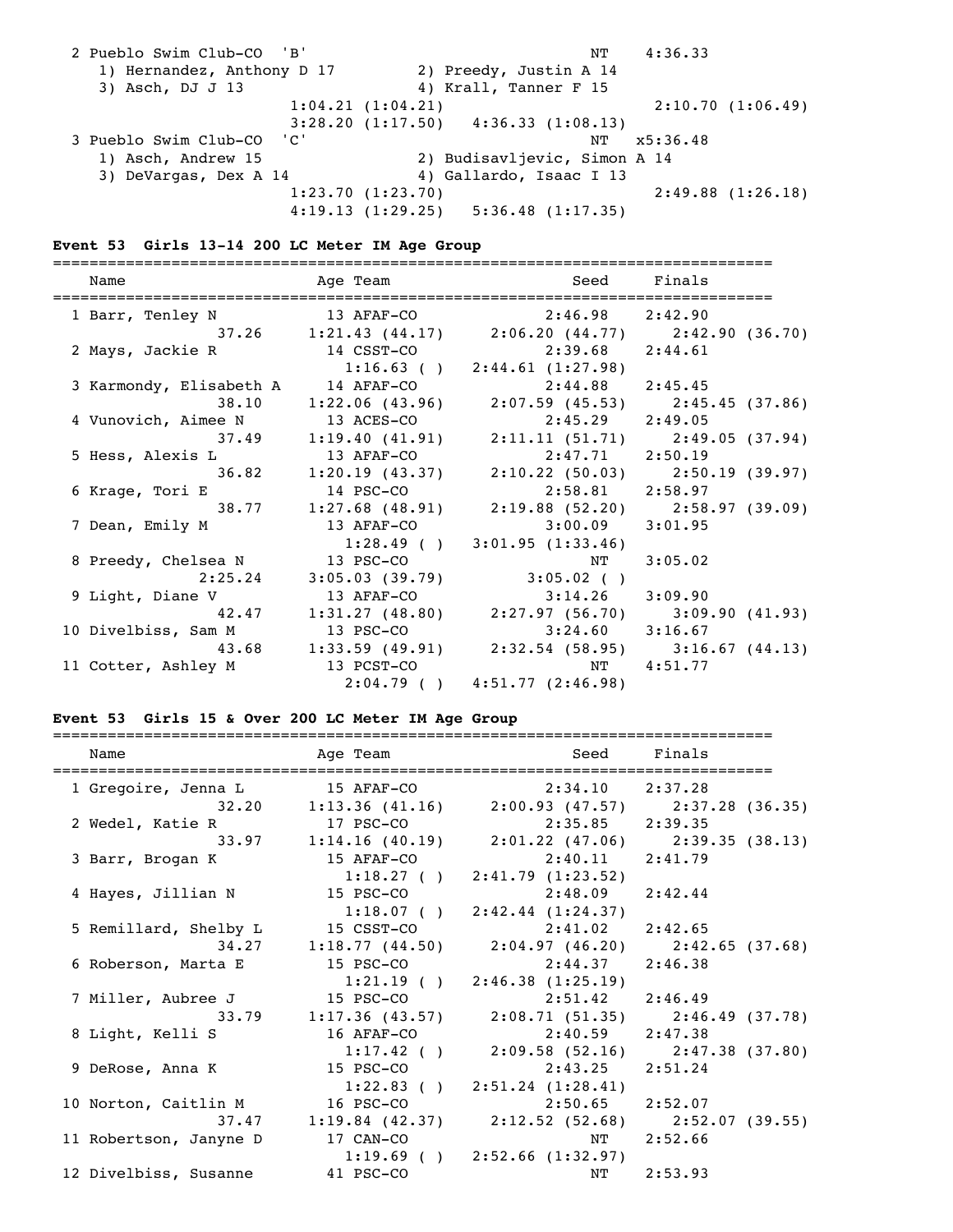```
  2 Pueblo Swim Club-CO  'B'                              NT    4:36.33
     1) Hernandez, Anthony D 17         2) Preedy, Justin A 14
     3) Asch, DJ J 13                   4) Krall, Tanner F 15
                    1:04.21 (1:04.21)                          2:10.70 (1:06.49)
                    3:28.20 (1:17.50)   4:36.33 (1:08.13)
  3 Pueblo Swim Club-CO  'C'                              NT   x5:36.48
     1) Asch, Andrew 15                 2) Budisavljevic, Simon A 14
     3) DeVargas, Dex A 14              4) Gallardo, Isaac I 13
                    1:23.70 (1:23.70)                          2:49.88 (1:26.18)
                    4:19.13 (1:29.25)   5:36.48 (1:17.35)
```

### Event 53 Girls 13-14 200 LC Meter IM Age Group

```
===============================================================================
    Name                    Age Team                    Seed     Finals
===============================================================================
  1 Barr, Tenley N           13 AFAF-CO              2:46.98    2:42.90
              37.26      1:21.43 (44.17)      2:06.20 (44.77)      2:42.90 (36.70)
  2 Mays, Jackie R           14 CSST-CO              2:39.68    2:44.61
                         1:16.63 ( )          2:44.61 (1:27.98)
  3 Karmondy, Elisabeth A    14 AFAF-CO              2:44.88    2:45.45
              38.10      1:22.06 (43.96)      2:07.59 (45.53)      2:45.45 (37.86)
  4 Vunovich, Aimee N        13 ACES-CO              2:45.29    2:49.05
              37.49      1:19.40 (41.91)      2:11.11 (51.71)      2:49.05 (37.94)
  5 Hess, Alexis L           13 AFAF-CO              2:47.71    2:50.19
              36.82      1:20.19 (43.37)      2:10.22 (50.03)      2:50.19 (39.97)
  6 Krage, Tori E            14 PSC-CO               2:58.81    2:58.97
              38.77      1:27.68 (48.91)      2:19.88 (52.20)      2:58.97 (39.09)
  7 Dean, Emily M            13 AFAF-CO              3:00.09    3:01.95
                         1:28.49 ( )          3:01.95 (1:33.46)
  8 Preedy, Chelsea N        13 PSC-CO                    NT    3:05.02
            2:25.24      3:05.03 (39.79)          3:05.02 ( )
  9 Light, Diane V           13 AFAF-CO              3:14.26    3:09.90
              42.47      1:31.27 (48.80)      2:27.97 (56.70)      3:09.90 (41.93)
 10 Divelbiss, Sam M         13 PSC-CO               3:24.60    3:16.67
              43.68      1:33.59 (49.91)      2:32.54 (58.95)      3:16.67 (44.13)
 11 Cotter, Ashley M         13 PCST-CO                   NT    4:51.77
                         2:04.79 ( )          4:51.77 (2:46.98)
```

### Event 53 Girls 15 & Over 200 LC Meter IM Age Group

```
===============================================================================
    Name                    Age Team                    Seed     Finals
===============================================================================
  1 Gregoire, Jenna L        15 AFAF-CO              2:34.10    2:37.28
              32.20      1:13.36 (41.16)      2:00.93 (47.57)      2:37.28 (36.35)
  2 Wedel, Katie R           17 PSC-CO               2:35.85    2:39.35
              33.97      1:14.16 (40.19)      2:01.22 (47.06)      2:39.35 (38.13)
  3 Barr, Brogan K           15 AFAF-CO              2:40.11    2:41.79
                         1:18.27 ( )          2:41.79 (1:23.52)
  4 Hayes, Jillian N         15 PSC-CO               2:48.09    2:42.44
                         1:18.07 ( )          2:42.44 (1:24.37)
  5 Remillard, Shelby L      15 CSST-CO              2:41.02    2:42.65
              34.27      1:18.77 (44.50)      2:04.97 (46.20)      2:42.65 (37.68)
  6 Roberson, Marta E        15 PSC-CO               2:44.37    2:46.38
                         1:21.19 ( )          2:46.38 (1:25.19)
  7 Miller, Aubree J         15 PSC-CO               2:51.42    2:46.49
              33.79      1:17.36 (43.57)      2:08.71 (51.35)      2:46.49 (37.78)
  8 Light, Kelli S           16 AFAF-CO              2:40.59    2:47.38
                         1:17.42 ( )          2:09.58 (52.16)      2:47.38 (37.80)
  9 DeRose, Anna K           15 PSC-CO               2:43.25    2:51.24
                         1:22.83 ( )          2:51.24 (1:28.41)
 10 Norton, Caitlin M        16 PSC-CO               2:50.65    2:52.07
              37.47      1:19.84 (42.37)      2:12.52 (52.68)      2:52.07 (39.55)
 11 Robertson, Janyne D      17 CAN-CO                    NT    2:52.66
                         1:19.69 ( )          2:52.66 (1:32.97)
 12 Divelbiss, Susanne       41 PSC-CO                    NT    2:53.93
```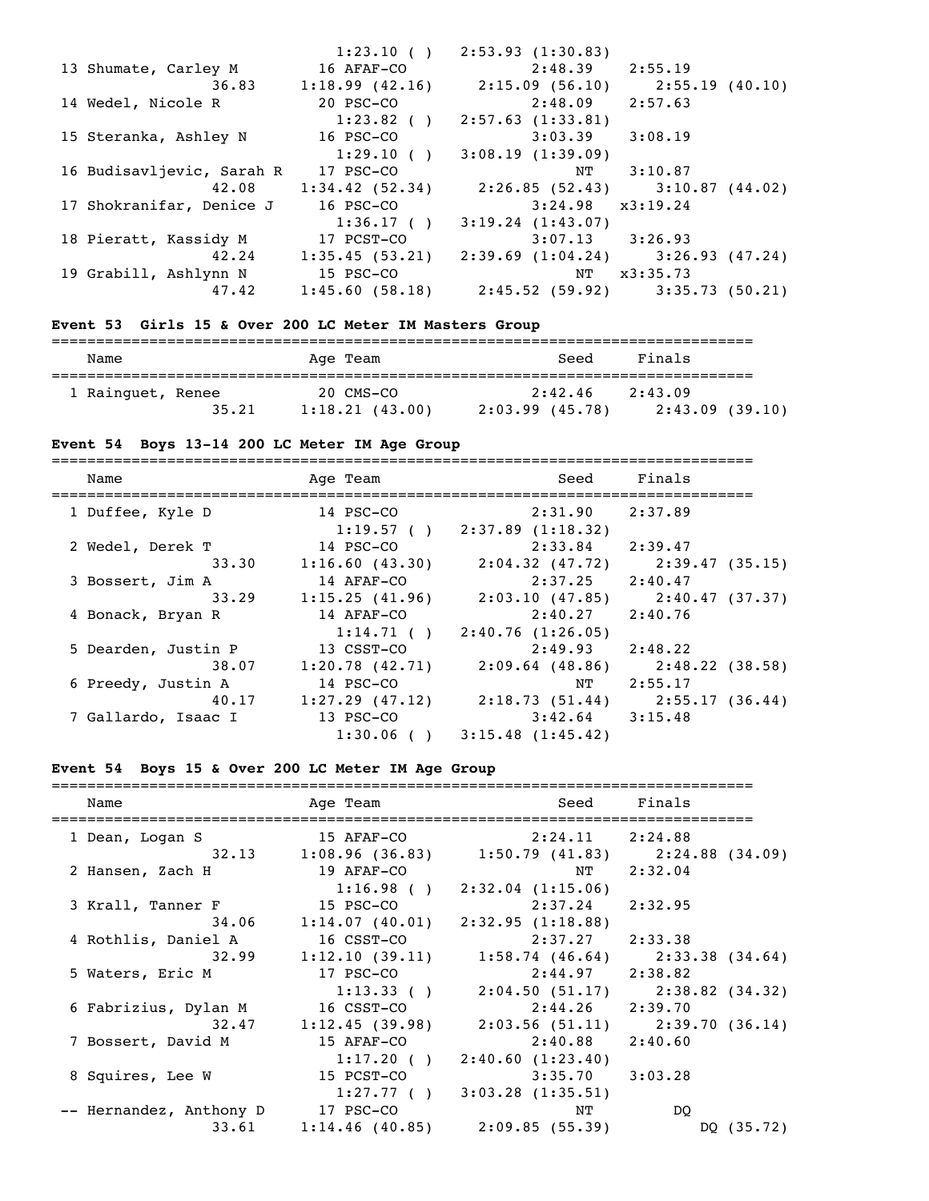```
                                  1:23.10 ( )   2:53.93 (1:30.83)
 13 Shumate, Carley M         16 AFAF-CO              2:48.39    2:55.19
              36.83      1:18.99 (42.16)     2:15.09 (56.10)     2:55.19 (40.10)
 14 Wedel, Nicole R           20 PSC-CO               2:48.09    2:57.63
                                  1:23.82 ( )   2:57.63 (1:33.81)
 15 Steranka, Ashley N        16 PSC-CO               3:03.39    3:08.19
                                  1:29.10 ( )   3:08.19 (1:39.09)
 16 Budisavljevic, Sarah R    17 PSC-CO                    NT    3:10.87
              42.08      1:34.42 (52.34)     2:26.85 (52.43)     3:10.87 (44.02)
 17 Shokranifar, Denice J     16 PSC-CO               3:24.98   x3:19.24
                                  1:36.17 ( )   3:19.24 (1:43.07)
 18 Pieratt, Kassidy M        17 PCST-CO              3:07.13    3:26.93
              42.24      1:35.45 (53.21)     2:39.69 (1:04.24)   3:26.93 (47.24)
 19 Grabill, Ashlynn N        15 PSC-CO                    NT   x3:35.73
              47.42      1:45.60 (58.18)     2:45.52 (59.92)     3:35.73 (50.21)
```

## Event 53  Girls 15 & Over 200 LC Meter IM Masters Group

```
===============================================================================
    Name                    Age Team                    Seed     Finals
===============================================================================
  1 Rainguet, Renee           20 CMS-CO               2:42.46    2:43.09
              35.21      1:18.21 (43.00)     2:03.99 (45.78)     2:43.09 (39.10)
```

## Event 54  Boys 13-14 200 LC Meter IM Age Group

```
===============================================================================
    Name                    Age Team                    Seed     Finals
===============================================================================
  1 Duffee, Kyle D            14 PSC-CO               2:31.90    2:37.89
                                  1:19.57 ( )   2:37.89 (1:18.32)
  2 Wedel, Derek T            14 PSC-CO               2:33.84    2:39.47
              33.30      1:16.60 (43.30)     2:04.32 (47.72)     2:39.47 (35.15)
  3 Bossert, Jim A            14 AFAF-CO              2:37.25    2:40.47
              33.29      1:15.25 (41.96)     2:03.10 (47.85)     2:40.47 (37.37)
  4 Bonack, Bryan R           14 AFAF-CO              2:40.27    2:40.76
                                  1:14.71 ( )   2:40.76 (1:26.05)
  5 Dearden, Justin P         13 CSST-CO              2:49.93    2:48.22
              38.07      1:20.78 (42.71)     2:09.64 (48.86)     2:48.22 (38.58)
  6 Preedy, Justin A          14 PSC-CO                    NT    2:55.17
              40.17      1:27.29 (47.12)     2:18.73 (51.44)     2:55.17 (36.44)
  7 Gallardo, Isaac I         13 PSC-CO               3:42.64    3:15.48
                                  1:30.06 ( )   3:15.48 (1:45.42)
```

## Event 54  Boys 15 & Over 200 LC Meter IM Age Group

```
===============================================================================
    Name                    Age Team                    Seed     Finals
===============================================================================
  1 Dean, Logan S             15 AFAF-CO              2:24.11    2:24.88
              32.13      1:08.96 (36.83)     1:50.79 (41.83)     2:24.88 (34.09)
  2 Hansen, Zach H            19 AFAF-CO                   NT    2:32.04
                                  1:16.98 ( )   2:32.04 (1:15.06)
  3 Krall, Tanner F           15 PSC-CO               2:37.24    2:32.95
              34.06      1:14.07 (40.01)     2:32.95 (1:18.88)
  4 Rothlis, Daniel A         16 CSST-CO              2:37.27    2:33.38
              32.99      1:12.10 (39.11)     1:58.74 (46.64)     2:33.38 (34.64)
  5 Waters, Eric M            17 PSC-CO               2:44.97    2:38.82
                                  1:13.33 ( )   2:04.50 (51.17)     2:38.82 (34.32)
  6 Fabrizius, Dylan M        16 CSST-CO              2:44.26    2:39.70
              32.47      1:12.45 (39.98)     2:03.56 (51.11)     2:39.70 (36.14)
  7 Bossert, David M          15 AFAF-CO              2:40.88    2:40.60
                                  1:17.20 ( )   2:40.60 (1:23.40)
  8 Squires, Lee W            15 PCST-CO              3:35.70    3:03.28
                                  1:27.77 ( )   3:03.28 (1:35.51)
 -- Hernandez, Anthony D      17 PSC-CO                    NT         DQ
              33.61      1:14.46 (40.85)     2:09.85 (55.39)          DQ (35.72)
```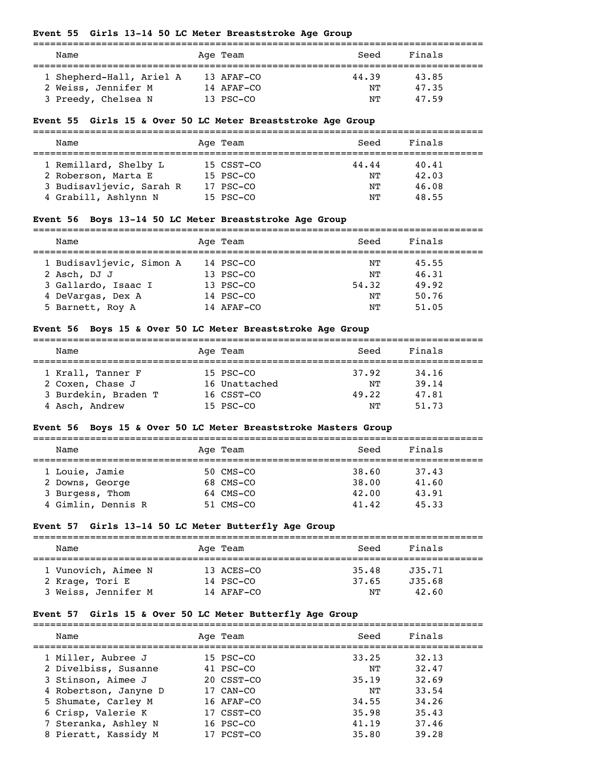**Event 55 Girls 13-14 50 LC Meter Breaststroke Age Group**

| | Name | Age | Team | Seed | Finals |
|---|---|---|---|---|---|
| 1 | Shepherd-Hall, Ariel A | 13 | AFAF-CO | 44.39 | 43.85 |
| 2 | Weiss, Jennifer M | 14 | AFAF-CO | NT | 47.35 |
| 3 | Preedy, Chelsea N | 13 | PSC-CO | NT | 47.59 |

**Event 55 Girls 15 & Over 50 LC Meter Breaststroke Age Group**

| | Name | Age | Team | Seed | Finals |
|---|---|---|---|---|---|
| 1 | Remillard, Shelby L | 15 | CSST-CO | 44.44 | 40.41 |
| 2 | Roberson, Marta E | 15 | PSC-CO | NT | 42.03 |
| 3 | Budisavljevic, Sarah R | 17 | PSC-CO | NT | 46.08 |
| 4 | Grabill, Ashlynn N | 15 | PSC-CO | NT | 48.55 |

**Event 56 Boys 13-14 50 LC Meter Breaststroke Age Group**

| | Name | Age | Team | Seed | Finals |
|---|---|---|---|---|---|
| 1 | Budisavljevic, Simon A | 14 | PSC-CO | NT | 45.55 |
| 2 | Asch, DJ J | 13 | PSC-CO | NT | 46.31 |
| 3 | Gallardo, Isaac I | 13 | PSC-CO | 54.32 | 49.92 |
| 4 | DeVargas, Dex A | 14 | PSC-CO | NT | 50.76 |
| 5 | Barnett, Roy A | 14 | AFAF-CO | NT | 51.05 |

**Event 56 Boys 15 & Over 50 LC Meter Breaststroke Age Group**

| | Name | Age | Team | Seed | Finals |
|---|---|---|---|---|---|
| 1 | Krall, Tanner F | 15 | PSC-CO | 37.92 | 34.16 |
| 2 | Coxen, Chase J | 16 | Unattached | NT | 39.14 |
| 3 | Burdekin, Braden T | 16 | CSST-CO | 49.22 | 47.81 |
| 4 | Asch, Andrew | 15 | PSC-CO | NT | 51.73 |

**Event 56 Boys 15 & Over 50 LC Meter Breaststroke Masters Group**

| | Name | Age | Team | Seed | Finals |
|---|---|---|---|---|---|
| 1 | Louie, Jamie | 50 | CMS-CO | 38.60 | 37.43 |
| 2 | Downs, George | 68 | CMS-CO | 38.00 | 41.60 |
| 3 | Burgess, Thom | 64 | CMS-CO | 42.00 | 43.91 |
| 4 | Gimlin, Dennis R | 51 | CMS-CO | 41.42 | 45.33 |

**Event 57 Girls 13-14 50 LC Meter Butterfly Age Group**

| | Name | Age | Team | Seed | Finals |
|---|---|---|---|---|---|
| 1 | Vunovich, Aimee N | 13 | ACES-CO | 35.48 | J35.71 |
| 2 | Krage, Tori E | 14 | PSC-CO | 37.65 | J35.68 |
| 3 | Weiss, Jennifer M | 14 | AFAF-CO | NT | 42.60 |

**Event 57 Girls 15 & Over 50 LC Meter Butterfly Age Group**

| | Name | Age | Team | Seed | Finals |
|---|---|---|---|---|---|
| 1 | Miller, Aubree J | 15 | PSC-CO | 33.25 | 32.13 |
| 2 | Divelbiss, Susanne | 41 | PSC-CO | NT | 32.47 |
| 3 | Stinson, Aimee J | 20 | CSST-CO | 35.19 | 32.69 |
| 4 | Robertson, Janyne D | 17 | CAN-CO | NT | 33.54 |
| 5 | Shumate, Carley M | 16 | AFAF-CO | 34.55 | 34.26 |
| 6 | Crisp, Valerie K | 17 | CSST-CO | 35.98 | 35.43 |
| 7 | Steranka, Ashley N | 16 | PSC-CO | 41.19 | 37.46 |
| 8 | Pieratt, Kassidy M | 17 | PCST-CO | 35.80 | 39.28 |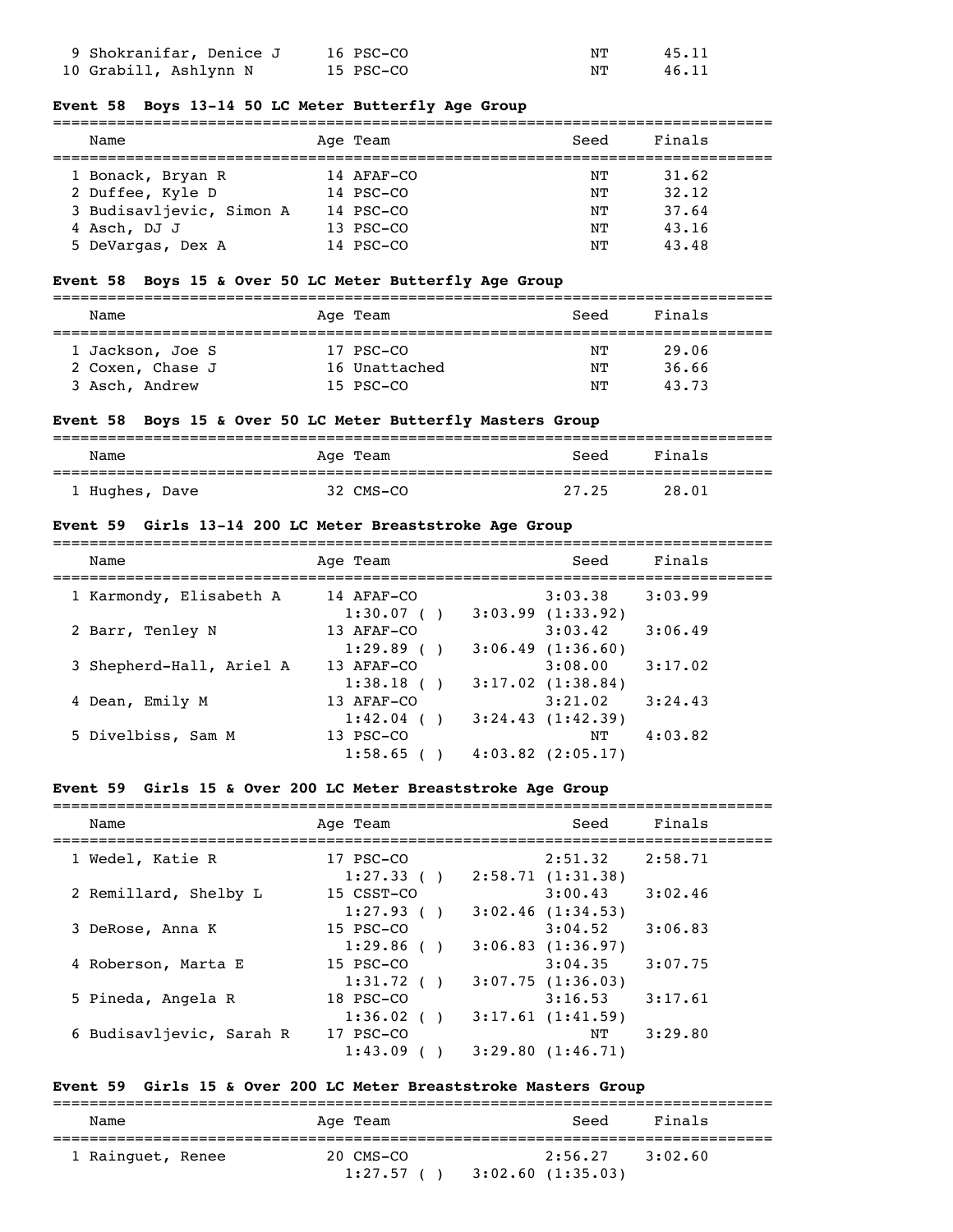| Name | Age | Team | Seed | Finals |
|---|---|---|---|---|
| 9 Shokranifar, Denice J | 16 | PSC-CO | NT | 45.11 |
| 10 Grabill, Ashlynn N | 15 | PSC-CO | NT | 46.11 |

### Event 58 Boys 13-14 50 LC Meter Butterfly Age Group

| Name | Age | Team | Seed | Finals |
|---|---|---|---|---|
| 1 Bonack, Bryan R | 14 | AFAF-CO | NT | 31.62 |
| 2 Duffee, Kyle D | 14 | PSC-CO | NT | 32.12 |
| 3 Budisavljevic, Simon A | 14 | PSC-CO | NT | 37.64 |
| 4 Asch, DJ J | 13 | PSC-CO | NT | 43.16 |
| 5 DeVargas, Dex A | 14 | PSC-CO | NT | 43.48 |

### Event 58 Boys 15 & Over 50 LC Meter Butterfly Age Group

| Name | Age | Team | Seed | Finals |
|---|---|---|---|---|
| 1 Jackson, Joe S | 17 | PSC-CO | NT | 29.06 |
| 2 Coxen, Chase J | 16 | Unattached | NT | 36.66 |
| 3 Asch, Andrew | 15 | PSC-CO | NT | 43.73 |

### Event 58 Boys 15 & Over 50 LC Meter Butterfly Masters Group

| Name | Age | Team | Seed | Finals |
|---|---|---|---|---|
| 1 Hughes, Dave | 32 | CMS-CO | 27.25 | 28.01 |

### Event 59 Girls 13-14 200 LC Meter Breaststroke Age Group

| Name | Age | Team | Seed | Finals |
|---|---|---|---|---|
| 1 Karmondy, Elisabeth A | 14 | AFAF-CO | 3:03.38 | 3:03.99 |
| | | 1:30.07 ( ) | 3:03.99 (1:33.92) | |
| 2 Barr, Tenley N | 13 | AFAF-CO | 3:03.42 | 3:06.49 |
| | | 1:29.89 ( ) | 3:06.49 (1:36.60) | |
| 3 Shepherd-Hall, Ariel A | 13 | AFAF-CO | 3:08.00 | 3:17.02 |
| | | 1:38.18 ( ) | 3:17.02 (1:38.84) | |
| 4 Dean, Emily M | 13 | AFAF-CO | 3:21.02 | 3:24.43 |
| | | 1:42.04 ( ) | 3:24.43 (1:42.39) | |
| 5 Divelbiss, Sam M | 13 | PSC-CO | NT | 4:03.82 |
| | | 1:58.65 ( ) | 4:03.82 (2:05.17) | |

### Event 59 Girls 15 & Over 200 LC Meter Breaststroke Age Group

| Name | Age | Team | Seed | Finals |
|---|---|---|---|---|
| 1 Wedel, Katie R | 17 | PSC-CO | 2:51.32 | 2:58.71 |
| | | 1:27.33 ( ) | 2:58.71 (1:31.38) | |
| 2 Remillard, Shelby L | 15 | CSST-CO | 3:00.43 | 3:02.46 |
| | | 1:27.93 ( ) | 3:02.46 (1:34.53) | |
| 3 DeRose, Anna K | 15 | PSC-CO | 3:04.52 | 3:06.83 |
| | | 1:29.86 ( ) | 3:06.83 (1:36.97) | |
| 4 Roberson, Marta E | 15 | PSC-CO | 3:04.35 | 3:07.75 |
| | | 1:31.72 ( ) | 3:07.75 (1:36.03) | |
| 5 Pineda, Angela R | 18 | PSC-CO | 3:16.53 | 3:17.61 |
| | | 1:36.02 ( ) | 3:17.61 (1:41.59) | |
| 6 Budisavljevic, Sarah R | 17 | PSC-CO | NT | 3:29.80 |
| | | 1:43.09 ( ) | 3:29.80 (1:46.71) | |

### Event 59 Girls 15 & Over 200 LC Meter Breaststroke Masters Group

| Name | Age | Team | Seed | Finals |
|---|---|---|---|---|
| 1 Rainguet, Renee | 20 | CMS-CO | 2:56.27 | 3:02.60 |
| | | 1:27.57 ( ) | 3:02.60 (1:35.03) | |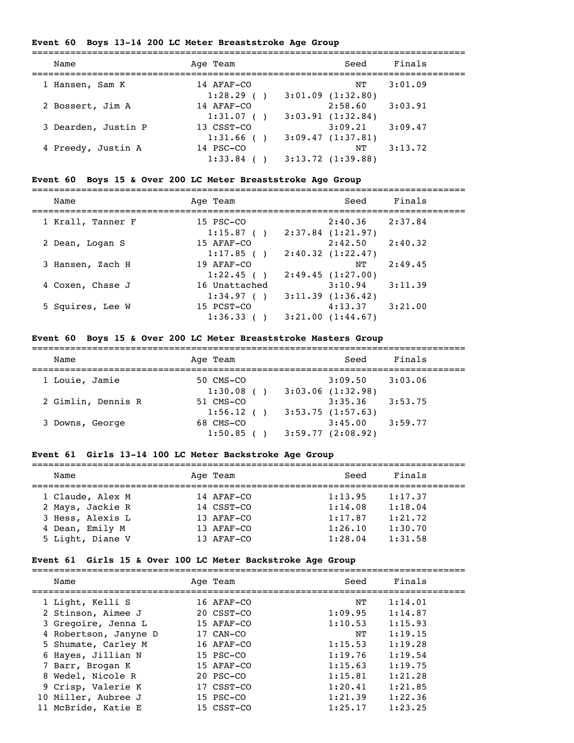### Event 60 Boys 13-14 200 LC Meter Breaststroke Age Group

| | Name | Age | Team | Seed | Finals |
|---|---|---|---|---|---|
| 1 | Hansen, Sam K | 14 | AFAF-CO | NT | 3:01.09 |
| | | | 1:28.29 ( ) | 3:01.09 (1:32.80) | |
| 2 | Bossert, Jim A | 14 | AFAF-CO | 2:58.60 | 3:03.91 |
| | | | 1:31.07 ( ) | 3:03.91 (1:32.84) | |
| 3 | Dearden, Justin P | 13 | CSST-CO | 3:09.21 | 3:09.47 |
| | | | 1:31.66 ( ) | 3:09.47 (1:37.81) | |
| 4 | Preedy, Justin A | 14 | PSC-CO | NT | 3:13.72 |
| | | | 1:33.84 ( ) | 3:13.72 (1:39.88) | |

### Event 60 Boys 15 & Over 200 LC Meter Breaststroke Age Group

| | Name | Age | Team | Seed | Finals |
|---|---|---|---|---|---|
| 1 | Krall, Tanner F | 15 | PSC-CO | 2:40.36 | 2:37.84 |
| | | | 1:15.87 ( ) | 2:37.84 (1:21.97) | |
| 2 | Dean, Logan S | 15 | AFAF-CO | 2:42.50 | 2:40.32 |
| | | | 1:17.85 ( ) | 2:40.32 (1:22.47) | |
| 3 | Hansen, Zach H | 19 | AFAF-CO | NT | 2:49.45 |
| | | | 1:22.45 ( ) | 2:49.45 (1:27.00) | |
| 4 | Coxen, Chase J | 16 | Unattached | 3:10.94 | 3:11.39 |
| | | | 1:34.97 ( ) | 3:11.39 (1:36.42) | |
| 5 | Squires, Lee W | 15 | PCST-CO | 4:13.37 | 3:21.00 |
| | | | 1:36.33 ( ) | 3:21.00 (1:44.67) | |

### Event 60 Boys 15 & Over 200 LC Meter Breaststroke Masters Group

| | Name | Age | Team | Seed | Finals |
|---|---|---|---|---|---|
| 1 | Louie, Jamie | 50 | CMS-CO | 3:09.50 | 3:03.06 |
| | | | 1:30.08 ( ) | 3:03.06 (1:32.98) | |
| 2 | Gimlin, Dennis R | 51 | CMS-CO | 3:35.36 | 3:53.75 |
| | | | 1:56.12 ( ) | 3:53.75 (1:57.63) | |
| 3 | Downs, George | 68 | CMS-CO | 3:45.00 | 3:59.77 |
| | | | 1:50.85 ( ) | 3:59.77 (2:08.92) | |

### Event 61 Girls 13-14 100 LC Meter Backstroke Age Group

| | Name | Age | Team | Seed | Finals |
|---|---|---|---|---|---|
| 1 | Claude, Alex M | 14 | AFAF-CO | 1:13.95 | 1:17.37 |
| 2 | Mays, Jackie R | 14 | CSST-CO | 1:14.08 | 1:18.04 |
| 3 | Hess, Alexis L | 13 | AFAF-CO | 1:17.87 | 1:21.72 |
| 4 | Dean, Emily M | 13 | AFAF-CO | 1:26.10 | 1:30.70 |
| 5 | Light, Diane V | 13 | AFAF-CO | 1:28.04 | 1:31.58 |

### Event 61 Girls 15 & Over 100 LC Meter Backstroke Age Group

| | Name | Age | Team | Seed | Finals |
|---|---|---|---|---|---|
| 1 | Light, Kelli S | 16 | AFAF-CO | NT | 1:14.01 |
| 2 | Stinson, Aimee J | 20 | CSST-CO | 1:09.95 | 1:14.87 |
| 3 | Gregoire, Jenna L | 15 | AFAF-CO | 1:10.53 | 1:15.93 |
| 4 | Robertson, Janyne D | 17 | CAN-CO | NT | 1:19.15 |
| 5 | Shumate, Carley M | 16 | AFAF-CO | 1:15.53 | 1:19.28 |
| 6 | Hayes, Jillian N | 15 | PSC-CO | 1:19.76 | 1:19.54 |
| 7 | Barr, Brogan K | 15 | AFAF-CO | 1:15.63 | 1:19.75 |
| 8 | Wedel, Nicole R | 20 | PSC-CO | 1:15.81 | 1:21.28 |
| 9 | Crisp, Valerie K | 17 | CSST-CO | 1:20.41 | 1:21.85 |
| 10 | Miller, Aubree J | 15 | PSC-CO | 1:21.39 | 1:22.36 |
| 11 | McBride, Katie E | 15 | CSST-CO | 1:25.17 | 1:23.25 |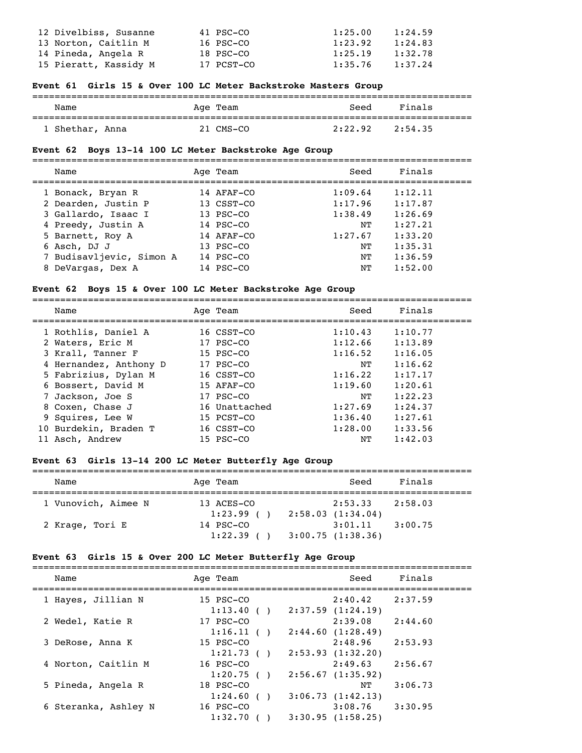| Name | Age | Team | Seed | Finals |
|---|---|---|---|---|
| 12 Divelbiss, Susanne | 41 | PSC-CO | 1:25.00 | 1:24.59 |
| 13 Norton, Caitlin M | 16 | PSC-CO | 1:23.92 | 1:24.83 |
| 14 Pineda, Angela R | 18 | PSC-CO | 1:25.19 | 1:32.78 |
| 15 Pieratt, Kassidy M | 17 | PCST-CO | 1:35.76 | 1:37.24 |

### Event 61 Girls 15 & Over 100 LC Meter Backstroke Masters Group

| Name | Age | Team | Seed | Finals |
|---|---|---|---|---|
| 1 Shethar, Anna | 21 | CMS-CO | 2:22.92 | 2:54.35 |

### Event 62 Boys 13-14 100 LC Meter Backstroke Age Group

| Name | Age | Team | Seed | Finals |
|---|---|---|---|---|
| 1 Bonack, Bryan R | 14 | AFAF-CO | 1:09.64 | 1:12.11 |
| 2 Dearden, Justin P | 13 | CSST-CO | 1:17.96 | 1:17.87 |
| 3 Gallardo, Isaac I | 13 | PSC-CO | 1:38.49 | 1:26.69 |
| 4 Preedy, Justin A | 14 | PSC-CO | NT | 1:27.21 |
| 5 Barnett, Roy A | 14 | AFAF-CO | 1:27.67 | 1:33.20 |
| 6 Asch, DJ J | 13 | PSC-CO | NT | 1:35.31 |
| 7 Budisavljevic, Simon A | 14 | PSC-CO | NT | 1:36.59 |
| 8 DeVargas, Dex A | 14 | PSC-CO | NT | 1:52.00 |

### Event 62 Boys 15 & Over 100 LC Meter Backstroke Age Group

| Name | Age | Team | Seed | Finals |
|---|---|---|---|---|
| 1 Rothlis, Daniel A | 16 | CSST-CO | 1:10.43 | 1:10.77 |
| 2 Waters, Eric M | 17 | PSC-CO | 1:12.66 | 1:13.89 |
| 3 Krall, Tanner F | 15 | PSC-CO | 1:16.52 | 1:16.05 |
| 4 Hernandez, Anthony D | 17 | PSC-CO | NT | 1:16.62 |
| 5 Fabrizius, Dylan M | 16 | CSST-CO | 1:16.22 | 1:17.17 |
| 6 Bossert, David M | 15 | AFAF-CO | 1:19.60 | 1:20.61 |
| 7 Jackson, Joe S | 17 | PSC-CO | NT | 1:22.23 |
| 8 Coxen, Chase J | 16 | Unattached | 1:27.69 | 1:24.37 |
| 9 Squires, Lee W | 15 | PCST-CO | 1:36.40 | 1:27.61 |
| 10 Burdekin, Braden T | 16 | CSST-CO | 1:28.00 | 1:33.56 |
| 11 Asch, Andrew | 15 | PSC-CO | NT | 1:42.03 |

### Event 63 Girls 13-14 200 LC Meter Butterfly Age Group

| Name | Age | Team | Seed | Finals |
|---|---|---|---|---|
| 1 Vunovich, Aimee N | 13 | ACES-CO | 2:53.33 | 2:58.03 |
| | 1:23.99 ( ) | | 2:58.03 (1:34.04) | |
| 2 Krage, Tori E | 14 | PSC-CO | 3:01.11 | 3:00.75 |
| | 1:22.39 ( ) | | 3:00.75 (1:38.36) | |

### Event 63 Girls 15 & Over 200 LC Meter Butterfly Age Group

| Name | Age | Team | Seed | Finals |
|---|---|---|---|---|
| 1 Hayes, Jillian N | 15 | PSC-CO | 2:40.42 | 2:37.59 |
| | 1:13.40 ( ) | | 2:37.59 (1:24.19) | |
| 2 Wedel, Katie R | 17 | PSC-CO | 2:39.08 | 2:44.60 |
| | 1:16.11 ( ) | | 2:44.60 (1:28.49) | |
| 3 DeRose, Anna K | 15 | PSC-CO | 2:48.96 | 2:53.93 |
| | 1:21.73 ( ) | | 2:53.93 (1:32.20) | |
| 4 Norton, Caitlin M | 16 | PSC-CO | 2:49.63 | 2:56.67 |
| | 1:20.75 ( ) | | 2:56.67 (1:35.92) | |
| 5 Pineda, Angela R | 18 | PSC-CO | NT | 3:06.73 |
| | 1:24.60 ( ) | | 3:06.73 (1:42.13) | |
| 6 Steranka, Ashley N | 16 | PSC-CO | 3:08.76 | 3:30.95 |
| | 1:32.70 ( ) | | 3:30.95 (1:58.25) | |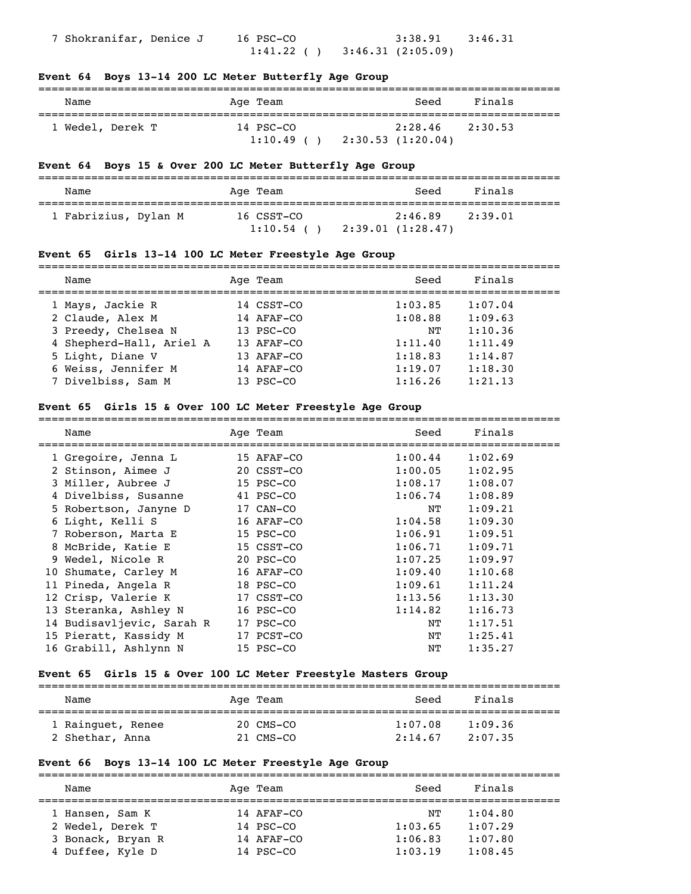| Name | Age | Team | Seed | Finals |
|---|---|---|---|---|
| 7 Shokranifar, Denice J | 16 | PSC-CO | 3:38.91 | 3:46.31 |
| | | 1:41.22 ( ) | 3:46.31 (2:05.09) | |

### Event 64 Boys 13-14 200 LC Meter Butterfly Age Group

| Name | Age | Team | Seed | Finals |
|---|---|---|---|---|
| 1 Wedel, Derek T | 14 | PSC-CO | 2:28.46 | 2:30.53 |
| | | 1:10.49 ( ) | 2:30.53 (1:20.04) | |

### Event 64 Boys 15 & Over 200 LC Meter Butterfly Age Group

| Name | Age | Team | Seed | Finals |
|---|---|---|---|---|
| 1 Fabrizius, Dylan M | 16 | CSST-CO | 2:46.89 | 2:39.01 |
| | | 1:10.54 ( ) | 2:39.01 (1:28.47) | |

### Event 65 Girls 13-14 100 LC Meter Freestyle Age Group

| Name | Age | Team | Seed | Finals |
|---|---|---|---|---|
| 1 Mays, Jackie R | 14 | CSST-CO | 1:03.85 | 1:07.04 |
| 2 Claude, Alex M | 14 | AFAF-CO | 1:08.88 | 1:09.63 |
| 3 Preedy, Chelsea N | 13 | PSC-CO | NT | 1:10.36 |
| 4 Shepherd-Hall, Ariel A | 13 | AFAF-CO | 1:11.40 | 1:11.49 |
| 5 Light, Diane V | 13 | AFAF-CO | 1:18.83 | 1:14.87 |
| 6 Weiss, Jennifer M | 14 | AFAF-CO | 1:19.07 | 1:18.30 |
| 7 Divelbiss, Sam M | 13 | PSC-CO | 1:16.26 | 1:21.13 |

### Event 65 Girls 15 & Over 100 LC Meter Freestyle Age Group

| Name | Age | Team | Seed | Finals |
|---|---|---|---|---|
| 1 Gregoire, Jenna L | 15 | AFAF-CO | 1:00.44 | 1:02.69 |
| 2 Stinson, Aimee J | 20 | CSST-CO | 1:00.05 | 1:02.95 |
| 3 Miller, Aubree J | 15 | PSC-CO | 1:08.17 | 1:08.07 |
| 4 Divelbiss, Susanne | 41 | PSC-CO | 1:06.74 | 1:08.89 |
| 5 Robertson, Janyne D | 17 | CAN-CO | NT | 1:09.21 |
| 6 Light, Kelli S | 16 | AFAF-CO | 1:04.58 | 1:09.30 |
| 7 Roberson, Marta E | 15 | PSC-CO | 1:06.91 | 1:09.51 |
| 8 McBride, Katie E | 15 | CSST-CO | 1:06.71 | 1:09.71 |
| 9 Wedel, Nicole R | 20 | PSC-CO | 1:07.25 | 1:09.97 |
| 10 Shumate, Carley M | 16 | AFAF-CO | 1:09.40 | 1:10.68 |
| 11 Pineda, Angela R | 18 | PSC-CO | 1:09.61 | 1:11.24 |
| 12 Crisp, Valerie K | 17 | CSST-CO | 1:13.56 | 1:13.30 |
| 13 Steranka, Ashley N | 16 | PSC-CO | 1:14.82 | 1:16.73 |
| 14 Budisavljevic, Sarah R | 17 | PSC-CO | NT | 1:17.51 |
| 15 Pieratt, Kassidy M | 17 | PCST-CO | NT | 1:25.41 |
| 16 Grabill, Ashlynn N | 15 | PSC-CO | NT | 1:35.27 |

### Event 65 Girls 15 & Over 100 LC Meter Freestyle Masters Group

| Name | Age | Team | Seed | Finals |
|---|---|---|---|---|
| 1 Rainguet, Renee | 20 | CMS-CO | 1:07.08 | 1:09.36 |
| 2 Shethar, Anna | 21 | CMS-CO | 2:14.67 | 2:07.35 |

### Event 66 Boys 13-14 100 LC Meter Freestyle Age Group

| Name | Age | Team | Seed | Finals |
|---|---|---|---|---|
| 1 Hansen, Sam K | 14 | AFAF-CO | NT | 1:04.80 |
| 2 Wedel, Derek T | 14 | PSC-CO | 1:03.65 | 1:07.29 |
| 3 Bonack, Bryan R | 14 | AFAF-CO | 1:06.83 | 1:07.80 |
| 4 Duffee, Kyle D | 14 | PSC-CO | 1:03.19 | 1:08.45 |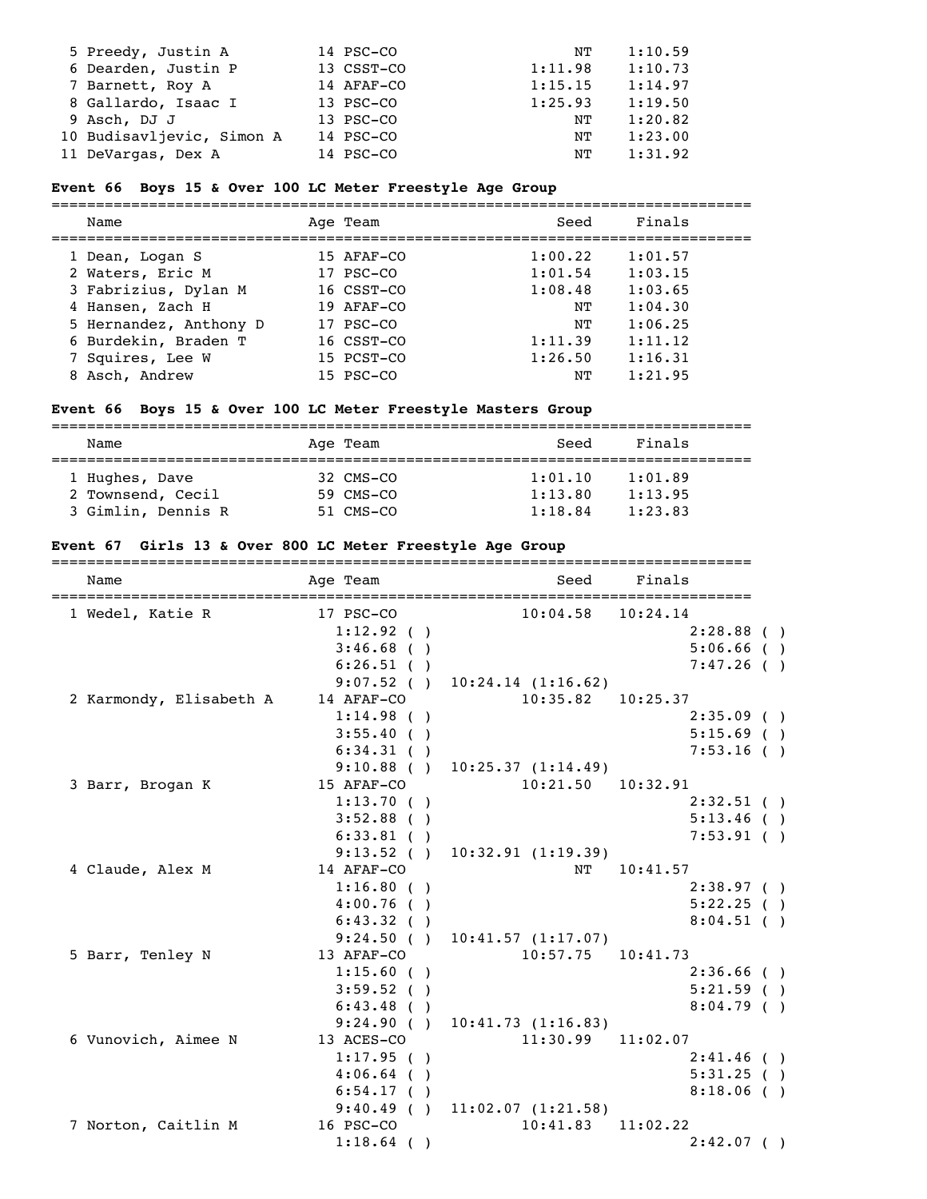| Name | Age | Team | Seed | Finals |
|---|---|---|---|---|
| 5 Preedy, Justin A | 14 | PSC-CO | NT | 1:10.59 |
| 6 Dearden, Justin P | 13 | CSST-CO | 1:11.98 | 1:10.73 |
| 7 Barnett, Roy A | 14 | AFAF-CO | 1:15.15 | 1:14.97 |
| 8 Gallardo, Isaac I | 13 | PSC-CO | 1:25.93 | 1:19.50 |
| 9 Asch, DJ J | 13 | PSC-CO | NT | 1:20.82 |
| 10 Budisavljevic, Simon A | 14 | PSC-CO | NT | 1:23.00 |
| 11 DeVargas, Dex A | 14 | PSC-CO | NT | 1:31.92 |

**Event 66 Boys 15 & Over 100 LC Meter Freestyle Age Group**

| Name | Age | Team | Seed | Finals |
|---|---|---|---|---|
| 1 Dean, Logan S | 15 | AFAF-CO | 1:00.22 | 1:01.57 |
| 2 Waters, Eric M | 17 | PSC-CO | 1:01.54 | 1:03.15 |
| 3 Fabrizius, Dylan M | 16 | CSST-CO | 1:08.48 | 1:03.65 |
| 4 Hansen, Zach H | 19 | AFAF-CO | NT | 1:04.30 |
| 5 Hernandez, Anthony D | 17 | PSC-CO | NT | 1:06.25 |
| 6 Burdekin, Braden T | 16 | CSST-CO | 1:11.39 | 1:11.12 |
| 7 Squires, Lee W | 15 | PCST-CO | 1:26.50 | 1:16.31 |
| 8 Asch, Andrew | 15 | PSC-CO | NT | 1:21.95 |

**Event 66 Boys 15 & Over 100 LC Meter Freestyle Masters Group**

| Name | Age | Team | Seed | Finals |
|---|---|---|---|---|
| 1 Hughes, Dave | 32 | CMS-CO | 1:01.10 | 1:01.89 |
| 2 Townsend, Cecil | 59 | CMS-CO | 1:13.80 | 1:13.95 |
| 3 Gimlin, Dennis R | 51 | CMS-CO | 1:18.84 | 1:23.83 |

**Event 67 Girls 13 & Over 800 LC Meter Freestyle Age Group**

| Name | Age | Team | Seed | Finals |
|---|---|---|---|---|
| 1 Wedel, Katie R | 17 | PSC-CO | 10:04.58 | 10:24.14 |
| | | 1:12.92 ( ) | | 2:28.88 ( ) |
| | | 3:46.68 ( ) | | 5:06.66 ( ) |
| | | 6:26.51 ( ) | | 7:47.26 ( ) |
| | | 9:07.52 ( ) | 10:24.14 (1:16.62) | |
| 2 Karmondy, Elisabeth A | 14 | AFAF-CO | 10:35.82 | 10:25.37 |
| | | 1:14.98 ( ) | | 2:35.09 ( ) |
| | | 3:55.40 ( ) | | 5:15.69 ( ) |
| | | 6:34.31 ( ) | | 7:53.16 ( ) |
| | | 9:10.88 ( ) | 10:25.37 (1:14.49) | |
| 3 Barr, Brogan K | 15 | AFAF-CO | 10:21.50 | 10:32.91 |
| | | 1:13.70 ( ) | | 2:32.51 ( ) |
| | | 3:52.88 ( ) | | 5:13.46 ( ) |
| | | 6:33.81 ( ) | | 7:53.91 ( ) |
| | | 9:13.52 ( ) | 10:32.91 (1:19.39) | |
| 4 Claude, Alex M | 14 | AFAF-CO | NT | 10:41.57 |
| | | 1:16.80 ( ) | | 2:38.97 ( ) |
| | | 4:00.76 ( ) | | 5:22.25 ( ) |
| | | 6:43.32 ( ) | | 8:04.51 ( ) |
| | | 9:24.50 ( ) | 10:41.57 (1:17.07) | |
| 5 Barr, Tenley N | 13 | AFAF-CO | 10:57.75 | 10:41.73 |
| | | 1:15.60 ( ) | | 2:36.66 ( ) |
| | | 3:59.52 ( ) | | 5:21.59 ( ) |
| | | 6:43.48 ( ) | | 8:04.79 ( ) |
| | | 9:24.90 ( ) | 10:41.73 (1:16.83) | |
| 6 Vunovich, Aimee N | 13 | ACES-CO | 11:30.99 | 11:02.07 |
| | | 1:17.95 ( ) | | 2:41.46 ( ) |
| | | 4:06.64 ( ) | | 5:31.25 ( ) |
| | | 6:54.17 ( ) | | 8:18.06 ( ) |
| | | 9:40.49 ( ) | 11:02.07 (1:21.58) | |
| 7 Norton, Caitlin M | 16 | PSC-CO | 10:41.83 | 11:02.22 |
| | | 1:18.64 ( ) | | 2:42.07 ( ) |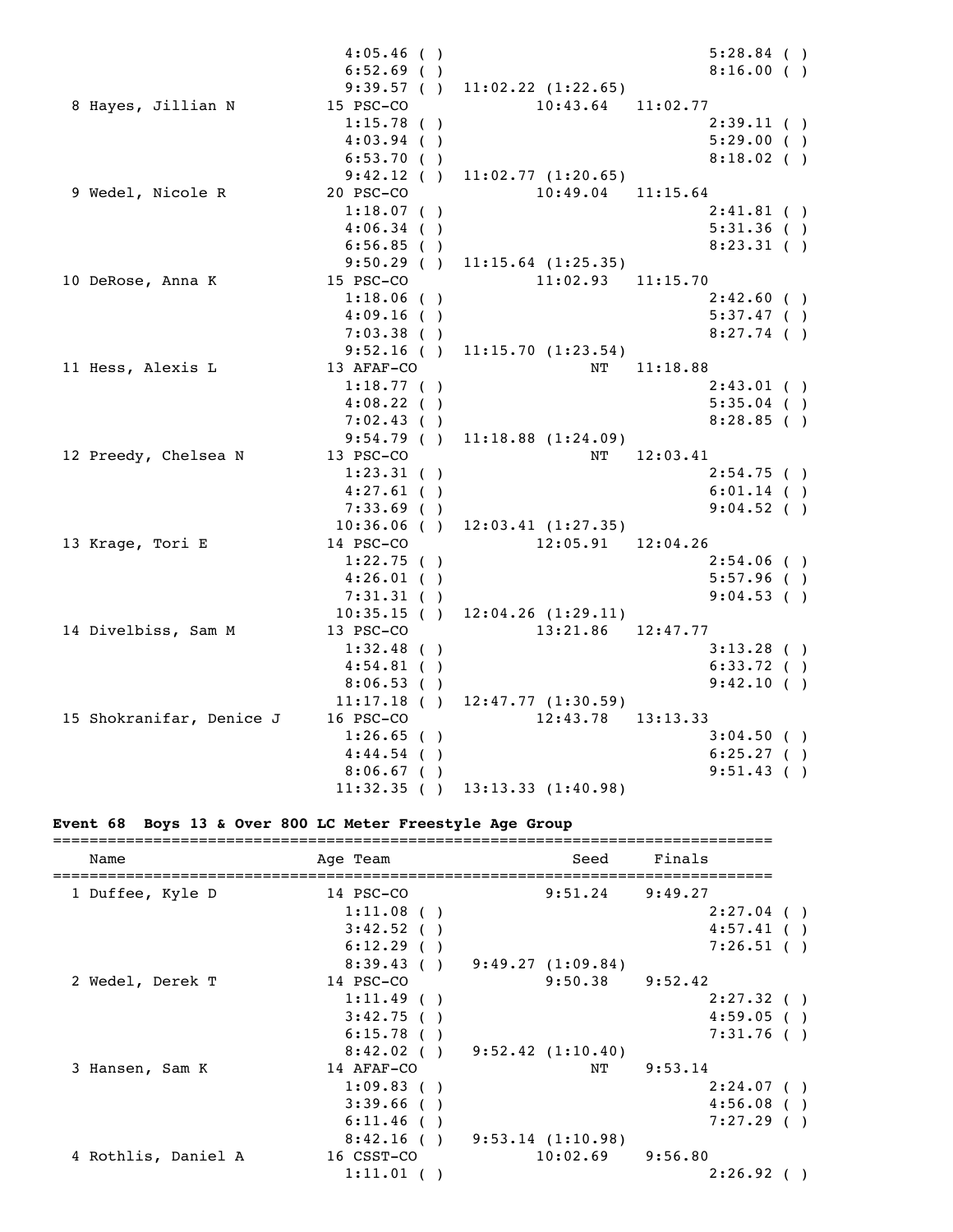```
                          4:05.46 ( )                          5:28.84 ( )
                          6:52.69 ( )                          8:16.00 ( )
                          9:39.57 ( )  11:02.22 (1:22.65)
  8 Hayes, Jillian N      15 PSC-CO             10:43.64   11:02.77
                          1:15.78 ( )                          2:39.11 ( )
                          4:03.94 ( )                          5:29.00 ( )
                          6:53.70 ( )                          8:18.02 ( )
                          9:42.12 ( )  11:02.77 (1:20.65)
  9 Wedel, Nicole R       20 PSC-CO             10:49.04   11:15.64
                          1:18.07 ( )                          2:41.81 ( )
                          4:06.34 ( )                          5:31.36 ( )
                          6:56.85 ( )                          8:23.31 ( )
                          9:50.29 ( )  11:15.64 (1:25.35)
 10 DeRose, Anna K        15 PSC-CO             11:02.93   11:15.70
                          1:18.06 ( )                          2:42.60 ( )
                          4:09.16 ( )                          5:37.47 ( )
                          7:03.38 ( )                          8:27.74 ( )
                          9:52.16 ( )  11:15.70 (1:23.54)
 11 Hess, Alexis L        13 AFAF-CO                  NT   11:18.88
                          1:18.77 ( )                          2:43.01 ( )
                          4:08.22 ( )                          5:35.04 ( )
                          7:02.43 ( )                          8:28.85 ( )
                          9:54.79 ( )  11:18.88 (1:24.09)
 12 Preedy, Chelsea N     13 PSC-CO                   NT   12:03.41
                          1:23.31 ( )                          2:54.75 ( )
                          4:27.61 ( )                          6:01.14 ( )
                          7:33.69 ( )                          9:04.52 ( )
                         10:36.06 ( )  12:03.41 (1:27.35)
 13 Krage, Tori E         14 PSC-CO             12:05.91   12:04.26
                          1:22.75 ( )                          2:54.06 ( )
                          4:26.01 ( )                          5:57.96 ( )
                          7:31.31 ( )                          9:04.53 ( )
                         10:35.15 ( )  12:04.26 (1:29.11)
 14 Divelbiss, Sam M      13 PSC-CO             13:21.86   12:47.77
                          1:32.48 ( )                          3:13.28 ( )
                          4:54.81 ( )                          6:33.72 ( )
                          8:06.53 ( )                          9:42.10 ( )
                         11:17.18 ( )  12:47.77 (1:30.59)
 15 Shokranifar, Denice J 16 PSC-CO             12:43.78   13:13.33
                          1:26.65 ( )                          3:04.50 ( )
                          4:44.54 ( )                          6:25.27 ( )
                          8:06.67 ( )                          9:51.43 ( )
                         11:32.35 ( )  13:13.33 (1:40.98)
```

**Event 68  Boys 13 & Over 800 LC Meter Freestyle Age Group**

```
===============================================================================
    Name                    Age Team                   Seed     Finals
===============================================================================
  1 Duffee, Kyle D        14 PSC-CO              9:51.24    9:49.27
                          1:11.08 ( )                          2:27.04 ( )
                          3:42.52 ( )                          4:57.41 ( )
                          6:12.29 ( )                          7:26.51 ( )
                          8:39.43 ( )   9:49.27 (1:09.84)
  2 Wedel, Derek T        14 PSC-CO              9:50.38    9:52.42
                          1:11.49 ( )                          2:27.32 ( )
                          3:42.75 ( )                          4:59.05 ( )
                          6:15.78 ( )                          7:31.76 ( )
                          8:42.02 ( )   9:52.42 (1:10.40)
  3 Hansen, Sam K         14 AFAF-CO                  NT    9:53.14
                          1:09.83 ( )                          2:24.07 ( )
                          3:39.66 ( )                          4:56.08 ( )
                          6:11.46 ( )                          7:27.29 ( )
                          8:42.16 ( )   9:53.14 (1:10.98)
  4 Rothlis, Daniel A     16 CSST-CO            10:02.69    9:56.80
                          1:11.01 ( )                          2:26.92 ( )
```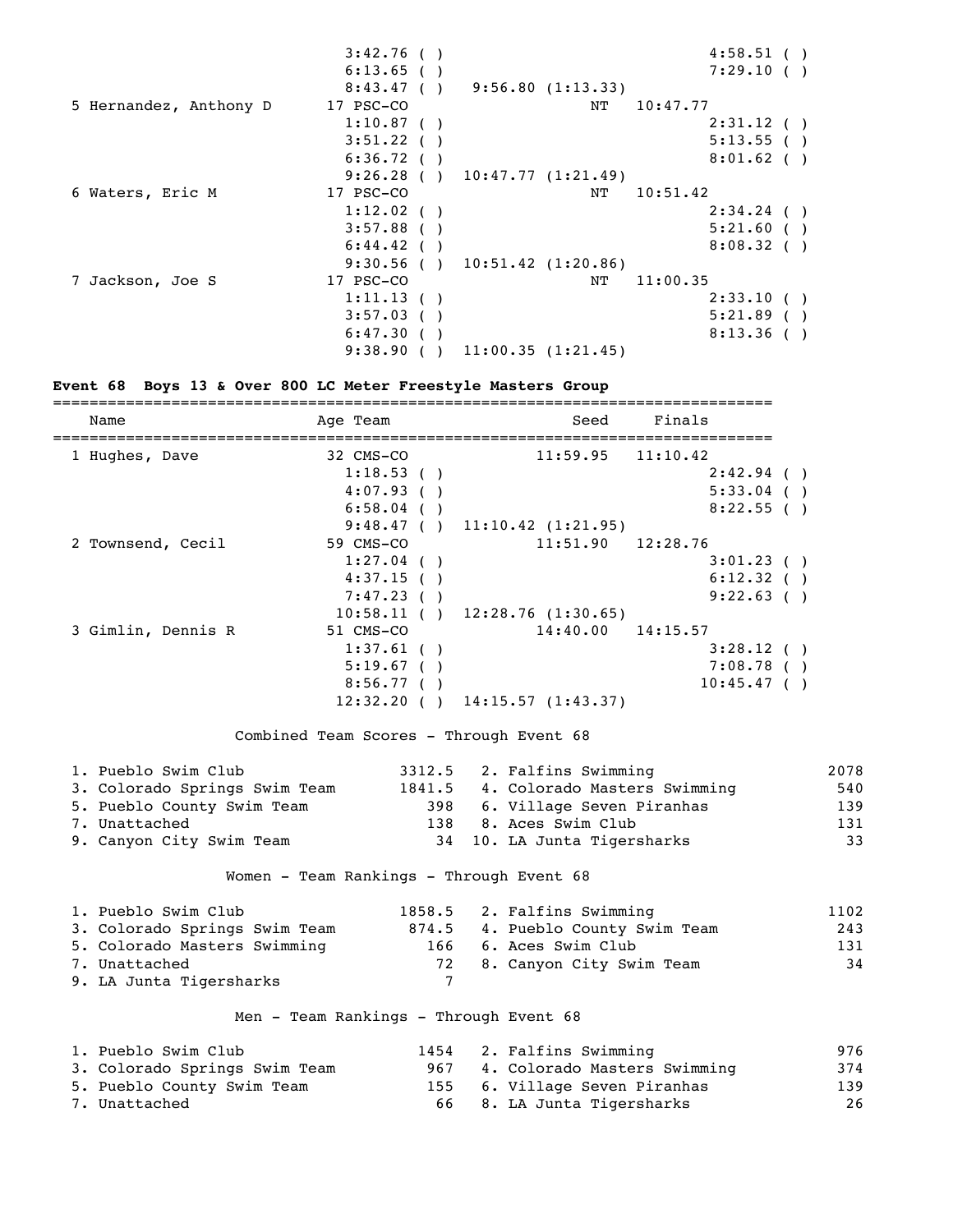```
                           3:42.76 ( )                              4:58.51 ( )
                           6:13.65 ( )                              7:29.10 ( )
                           8:43.47 ( )   9:56.80 (1:13.33)
  5 Hernandez, Anthony D      17 PSC-CO                   NT   10:47.77
                           1:10.87 ( )                              2:31.12 ( )
                           3:51.22 ( )                              5:13.55 ( )
                           6:36.72 ( )                              8:01.62 ( )
                           9:26.28 ( )  10:47.77 (1:21.49)
  6 Waters, Eric M            17 PSC-CO                   NT   10:51.42
                           1:12.02 ( )                              2:34.24 ( )
                           3:57.88 ( )                              5:21.60 ( )
                           6:44.42 ( )                              8:08.32 ( )
                           9:30.56 ( )  10:51.42 (1:20.86)
  7 Jackson, Joe S            17 PSC-CO                   NT   11:00.35
                           1:11.13 ( )                              2:33.10 ( )
                           3:57.03 ( )                              5:21.89 ( )
                           6:47.30 ( )                              8:13.36 ( )
                           9:38.90 ( )  11:00.35 (1:21.45)
```

**Event 68  Boys 13 & Over 800 LC Meter Freestyle Masters Group**

```
===============================================================================
    Name                    Age Team                    Seed     Finals
===============================================================================
  1 Hughes, Dave              32 CMS-CO             11:59.95   11:10.42
                           1:18.53 ( )                              2:42.94 ( )
                           4:07.93 ( )                              5:33.04 ( )
                           6:58.04 ( )                              8:22.55 ( )
                           9:48.47 ( )  11:10.42 (1:21.95)
  2 Townsend, Cecil           59 CMS-CO             11:51.90   12:28.76
                           1:27.04 ( )                              3:01.23 ( )
                           4:37.15 ( )                              6:12.32 ( )
                           7:47.23 ( )                              9:22.63 ( )
                          10:58.11 ( )  12:28.76 (1:30.65)
  3 Gimlin, Dennis R          51 CMS-CO             14:40.00   14:15.57
                           1:37.61 ( )                              3:28.12 ( )
                           5:19.67 ( )                              7:08.78 ( )
                           8:56.77 ( )                             10:45.47 ( )
                          12:32.20 ( )  14:15.57 (1:43.37)
```

### Combined Team Scores - Through Event 68

| | | | |
|---|---|---|---|
| 1. Pueblo Swim Club | 3312.5 | 2. Falfins Swimming | 2078 |
| 3. Colorado Springs Swim Team | 1841.5 | 4. Colorado Masters Swimming | 540 |
| 5. Pueblo County Swim Team | 398 | 6. Village Seven Piranhas | 139 |
| 7. Unattached | 138 | 8. Aces Swim Club | 131 |
| 9. Canyon City Swim Team | 34 | 10. LA Junta Tigersharks | 33 |

### Women - Team Rankings - Through Event 68

| | | | |
|---|---|---|---|
| 1. Pueblo Swim Club | 1858.5 | 2. Falfins Swimming | 1102 |
| 3. Colorado Springs Swim Team | 874.5 | 4. Pueblo County Swim Team | 243 |
| 5. Colorado Masters Swimming | 166 | 6. Aces Swim Club | 131 |
| 7. Unattached | 72 | 8. Canyon City Swim Team | 34 |
| 9. LA Junta Tigersharks | 7 | | |

### Men - Team Rankings - Through Event 68

| | | | |
|---|---|---|---|
| 1. Pueblo Swim Club | 1454 | 2. Falfins Swimming | 976 |
| 3. Colorado Springs Swim Team | 967 | 4. Colorado Masters Swimming | 374 |
| 5. Pueblo County Swim Team | 155 | 6. Village Seven Piranhas | 139 |
| 7. Unattached | 66 | 8. LA Junta Tigersharks | 26 |